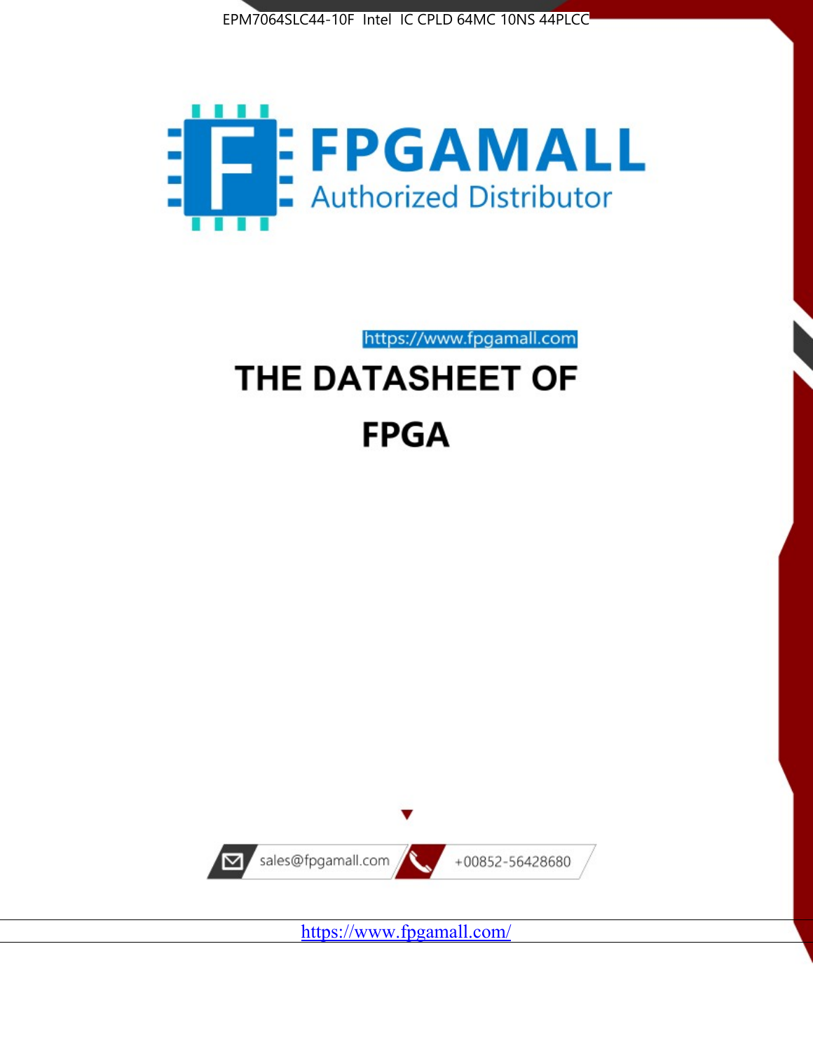EPM7064SLC44-10F Intel IC CPLD 64MC 10NS 44PLCC

FPGAMALL

Authorized Distributor

https://www.fpgamall.com

# THE DATASHEET OF

# FPGA

sales@fpgamall.com

+00852-56428680

https://www.fpgamall.com/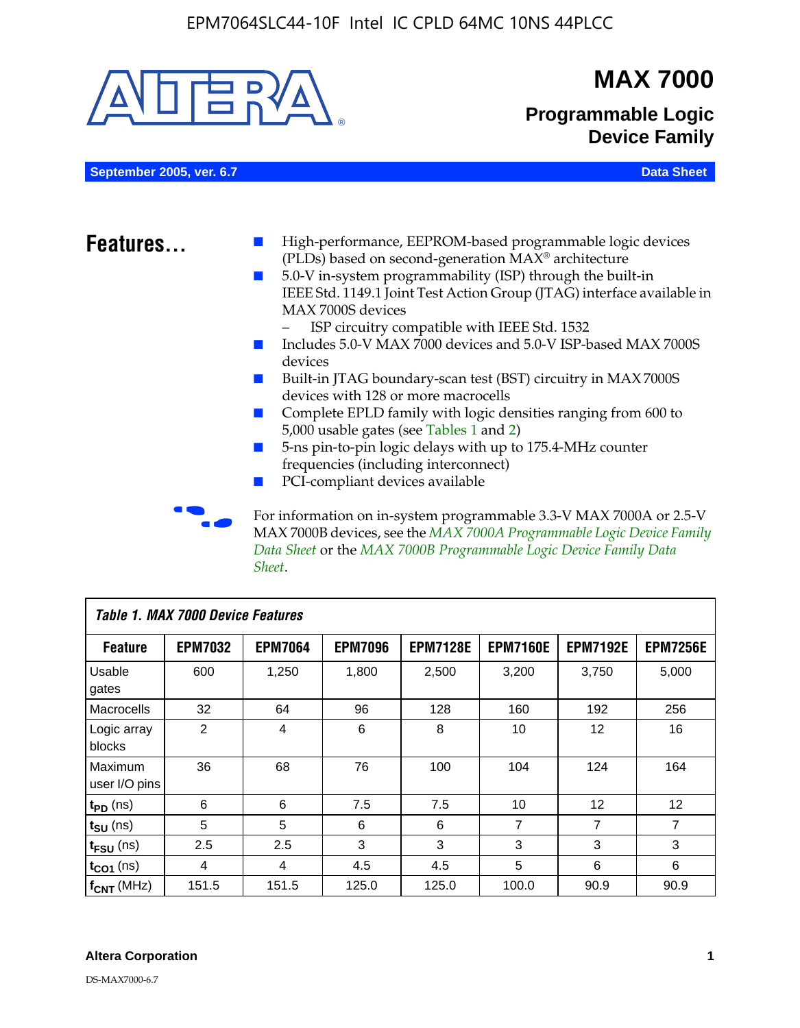# MAX 7000

## Programmable Logic Device Family

September 2005, ver. 6.7 — Data Sheet

## Features...

- High-performance, EEPROM-based programmable logic devices (PLDs) based on second-generation MAX® architecture
- 5.0-V in-system programmability (ISP) through the built-in IEEE Std. 1149.1 Joint Test Action Group (JTAG) interface available in MAX 7000S devices
  - ISP circuitry compatible with IEEE Std. 1532
- Includes 5.0-V MAX 7000 devices and 5.0-V ISP-based MAX 7000S devices
- Built-in JTAG boundary-scan test (BST) circuitry in MAX 7000S devices with 128 or more macrocells
- Complete EPLD family with logic densities ranging from 600 to 5,000 usable gates (see Tables 1 and 2)
- 5-ns pin-to-pin logic delays with up to 175.4-MHz counter frequencies (including interconnect)
- PCI-compliant devices available

For information on in-system programmable 3.3-V MAX 7000A or 2.5-V MAX 7000B devices, see the *MAX 7000A Programmable Logic Device Family Data Sheet* or the *MAX 7000B Programmable Logic Device Family Data Sheet*.

**Table 1. MAX 7000 Device Features**

| Feature | EPM7032 | EPM7064 | EPM7096 | EPM7128E | EPM7160E | EPM7192E | EPM7256E |
|---|---|---|---|---|---|---|---|
| Usable gates | 600 | 1,250 | 1,800 | 2,500 | 3,200 | 3,750 | 5,000 |
| Macrocells | 32 | 64 | 96 | 128 | 160 | 192 | 256 |
| Logic array blocks | 2 | 4 | 6 | 8 | 10 | 12 | 16 |
| Maximum user I/O pins | 36 | 68 | 76 | 100 | 104 | 124 | 164 |
| $t_{PD}$ (ns) | 6 | 6 | 7.5 | 7.5 | 10 | 12 | 12 |
| $t_{SU}$ (ns) | 5 | 5 | 6 | 6 | 7 | 7 | 7 |
| $t_{FSU}$ (ns) | 2.5 | 2.5 | 3 | 3 | 3 | 3 | 3 |
| $t_{CO1}$ (ns) | 4 | 4 | 4.5 | 4.5 | 5 | 6 | 6 |
| $f_{CNT}$ (MHz) | 151.5 | 151.5 | 125.0 | 125.0 | 100.0 | 90.9 | 90.9 |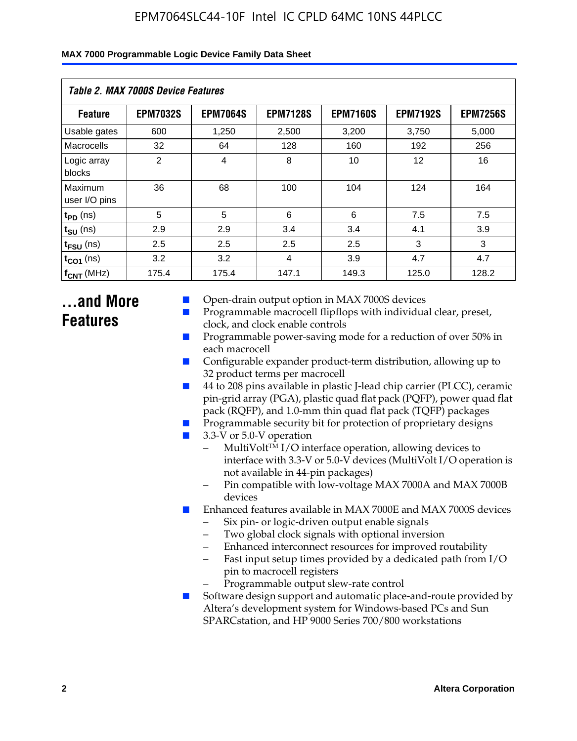*Table 2. MAX 7000S Device Features*

| Feature | EPM7032S | EPM7064S | EPM7128S | EPM7160S | EPM7192S | EPM7256S |
|---|---|---|---|---|---|---|
| Usable gates | 600 | 1,250 | 2,500 | 3,200 | 3,750 | 5,000 |
| Macrocells | 32 | 64 | 128 | 160 | 192 | 256 |
| Logic array blocks | 2 | 4 | 8 | 10 | 12 | 16 |
| Maximum user I/O pins | 36 | 68 | 100 | 104 | 124 | 164 |
| $t_{PD}$ (ns) | 5 | 5 | 6 | 6 | 7.5 | 7.5 |
| $t_{SU}$ (ns) | 2.9 | 2.9 | 3.4 | 3.4 | 4.1 | 3.9 |
| $t_{FSU}$ (ns) | 2.5 | 2.5 | 2.5 | 2.5 | 3 | 3 |
| $t_{CO1}$ (ns) | 3.2 | 3.2 | 4 | 3.9 | 4.7 | 4.7 |
| $f_{CNT}$ (MHz) | 175.4 | 175.4 | 147.1 | 149.3 | 125.0 | 128.2 |

## ...and More Features

- Open-drain output option in MAX 7000S devices
- Programmable macrocell flipflops with individual clear, preset, clock, and clock enable controls
- Programmable power-saving mode for a reduction of over 50% in each macrocell
- Configurable expander product-term distribution, allowing up to 32 product terms per macrocell
- 44 to 208 pins available in plastic J-lead chip carrier (PLCC), ceramic pin-grid array (PGA), plastic quad flat pack (PQFP), power quad flat pack (RQFP), and 1.0-mm thin quad flat pack (TQFP) packages
- Programmable security bit for protection of proprietary designs
- 3.3-V or 5.0-V operation
  - MultiVolt™ I/O interface operation, allowing devices to interface with 3.3-V or 5.0-V devices (MultiVolt I/O operation is not available in 44-pin packages)
  - Pin compatible with low-voltage MAX 7000A and MAX 7000B devices
- Enhanced features available in MAX 7000E and MAX 7000S devices
  - Six pin- or logic-driven output enable signals
  - Two global clock signals with optional inversion
  - Enhanced interconnect resources for improved routability
  - Fast input setup times provided by a dedicated path from I/O pin to macrocell registers
  - Programmable output slew-rate control
- Software design support and automatic place-and-route provided by Altera's development system for Windows-based PCs and Sun SPARCstation, and HP 9000 Series 700/800 workstations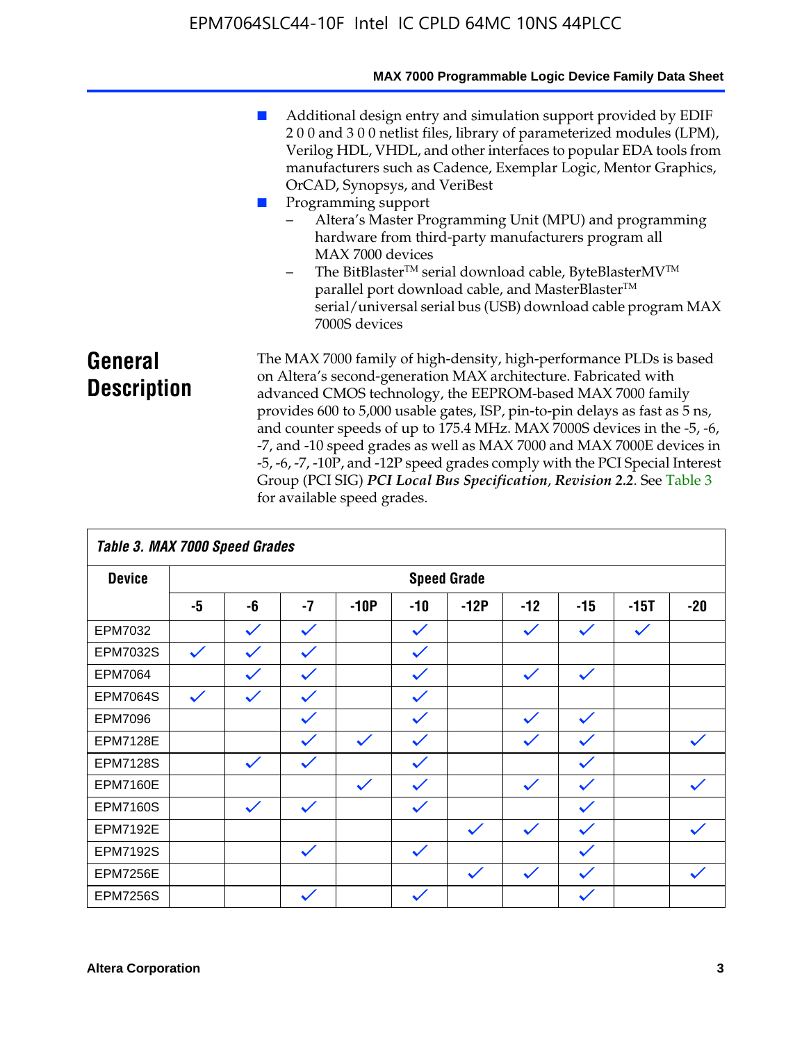■ Additional design entry and simulation support provided by EDIF 2 0 0 and 3 0 0 netlist files, library of parameterized modules (LPM), Verilog HDL, VHDL, and other interfaces to popular EDA tools from manufacturers such as Cadence, Exemplar Logic, Mentor Graphics, OrCAD, Synopsys, and VeriBest

■ Programming support
  - Altera's Master Programming Unit (MPU) and programming hardware from third-party manufacturers program all MAX 7000 devices
  - The BitBlaster™ serial download cable, ByteBlasterMV™ parallel port download cable, and MasterBlaster™ serial/universal serial bus (USB) download cable program MAX 7000S devices

## General Description

The MAX 7000 family of high-density, high-performance PLDs is based on Altera's second-generation MAX architecture. Fabricated with advanced CMOS technology, the EEPROM-based MAX 7000 family provides 600 to 5,000 usable gates, ISP, pin-to-pin delays as fast as 5 ns, and counter speeds of up to 175.4 MHz. MAX 7000S devices in the -5, -6, -7, and -10 speed grades as well as MAX 7000 and MAX 7000E devices in -5, -6, -7, -10P, and -12P speed grades comply with the PCI Special Interest Group (PCI SIG) ***PCI Local Bus Specification*, *Revision 2.2***. See Table 3 for available speed grades.

**Table 3. MAX 7000 Speed Grades**

| Device | Speed Grade | | | | | | | | | |
|---|---|---|---|---|---|---|---|---|---|---|
| | -5 | -6 | -7 | -10P | -10 | -12P | -12 | -15 | -15T | -20 |
| EPM7032 | | ✓ | ✓ | | ✓ | | ✓ | ✓ | ✓ | |
| EPM7032S | ✓ | ✓ | ✓ | | ✓ | | | | | |
| EPM7064 | | ✓ | ✓ | | ✓ | | ✓ | ✓ | | |
| EPM7064S | ✓ | ✓ | ✓ | | ✓ | | | | | |
| EPM7096 | | | ✓ | | ✓ | | ✓ | ✓ | | |
| EPM7128E | | | ✓ | ✓ | ✓ | | ✓ | ✓ | | ✓ |
| EPM7128S | | ✓ | ✓ | | ✓ | | | ✓ | | |
| EPM7160E | | | | ✓ | ✓ | | ✓ | ✓ | | ✓ |
| EPM7160S | | ✓ | ✓ | | ✓ | | | ✓ | | |
| EPM7192E | | | | | | ✓ | ✓ | ✓ | | ✓ |
| EPM7192S | | | ✓ | | ✓ | | | ✓ | | |
| EPM7256E | | | | | | ✓ | ✓ | ✓ | | ✓ |
| EPM7256S | | | ✓ | | ✓ | | | ✓ | | |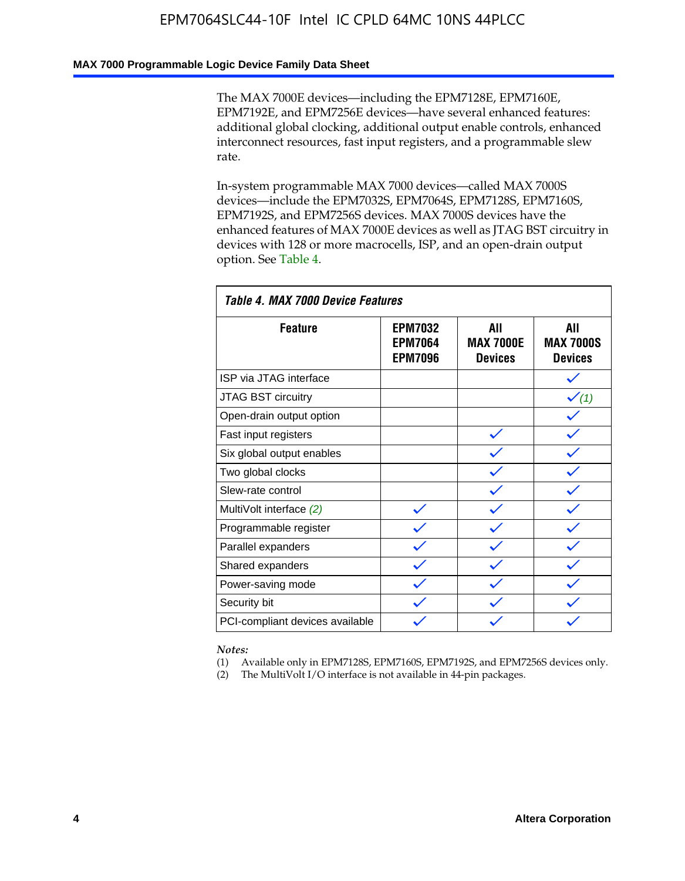The MAX 7000E devices—including the EPM7128E, EPM7160E, EPM7192E, and EPM7256E devices—have several enhanced features: additional global clocking, additional output enable controls, enhanced interconnect resources, fast input registers, and a programmable slew rate.

In-system programmable MAX 7000 devices—called MAX 7000S devices—include the EPM7032S, EPM7064S, EPM7128S, EPM7160S, EPM7192S, and EPM7256S devices. MAX 7000S devices have the enhanced features of MAX 7000E devices as well as JTAG BST circuitry in devices with 128 or more macrocells, ISP, and an open-drain output option. See Table 4.

**Table 4. MAX 7000 Device Features**

| Feature | EPM7032 EPM7064 EPM7096 | All MAX 7000E Devices | All MAX 7000S Devices |
|---|---|---|---|
| ISP via JTAG interface | | | ✓ |
| JTAG BST circuitry | | | ✓ *(1)* |
| Open-drain output option | | | ✓ |
| Fast input registers | | ✓ | ✓ |
| Six global output enables | | ✓ | ✓ |
| Two global clocks | | ✓ | ✓ |
| Slew-rate control | | ✓ | ✓ |
| MultiVolt interface *(2)* | ✓ | ✓ | ✓ |
| Programmable register | ✓ | ✓ | ✓ |
| Parallel expanders | ✓ | ✓ | ✓ |
| Shared expanders | ✓ | ✓ | ✓ |
| Power-saving mode | ✓ | ✓ | ✓ |
| Security bit | ✓ | ✓ | ✓ |
| PCI-compliant devices available | ✓ | ✓ | ✓ |

*Notes:*

(1) Available only in EPM7128S, EPM7160S, EPM7192S, and EPM7256S devices only.

(2) The MultiVolt I/O interface is not available in 44-pin packages.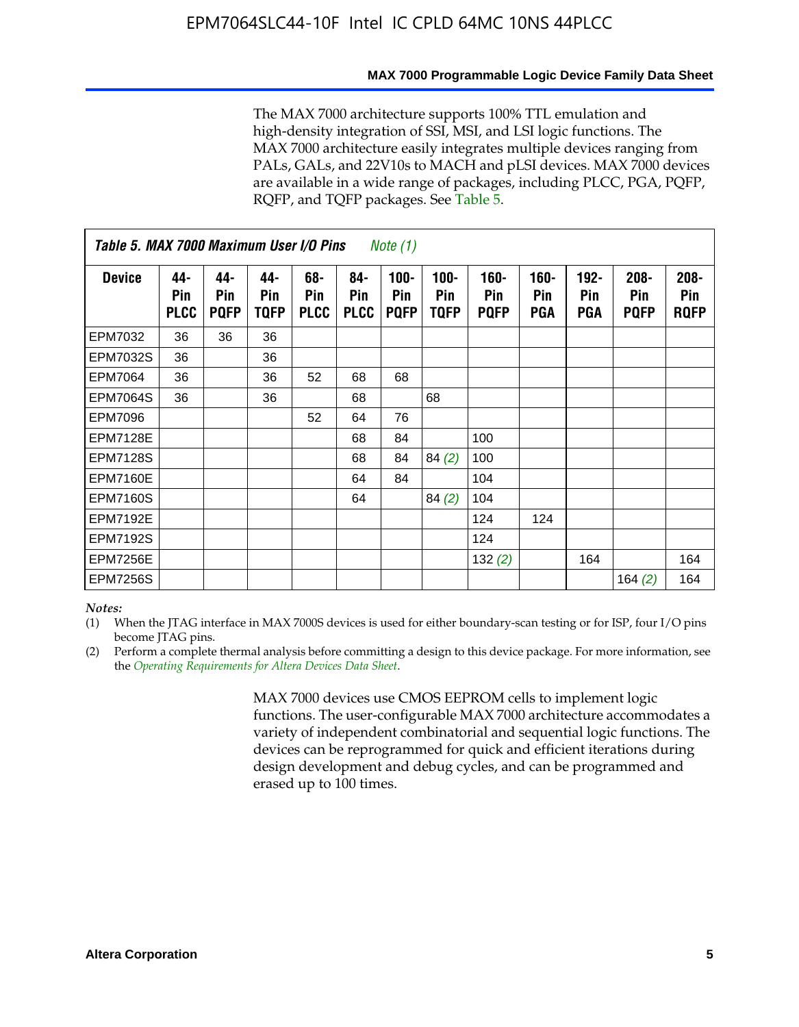The MAX 7000 architecture supports 100% TTL emulation and high-density integration of SSI, MSI, and LSI logic functions. The MAX 7000 architecture easily integrates multiple devices ranging from PALs, GALs, and 22V10s to MACH and pLSI devices. MAX 7000 devices are available in a wide range of packages, including PLCC, PGA, PQFP, RQFP, and TQFP packages. See Table 5.

**Table 5. MAX 7000 Maximum User I/O Pins** *Note (1)*

| Device | 44-Pin PLCC | 44-Pin PQFP | 44-Pin TQFP | 68-Pin PLCC | 84-Pin PLCC | 100-Pin PQFP | 100-Pin TQFP | 160-Pin PQFP | 160-Pin PGA | 192-Pin PGA | 208-Pin PQFP | 208-Pin RQFP |
|---|---|---|---|---|---|---|---|---|---|---|---|---|
| EPM7032 | 36 | 36 | 36 | | | | | | | | | |
| EPM7032S | 36 | | 36 | | | | | | | | | |
| EPM7064 | 36 | | 36 | 52 | 68 | 68 | | | | | | |
| EPM7064S | 36 | | 36 | | 68 | | 68 | | | | | |
| EPM7096 | | | | 52 | 64 | 76 | | | | | | |
| EPM7128E | | | | | 68 | 84 | | 100 | | | | |
| EPM7128S | | | | | 68 | 84 | 84 *(2)* | 100 | | | | |
| EPM7160E | | | | | 64 | 84 | | 104 | | | | |
| EPM7160S | | | | | 64 | | 84 *(2)* | 104 | | | | |
| EPM7192E | | | | | | | | 124 | 124 | | | |
| EPM7192S | | | | | | | | 124 | | | | |
| EPM7256E | | | | | | | | 132 *(2)* | | 164 | | 164 |
| EPM7256S | | | | | | | | | | | 164 *(2)* | 164 |

*Notes:*

(1) When the JTAG interface in MAX 7000S devices is used for either boundary-scan testing or for ISP, four I/O pins become JTAG pins.

(2) Perform a complete thermal analysis before committing a design to this device package. For more information, see the *Operating Requirements for Altera Devices Data Sheet*.

MAX 7000 devices use CMOS EEPROM cells to implement logic functions. The user-configurable MAX 7000 architecture accommodates a variety of independent combinatorial and sequential logic functions. The devices can be reprogrammed for quick and efficient iterations during design development and debug cycles, and can be programmed and erased up to 100 times.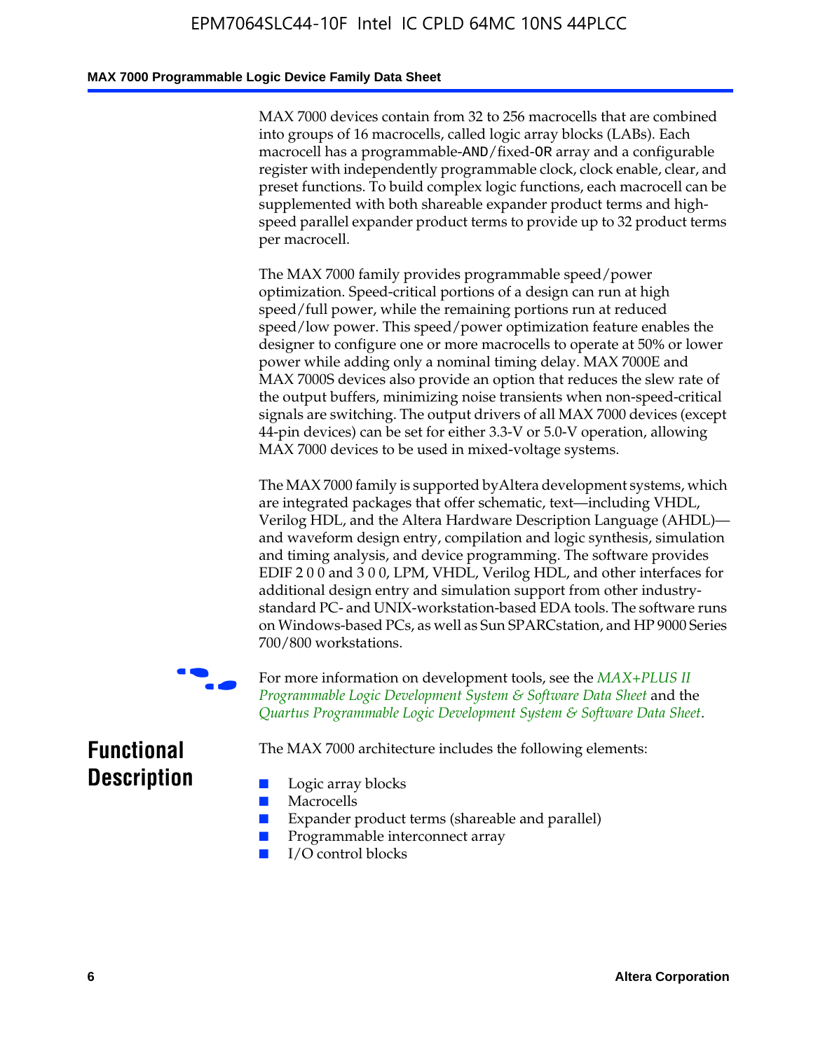MAX 7000 devices contain from 32 to 256 macrocells that are combined into groups of 16 macrocells, called logic array blocks (LABs). Each macrocell has a programmable-AND/fixed-OR array and a configurable register with independently programmable clock, clock enable, clear, and preset functions. To build complex logic functions, each macrocell can be supplemented with both shareable expander product terms and high-speed parallel expander product terms to provide up to 32 product terms per macrocell.

The MAX 7000 family provides programmable speed/power optimization. Speed-critical portions of a design can run at high speed/full power, while the remaining portions run at reduced speed/low power. This speed/power optimization feature enables the designer to configure one or more macrocells to operate at 50% or lower power while adding only a nominal timing delay. MAX 7000E and MAX 7000S devices also provide an option that reduces the slew rate of the output buffers, minimizing noise transients when non-speed-critical signals are switching. The output drivers of all MAX 7000 devices (except 44-pin devices) can be set for either 3.3-V or 5.0-V operation, allowing MAX 7000 devices to be used in mixed-voltage systems.

The MAX 7000 family is supported byAltera development systems, which are integrated packages that offer schematic, text—including VHDL, Verilog HDL, and the Altera Hardware Description Language (AHDL)—and waveform design entry, compilation and logic synthesis, simulation and timing analysis, and device programming. The software provides EDIF 2 0 0 and 3 0 0, LPM, VHDL, Verilog HDL, and other interfaces for additional design entry and simulation support from other industry-standard PC- and UNIX-workstation-based EDA tools. The software runs on Windows-based PCs, as well as Sun SPARCstation, and HP 9000 Series 700/800 workstations.

For more information on development tools, see the *MAX+PLUS II Programmable Logic Development System & Software Data Sheet* and the *Quartus Programmable Logic Development System & Software Data Sheet*.

## Functional Description

The MAX 7000 architecture includes the following elements:

- Logic array blocks
- Macrocells
- Expander product terms (shareable and parallel)
- Programmable interconnect array
- I/O control blocks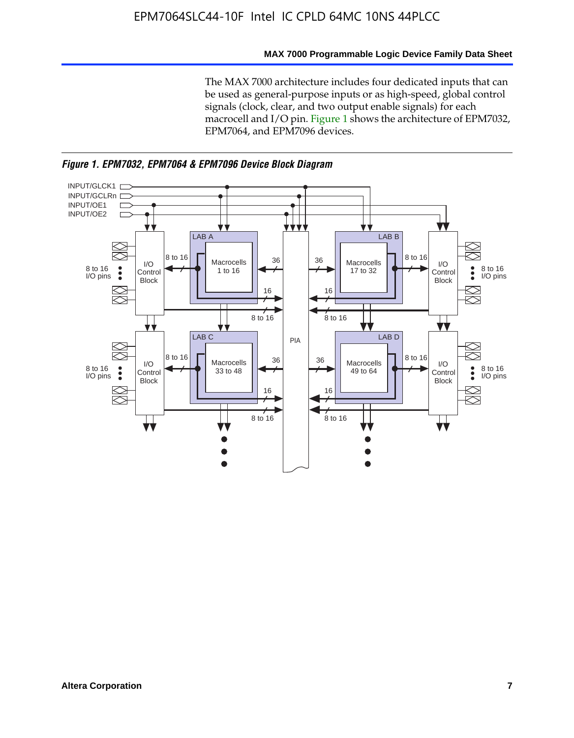The MAX 7000 architecture includes four dedicated inputs that can be used as general-purpose inputs or as high-speed, global control signals (clock, clear, and two output enable signals) for each macrocell and I/O pin. Figure 1 shows the architecture of EPM7032, EPM7064, and EPM7096 devices.

*Figure 1. EPM7032, EPM7064 & EPM7096 Device Block Diagram*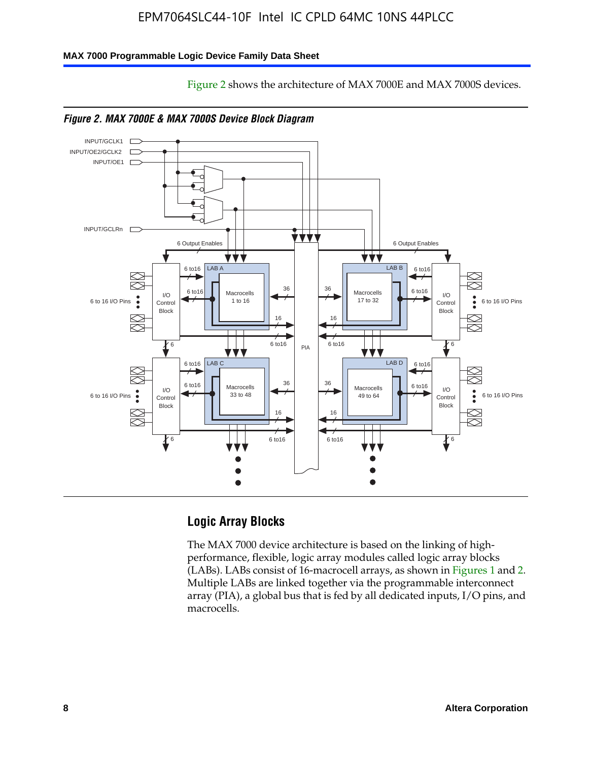Figure 2 shows the architecture of MAX 7000E and MAX 7000S devices.

*Figure 2. MAX 7000E & MAX 7000S Device Block Diagram*

## Logic Array Blocks

The MAX 7000 device architecture is based on the linking of high-performance, flexible, logic array modules called logic array blocks (LABs). LABs consist of 16-macrocell arrays, as shown in Figures 1 and 2. Multiple LABs are linked together via the programmable interconnect array (PIA), a global bus that is fed by all dedicated inputs, I/O pins, and macrocells.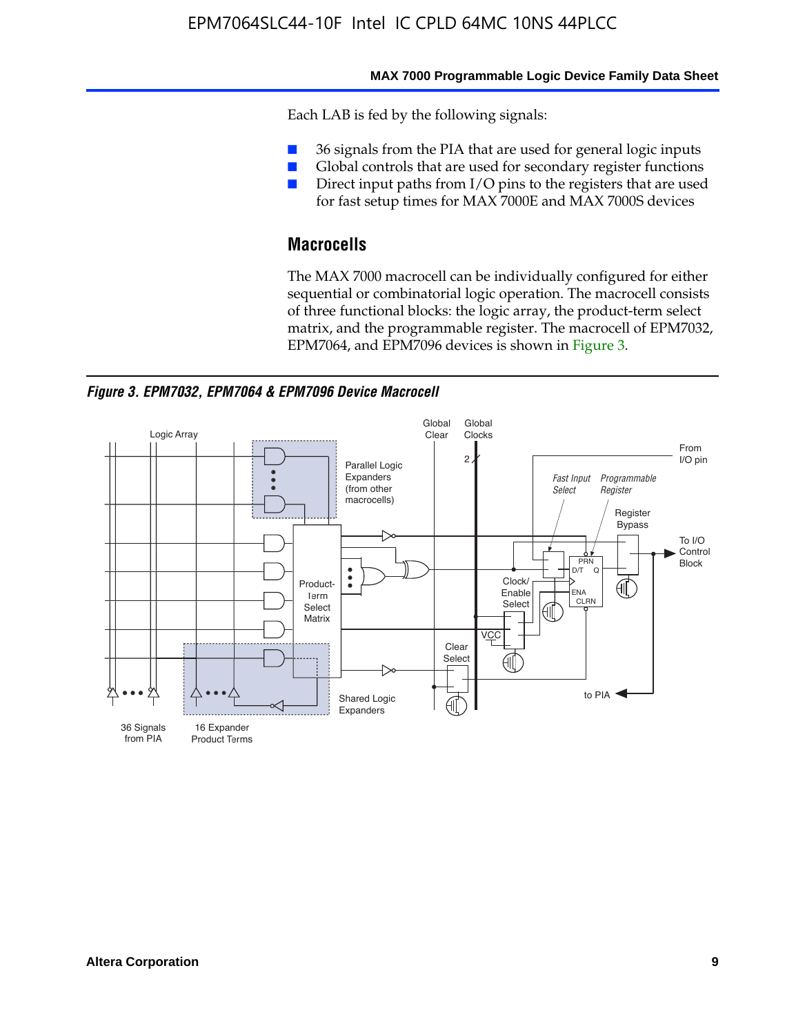Each LAB is fed by the following signals:

- 36 signals from the PIA that are used for general logic inputs
- Global controls that are used for secondary register functions
- Direct input paths from I/O pins to the registers that are used for fast setup times for MAX 7000E and MAX 7000S devices

## Macrocells

The MAX 7000 macrocell can be individually configured for either sequential or combinatorial logic operation. The macrocell consists of three functional blocks: the logic array, the product-term select matrix, and the programmable register. The macrocell of EPM7032, EPM7064, and EPM7096 devices is shown in Figure 3.

*Figure 3. EPM7032, EPM7064 & EPM7096 Device Macrocell*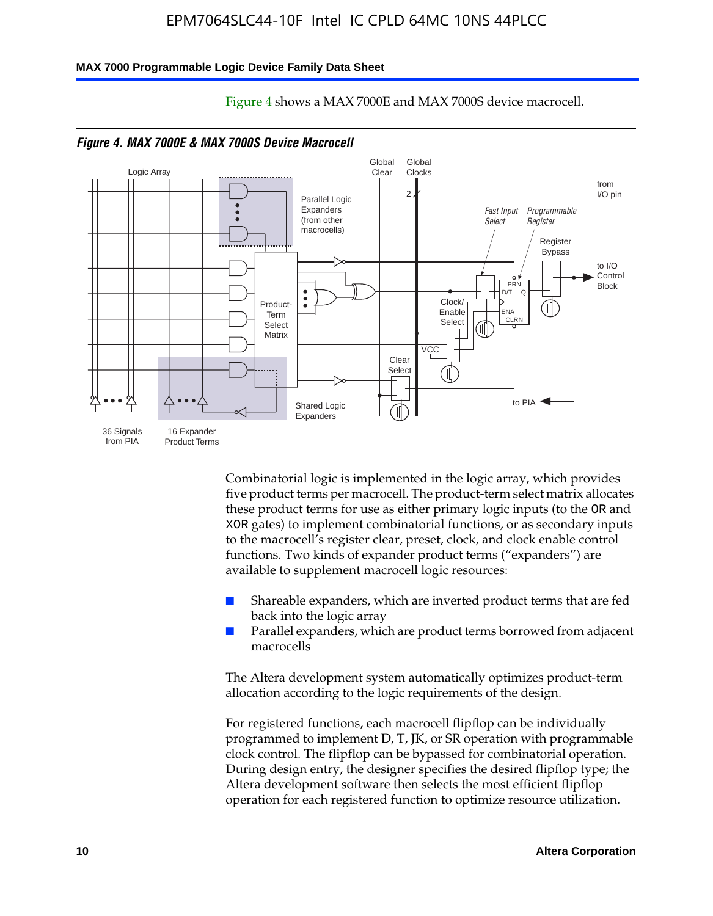Figure 4 shows a MAX 7000E and MAX 7000S device macrocell.

*Figure 4. MAX 7000E & MAX 7000S Device Macrocell*

Combinatorial logic is implemented in the logic array, which provides five product terms per macrocell. The product-term select matrix allocates these product terms for use as either primary logic inputs (to the OR and XOR gates) to implement combinatorial functions, or as secondary inputs to the macrocell's register clear, preset, clock, and clock enable control functions. Two kinds of expander product terms ("expanders") are available to supplement macrocell logic resources:

- Shareable expanders, which are inverted product terms that are fed back into the logic array
- Parallel expanders, which are product terms borrowed from adjacent macrocells

The Altera development system automatically optimizes product-term allocation according to the logic requirements of the design.

For registered functions, each macrocell flipflop can be individually programmed to implement D, T, JK, or SR operation with programmable clock control. The flipflop can be bypassed for combinatorial operation. During design entry, the designer specifies the desired flipflop type; the Altera development software then selects the most efficient flipflop operation for each registered function to optimize resource utilization.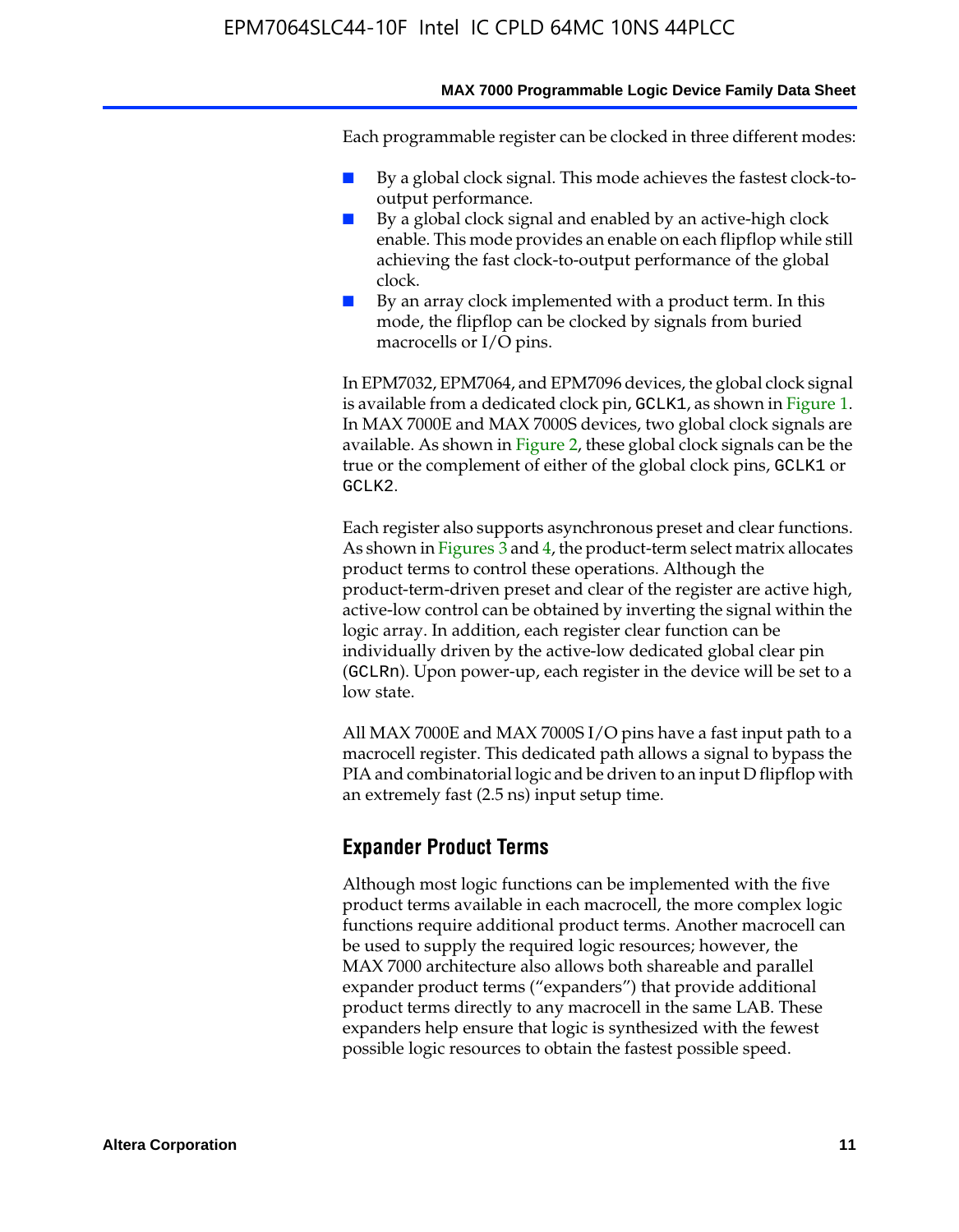Each programmable register can be clocked in three different modes:

- By a global clock signal. This mode achieves the fastest clock-to-output performance.
- By a global clock signal and enabled by an active-high clock enable. This mode provides an enable on each flipflop while still achieving the fast clock-to-output performance of the global clock.
- By an array clock implemented with a product term. In this mode, the flipflop can be clocked by signals from buried macrocells or I/O pins.

In EPM7032, EPM7064, and EPM7096 devices, the global clock signal is available from a dedicated clock pin, GCLK1, as shown in Figure 1. In MAX 7000E and MAX 7000S devices, two global clock signals are available. As shown in Figure 2, these global clock signals can be the true or the complement of either of the global clock pins, GCLK1 or GCLK2.

Each register also supports asynchronous preset and clear functions. As shown in Figures 3 and 4, the product-term select matrix allocates product terms to control these operations. Although the product-term-driven preset and clear of the register are active high, active-low control can be obtained by inverting the signal within the logic array. In addition, each register clear function can be individually driven by the active-low dedicated global clear pin (GCLRn). Upon power-up, each register in the device will be set to a low state.

All MAX 7000E and MAX 7000S I/O pins have a fast input path to a macrocell register. This dedicated path allows a signal to bypass the PIA and combinatorial logic and be driven to an input D flipflop with an extremely fast (2.5 ns) input setup time.

## Expander Product Terms

Although most logic functions can be implemented with the five product terms available in each macrocell, the more complex logic functions require additional product terms. Another macrocell can be used to supply the required logic resources; however, the MAX 7000 architecture also allows both shareable and parallel expander product terms ("expanders") that provide additional product terms directly to any macrocell in the same LAB. These expanders help ensure that logic is synthesized with the fewest possible logic resources to obtain the fastest possible speed.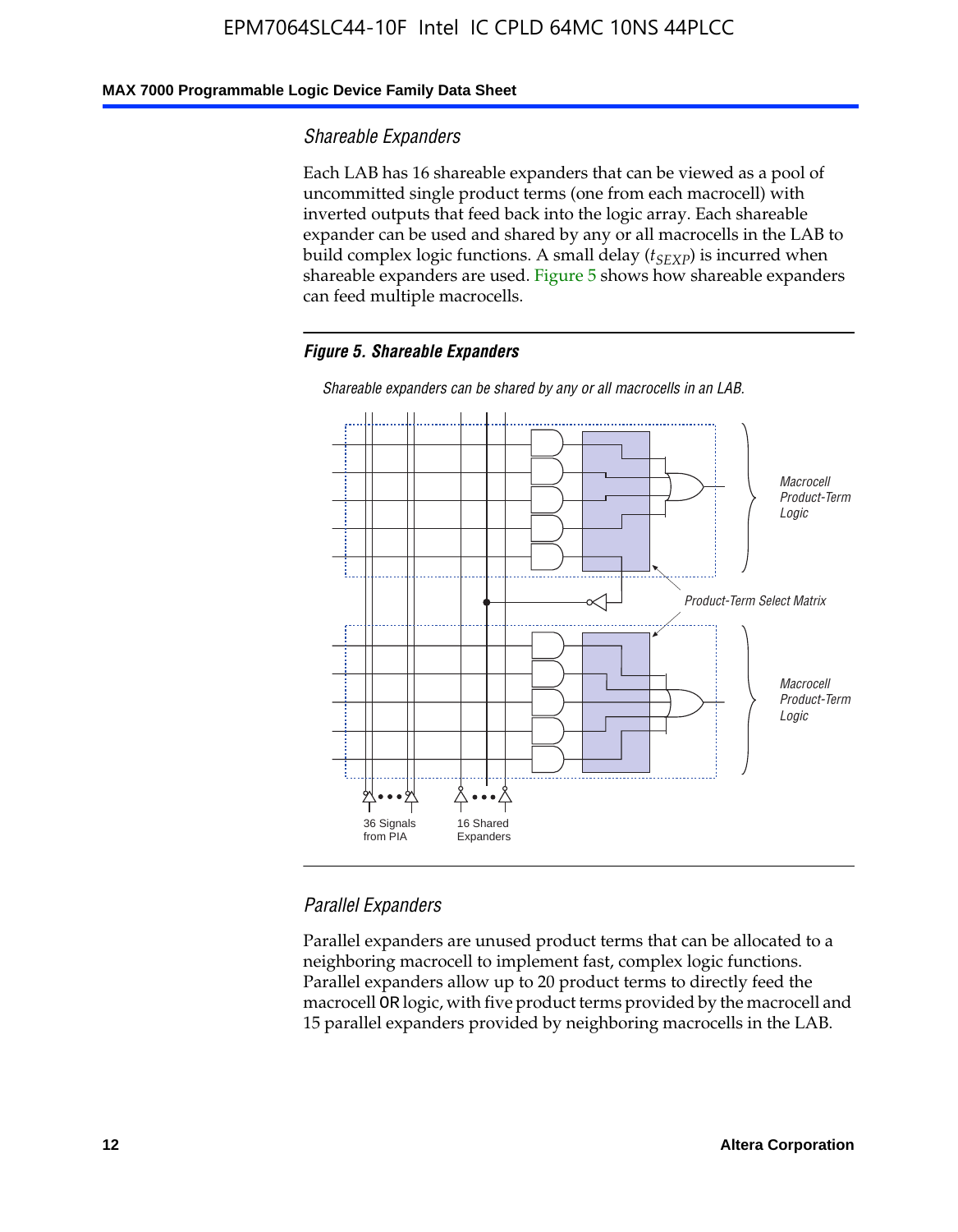### Shareable Expanders

Each LAB has 16 shareable expanders that can be viewed as a pool of uncommitted single product terms (one from each macrocell) with inverted outputs that feed back into the logic array. Each shareable expander can be used and shared by any or all macrocells in the LAB to build complex logic functions. A small delay ($t_{SEXP}$) is incurred when shareable expanders are used. Figure 5 shows how shareable expanders can feed multiple macrocells.

**Figure 5. Shareable Expanders**

*Shareable expanders can be shared by any or all macrocells in an LAB.*

Macrocell Product-Term Logic

Product-Term Select Matrix

Macrocell Product-Term Logic

36 Signals from PIA

16 Shared Expanders

### Parallel Expanders

Parallel expanders are unused product terms that can be allocated to a neighboring macrocell to implement fast, complex logic functions. Parallel expanders allow up to 20 product terms to directly feed the macrocell OR logic, with five product terms provided by the macrocell and 15 parallel expanders provided by neighboring macrocells in the LAB.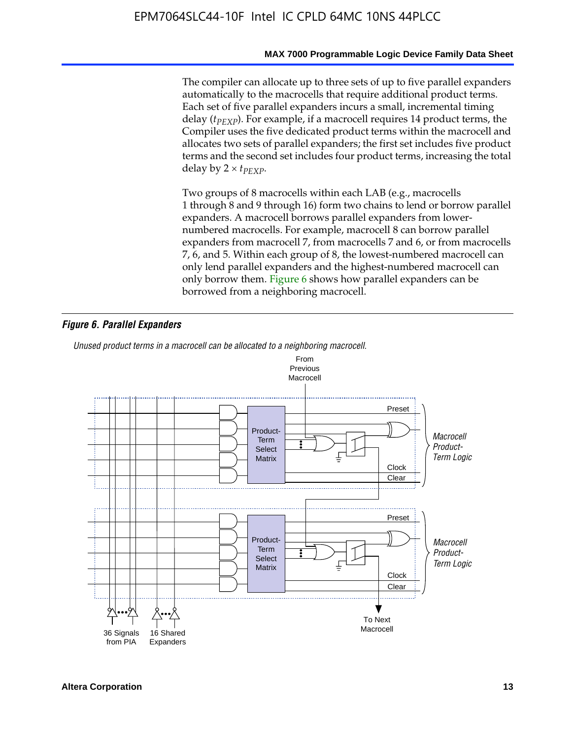The compiler can allocate up to three sets of up to five parallel expanders automatically to the macrocells that require additional product terms. Each set of five parallel expanders incurs a small, incremental timing delay ($t_{PEXP}$). For example, if a macrocell requires 14 product terms, the Compiler uses the five dedicated product terms within the macrocell and allocates two sets of parallel expanders; the first set includes five product terms and the second set includes four product terms, increasing the total delay by $2 \times t_{PEXP}$.

Two groups of 8 macrocells within each LAB (e.g., macrocells 1 through 8 and 9 through 16) form two chains to lend or borrow parallel expanders. A macrocell borrows parallel expanders from lower-numbered macrocells. For example, macrocell 8 can borrow parallel expanders from macrocell 7, from macrocells 7 and 6, or from macrocells 7, 6, and 5. Within each group of 8, the lowest-numbered macrocell can only lend parallel expanders and the highest-numbered macrocell can only borrow them. Figure 6 shows how parallel expanders can be borrowed from a neighboring macrocell.

***Figure 6. Parallel Expanders***

*Unused product terms in a macrocell can be allocated to a neighboring macrocell.*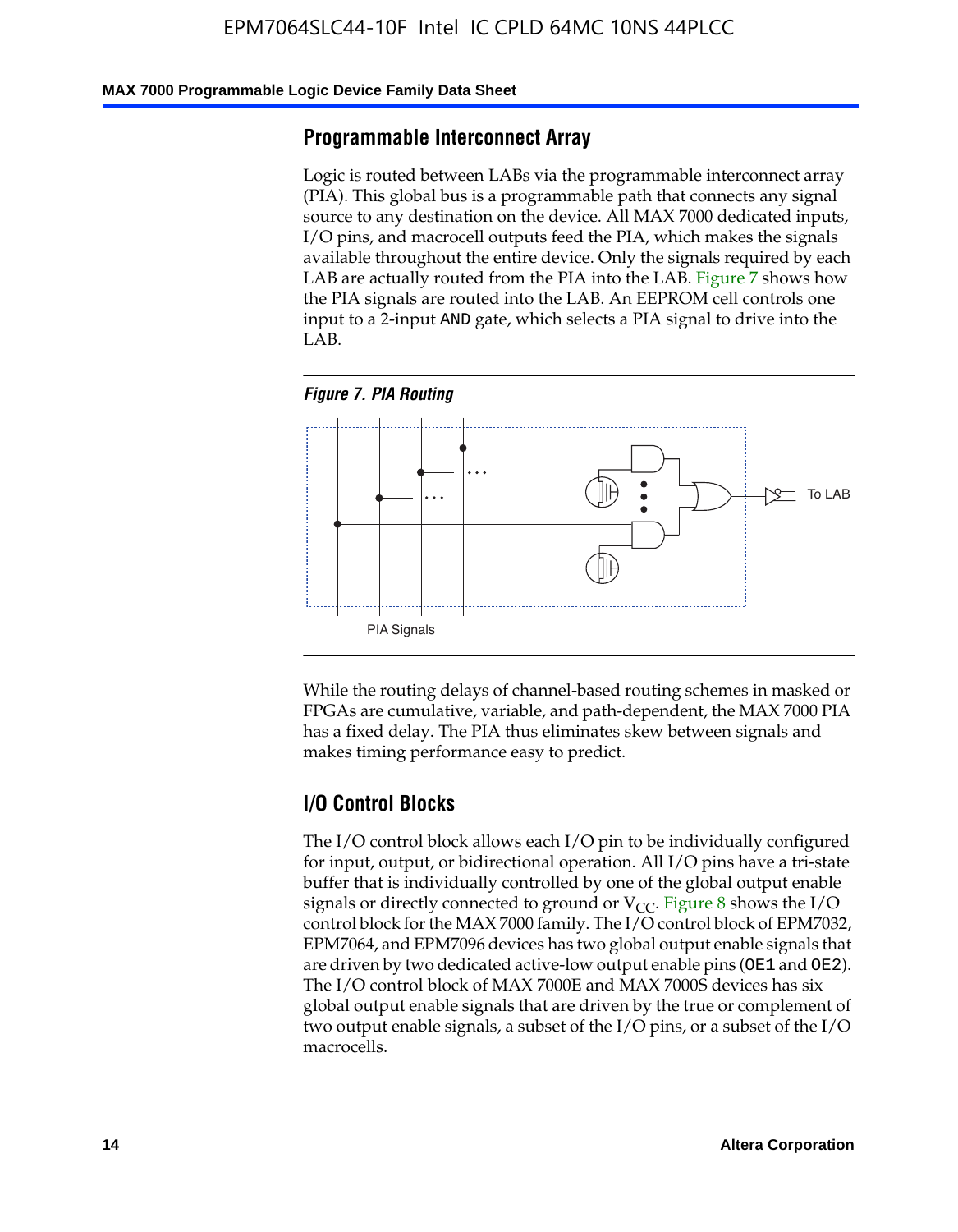## Programmable Interconnect Array

Logic is routed between LABs via the programmable interconnect array (PIA). This global bus is a programmable path that connects any signal source to any destination on the device. All MAX 7000 dedicated inputs, I/O pins, and macrocell outputs feed the PIA, which makes the signals available throughout the entire device. Only the signals required by each LAB are actually routed from the PIA into the LAB. Figure 7 shows how the PIA signals are routed into the LAB. An EEPROM cell controls one input to a 2-input AND gate, which selects a PIA signal to drive into the LAB.

*Figure 7. PIA Routing*

To LAB

PIA Signals

While the routing delays of channel-based routing schemes in masked or FPGAs are cumulative, variable, and path-dependent, the MAX 7000 PIA has a fixed delay. The PIA thus eliminates skew between signals and makes timing performance easy to predict.

## I/O Control Blocks

The I/O control block allows each I/O pin to be individually configured for input, output, or bidirectional operation. All I/O pins have a tri-state buffer that is individually controlled by one of the global output enable signals or directly connected to ground or $V_{CC}$. Figure 8 shows the I/O control block for the MAX 7000 family. The I/O control block of EPM7032, EPM7064, and EPM7096 devices has two global output enable signals that are driven by two dedicated active-low output enable pins (OE1 and OE2). The I/O control block of MAX 7000E and MAX 7000S devices has six global output enable signals that are driven by the true or complement of two output enable signals, a subset of the I/O pins, or a subset of the I/O macrocells.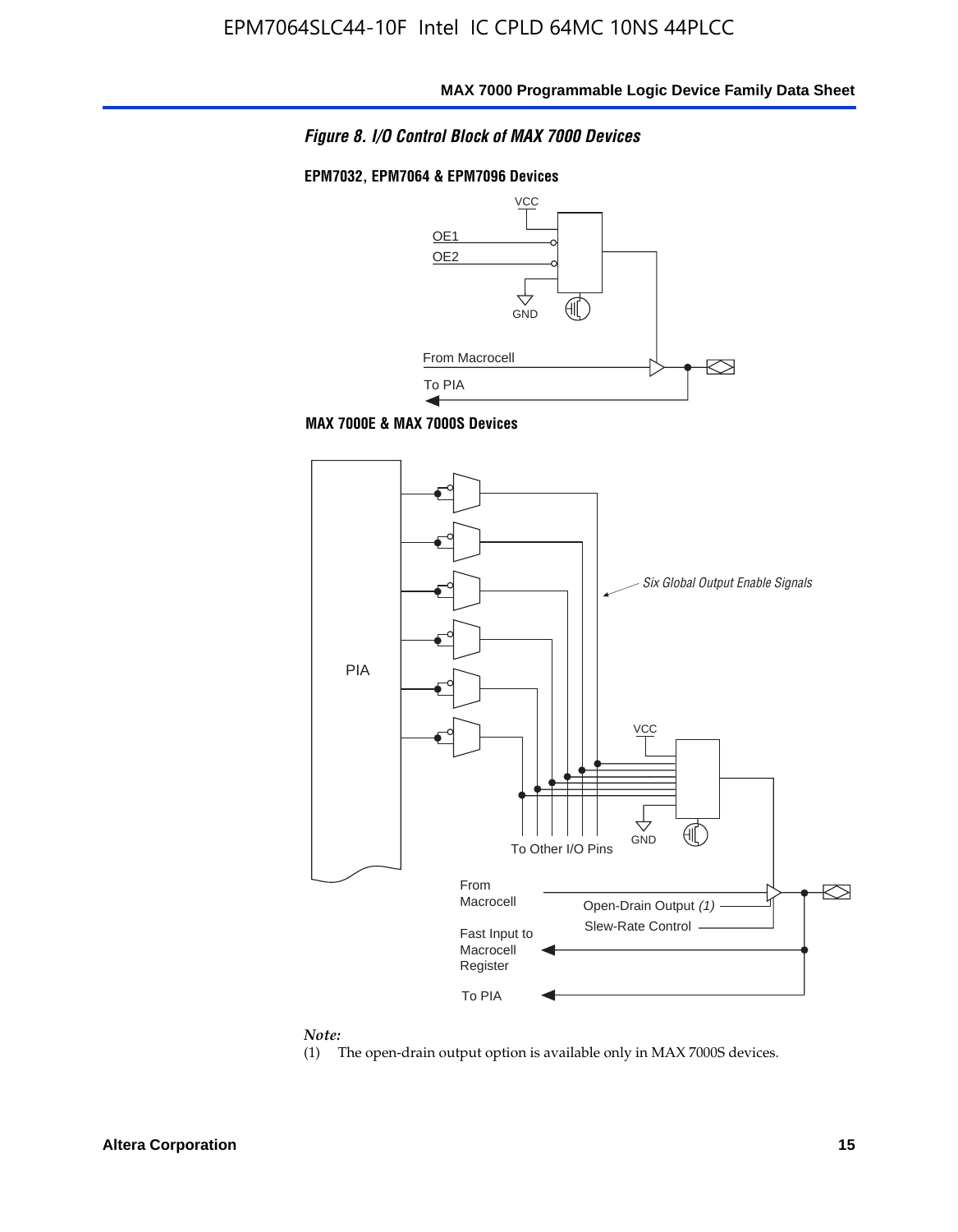*Figure 8. I/O Control Block of MAX 7000 Devices*

**EPM7032, EPM7064 & EPM7096 Devices**

VCC

OE1

OE2

GND

From Macrocell

To PIA

**MAX 7000E & MAX 7000S Devices**

PIA

*Six Global Output Enable Signals*

VCC

GND

To Other I/O Pins

From Macrocell

Open-Drain Output *(1)*

Slew-Rate Control

Fast Input to Macrocell Register

To PIA

*Note:*

(1) The open-drain output option is available only in MAX 7000S devices.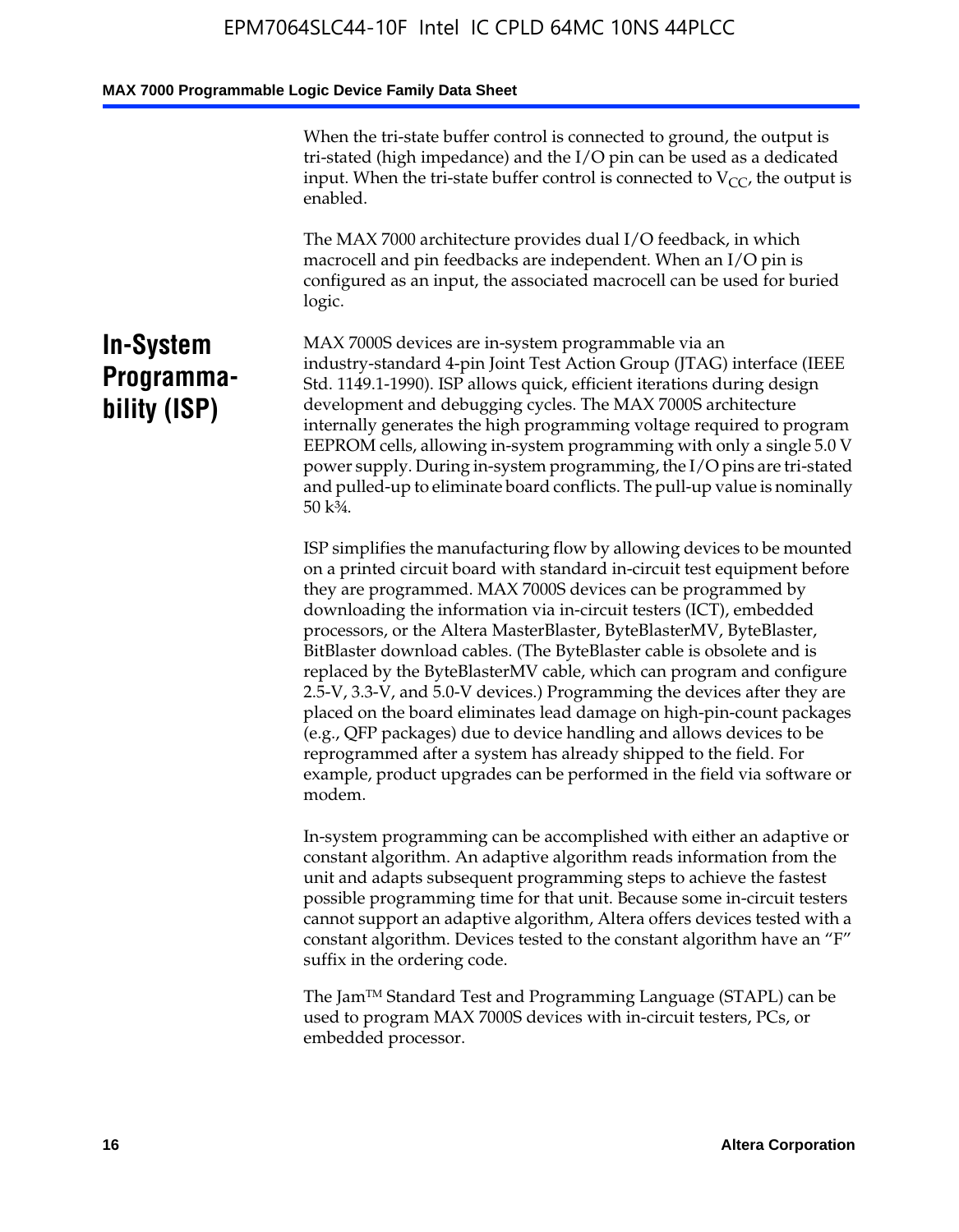When the tri-state buffer control is connected to ground, the output is tri-stated (high impedance) and the I/O pin can be used as a dedicated input. When the tri-state buffer control is connected to $V_{CC}$, the output is enabled.

The MAX 7000 architecture provides dual I/O feedback, in which macrocell and pin feedbacks are independent. When an I/O pin is configured as an input, the associated macrocell can be used for buried logic.

## In-System Programmability (ISP)

MAX 7000S devices are in-system programmable via an industry-standard 4-pin Joint Test Action Group (JTAG) interface (IEEE Std. 1149.1-1990). ISP allows quick, efficient iterations during design development and debugging cycles. The MAX 7000S architecture internally generates the high programming voltage required to program EEPROM cells, allowing in-system programming with only a single 5.0 V power supply. During in-system programming, the I/O pins are tri-stated and pulled-up to eliminate board conflicts. The pull-up value is nominally 50 k¾.

ISP simplifies the manufacturing flow by allowing devices to be mounted on a printed circuit board with standard in-circuit test equipment before they are programmed. MAX 7000S devices can be programmed by downloading the information via in-circuit testers (ICT), embedded processors, or the Altera MasterBlaster, ByteBlasterMV, ByteBlaster, BitBlaster download cables. (The ByteBlaster cable is obsolete and is replaced by the ByteBlasterMV cable, which can program and configure 2.5-V, 3.3-V, and 5.0-V devices.) Programming the devices after they are placed on the board eliminates lead damage on high-pin-count packages (e.g., QFP packages) due to device handling and allows devices to be reprogrammed after a system has already shipped to the field. For example, product upgrades can be performed in the field via software or modem.

In-system programming can be accomplished with either an adaptive or constant algorithm. An adaptive algorithm reads information from the unit and adapts subsequent programming steps to achieve the fastest possible programming time for that unit. Because some in-circuit testers cannot support an adaptive algorithm, Altera offers devices tested with a constant algorithm. Devices tested to the constant algorithm have an “F” suffix in the ordering code.

The Jam™ Standard Test and Programming Language (STAPL) can be used to program MAX 7000S devices with in-circuit testers, PCs, or embedded processor.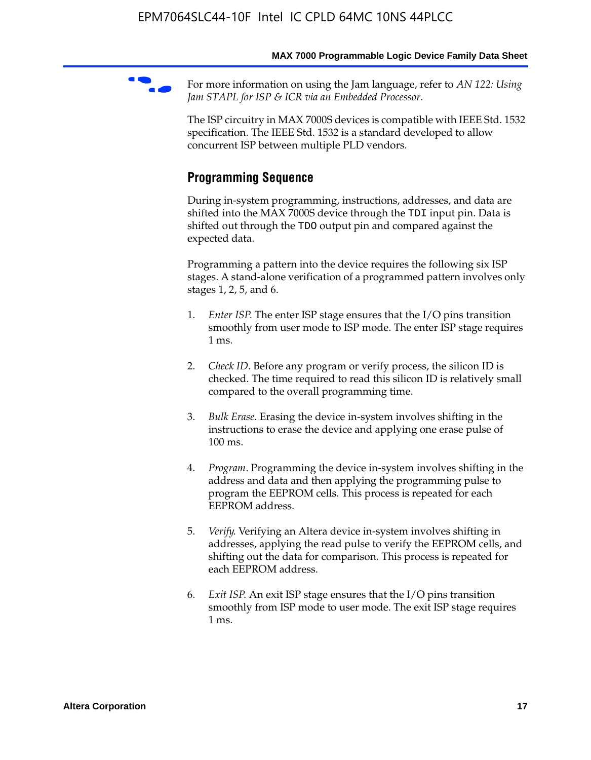For more information on using the Jam language, refer to *AN 122: Using Jam STAPL for ISP & ICR via an Embedded Processor*.

The ISP circuitry in MAX 7000S devices is compatible with IEEE Std. 1532 specification. The IEEE Std. 1532 is a standard developed to allow concurrent ISP between multiple PLD vendors.

## Programming Sequence

During in-system programming, instructions, addresses, and data are shifted into the MAX 7000S device through the `TDI` input pin. Data is shifted out through the `TDO` output pin and compared against the expected data.

Programming a pattern into the device requires the following six ISP stages. A stand-alone verification of a programmed pattern involves only stages 1, 2, 5, and 6.

1. *Enter ISP*. The enter ISP stage ensures that the I/O pins transition smoothly from user mode to ISP mode. The enter ISP stage requires 1 ms.
2. *Check ID*. Before any program or verify process, the silicon ID is checked. The time required to read this silicon ID is relatively small compared to the overall programming time.
3. *Bulk Erase*. Erasing the device in-system involves shifting in the instructions to erase the device and applying one erase pulse of 100 ms.
4. *Program*. Programming the device in-system involves shifting in the address and data and then applying the programming pulse to program the EEPROM cells. This process is repeated for each EEPROM address.
5. *Verify*. Verifying an Altera device in-system involves shifting in addresses, applying the read pulse to verify the EEPROM cells, and shifting out the data for comparison. This process is repeated for each EEPROM address.
6. *Exit ISP*. An exit ISP stage ensures that the I/O pins transition smoothly from ISP mode to user mode. The exit ISP stage requires 1 ms.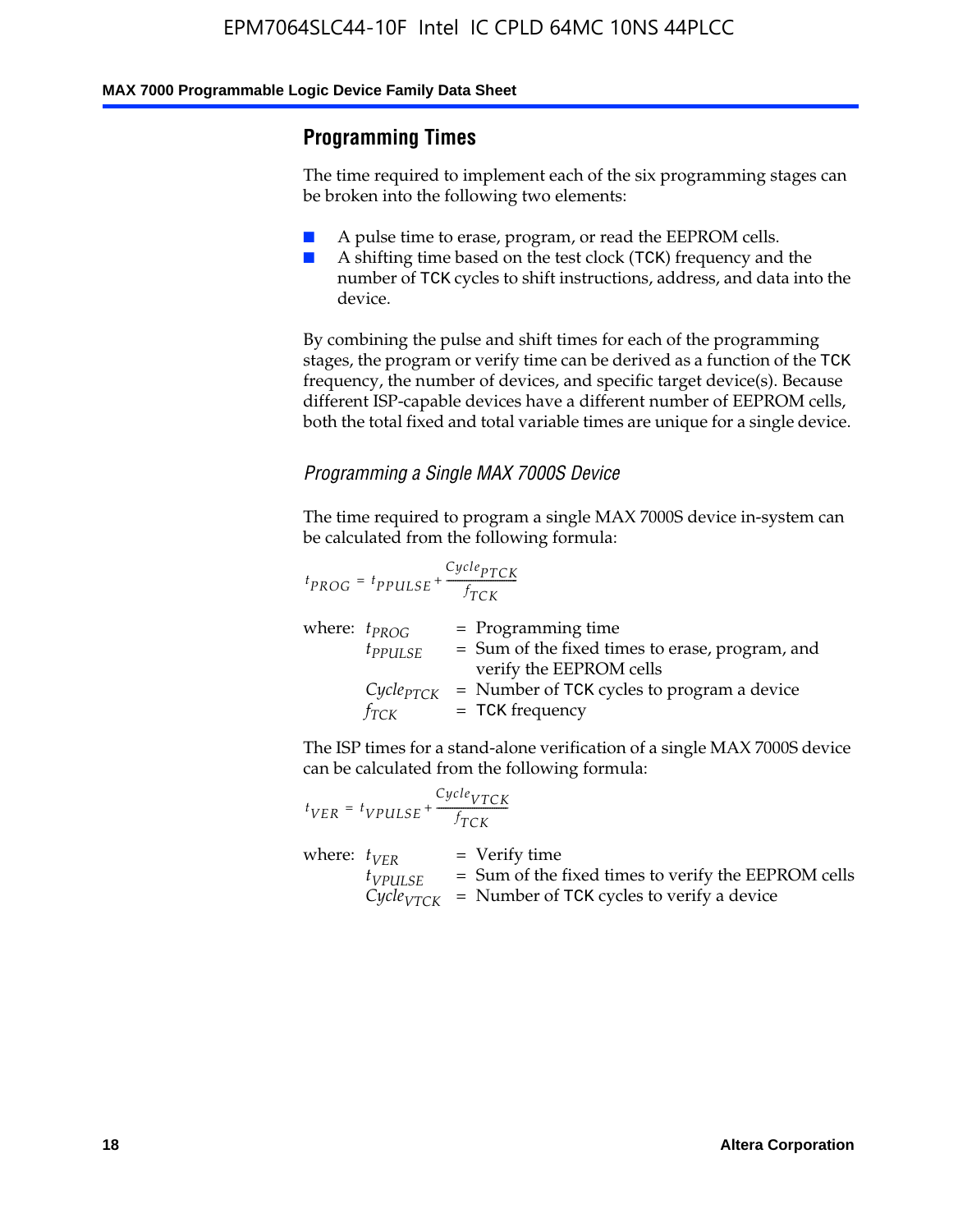## Programming Times

The time required to implement each of the six programming stages can be broken into the following two elements:

- A pulse time to erase, program, or read the EEPROM cells.
- A shifting time based on the test clock (TCK) frequency and the number of TCK cycles to shift instructions, address, and data into the device.

By combining the pulse and shift times for each of the programming stages, the program or verify time can be derived as a function of the TCK frequency, the number of devices, and specific target device(s). Because different ISP-capable devices have a different number of EEPROM cells, both the total fixed and total variable times are unique for a single device.

### *Programming a Single MAX 7000S Device*

The time required to program a single MAX 7000S device in-system can be calculated from the following formula:

$$t_{PROG} = t_{PPULSE} + \frac{Cycle_{PTCK}}{f_{TCK}}$$

where:
- $t_{PROG}$ = Programming time
- $t_{PPULSE}$ = Sum of the fixed times to erase, program, and verify the EEPROM cells
- $Cycle_{PTCK}$ = Number of TCK cycles to program a device
- $f_{TCK}$ = TCK frequency

The ISP times for a stand-alone verification of a single MAX 7000S device can be calculated from the following formula:

$$t_{VER} = t_{VPULSE} + \frac{Cycle_{VTCK}}{f_{TCK}}$$

where:
- $t_{VER}$ = Verify time
- $t_{VPULSE}$ = Sum of the fixed times to verify the EEPROM cells
- $Cycle_{VTCK}$ = Number of TCK cycles to verify a device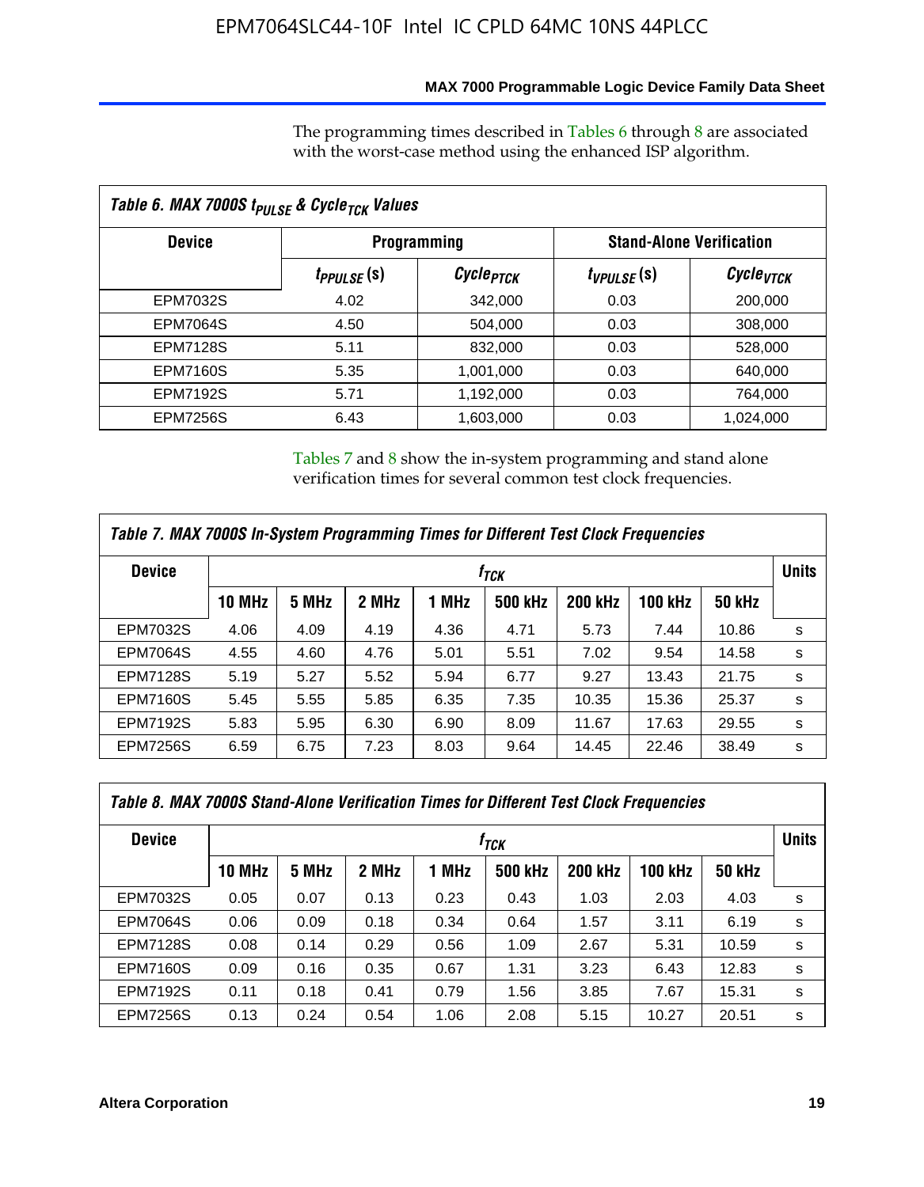The programming times described in Tables 6 through 8 are associated with the worst-case method using the enhanced ISP algorithm.

**Table 6. MAX 7000S $t_{PULSE}$ & $Cycle_{TCK}$ Values**

| Device | Programming | | Stand-Alone Verification | |
|---|---|---|---|---|
| | $t_{PPULSE}$ (s) | $Cycle_{PTCK}$ | $t_{VPULSE}$ (s) | $Cycle_{VTCK}$ |
| EPM7032S | 4.02 | 342,000 | 0.03 | 200,000 |
| EPM7064S | 4.50 | 504,000 | 0.03 | 308,000 |
| EPM7128S | 5.11 | 832,000 | 0.03 | 528,000 |
| EPM7160S | 5.35 | 1,001,000 | 0.03 | 640,000 |
| EPM7192S | 5.71 | 1,192,000 | 0.03 | 764,000 |
| EPM7256S | 6.43 | 1,603,000 | 0.03 | 1,024,000 |

Tables 7 and 8 show the in-system programming and stand alone verification times for several common test clock frequencies.

**Table 7. MAX 7000S In-System Programming Times for Different Test Clock Frequencies**

| Device | $f_{TCK}$ | | | | | | | | Units |
|---|---|---|---|---|---|---|---|---|---|
| | 10 MHz | 5 MHz | 2 MHz | 1 MHz | 500 kHz | 200 kHz | 100 kHz | 50 kHz | |
| EPM7032S | 4.06 | 4.09 | 4.19 | 4.36 | 4.71 | 5.73 | 7.44 | 10.86 | s |
| EPM7064S | 4.55 | 4.60 | 4.76 | 5.01 | 5.51 | 7.02 | 9.54 | 14.58 | s |
| EPM7128S | 5.19 | 5.27 | 5.52 | 5.94 | 6.77 | 9.27 | 13.43 | 21.75 | s |
| EPM7160S | 5.45 | 5.55 | 5.85 | 6.35 | 7.35 | 10.35 | 15.36 | 25.37 | s |
| EPM7192S | 5.83 | 5.95 | 6.30 | 6.90 | 8.09 | 11.67 | 17.63 | 29.55 | s |
| EPM7256S | 6.59 | 6.75 | 7.23 | 8.03 | 9.64 | 14.45 | 22.46 | 38.49 | s |

**Table 8. MAX 7000S Stand-Alone Verification Times for Different Test Clock Frequencies**

| Device | $f_{TCK}$ | | | | | | | | Units |
|---|---|---|---|---|---|---|---|---|---|
| | 10 MHz | 5 MHz | 2 MHz | 1 MHz | 500 kHz | 200 kHz | 100 kHz | 50 kHz | |
| EPM7032S | 0.05 | 0.07 | 0.13 | 0.23 | 0.43 | 1.03 | 2.03 | 4.03 | s |
| EPM7064S | 0.06 | 0.09 | 0.18 | 0.34 | 0.64 | 1.57 | 3.11 | 6.19 | s |
| EPM7128S | 0.08 | 0.14 | 0.29 | 0.56 | 1.09 | 2.67 | 5.31 | 10.59 | s |
| EPM7160S | 0.09 | 0.16 | 0.35 | 0.67 | 1.31 | 3.23 | 6.43 | 12.83 | s |
| EPM7192S | 0.11 | 0.18 | 0.41 | 0.79 | 1.56 | 3.85 | 7.67 | 15.31 | s |
| EPM7256S | 0.13 | 0.24 | 0.54 | 1.06 | 2.08 | 5.15 | 10.27 | 20.51 | s |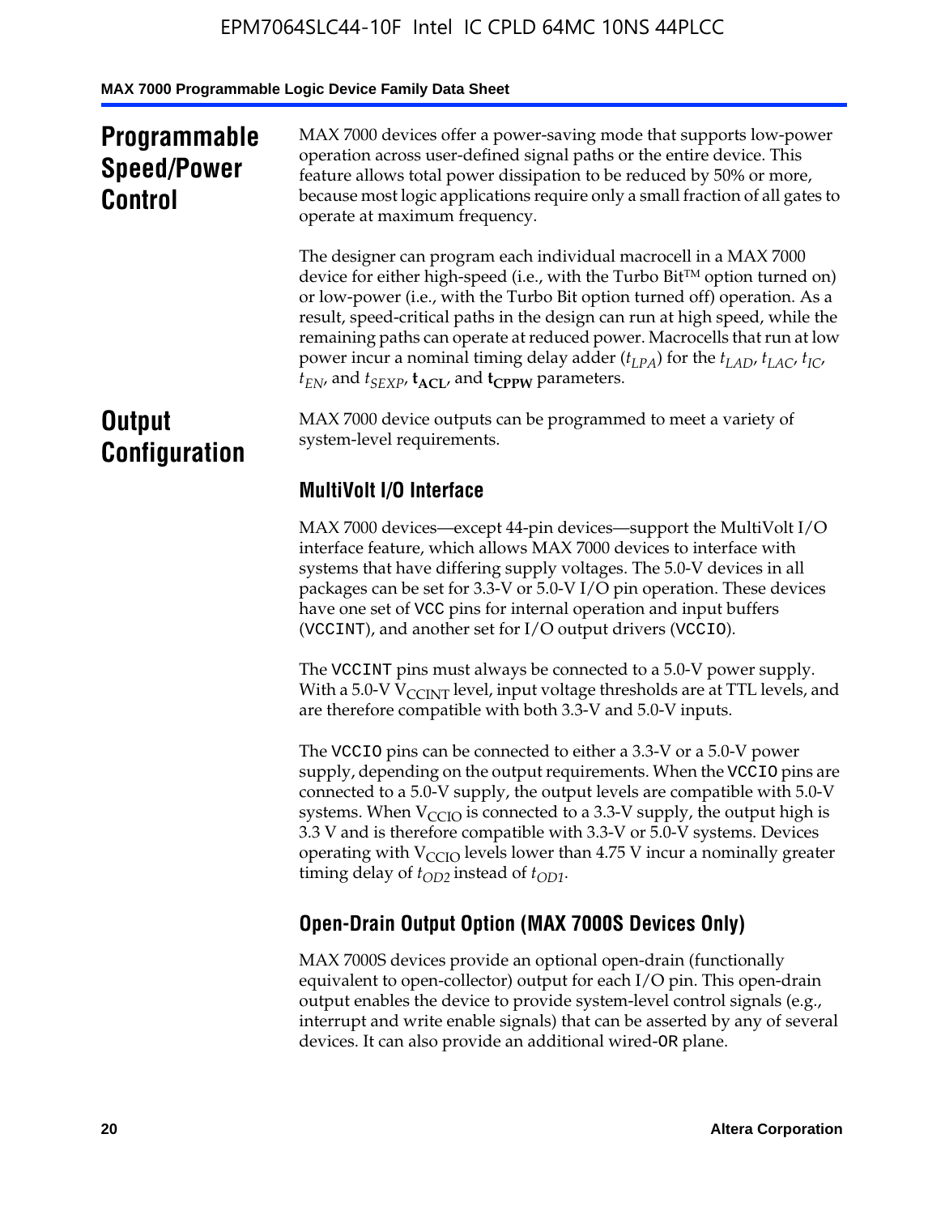## Programmable Speed/Power Control

MAX 7000 devices offer a power-saving mode that supports low-power operation across user-defined signal paths or the entire device. This feature allows total power dissipation to be reduced by 50% or more, because most logic applications require only a small fraction of all gates to operate at maximum frequency.

The designer can program each individual macrocell in a MAX 7000 device for either high-speed (i.e., with the Turbo Bit™ option turned on) or low-power (i.e., with the Turbo Bit option turned off) operation. As a result, speed-critical paths in the design can run at high speed, while the remaining paths can operate at reduced power. Macrocells that run at low power incur a nominal timing delay adder ($t_{LPA}$) for the $t_{LAD}$, $t_{LAC}$, $t_{IC}$, $t_{EN}$, and $t_{SEXP}$, $\mathbf{t_{ACL}}$, and $\mathbf{t_{CPPW}}$ parameters.

## Output Configuration

MAX 7000 device outputs can be programmed to meet a variety of system-level requirements.

### MultiVolt I/O Interface

MAX 7000 devices—except 44-pin devices—support the MultiVolt I/O interface feature, which allows MAX 7000 devices to interface with systems that have differing supply voltages. The 5.0-V devices in all packages can be set for 3.3-V or 5.0-V I/O pin operation. These devices have one set of VCC pins for internal operation and input buffers (VCCINT), and another set for I/O output drivers (VCCIO).

The VCCINT pins must always be connected to a 5.0-V power supply. With a 5.0-V $V_{CCINT}$ level, input voltage thresholds are at TTL levels, and are therefore compatible with both 3.3-V and 5.0-V inputs.

The VCCIO pins can be connected to either a 3.3-V or a 5.0-V power supply, depending on the output requirements. When the VCCIO pins are connected to a 5.0-V supply, the output levels are compatible with 5.0-V systems. When $V_{CCIO}$ is connected to a 3.3-V supply, the output high is 3.3 V and is therefore compatible with 3.3-V or 5.0-V systems. Devices operating with $V_{CCIO}$ levels lower than 4.75 V incur a nominally greater timing delay of $t_{OD2}$ instead of $t_{OD1}$.

### Open-Drain Output Option (MAX 7000S Devices Only)

MAX 7000S devices provide an optional open-drain (functionally equivalent to open-collector) output for each I/O pin. This open-drain output enables the device to provide system-level control signals (e.g., interrupt and write enable signals) that can be asserted by any of several devices. It can also provide an additional wired-OR plane.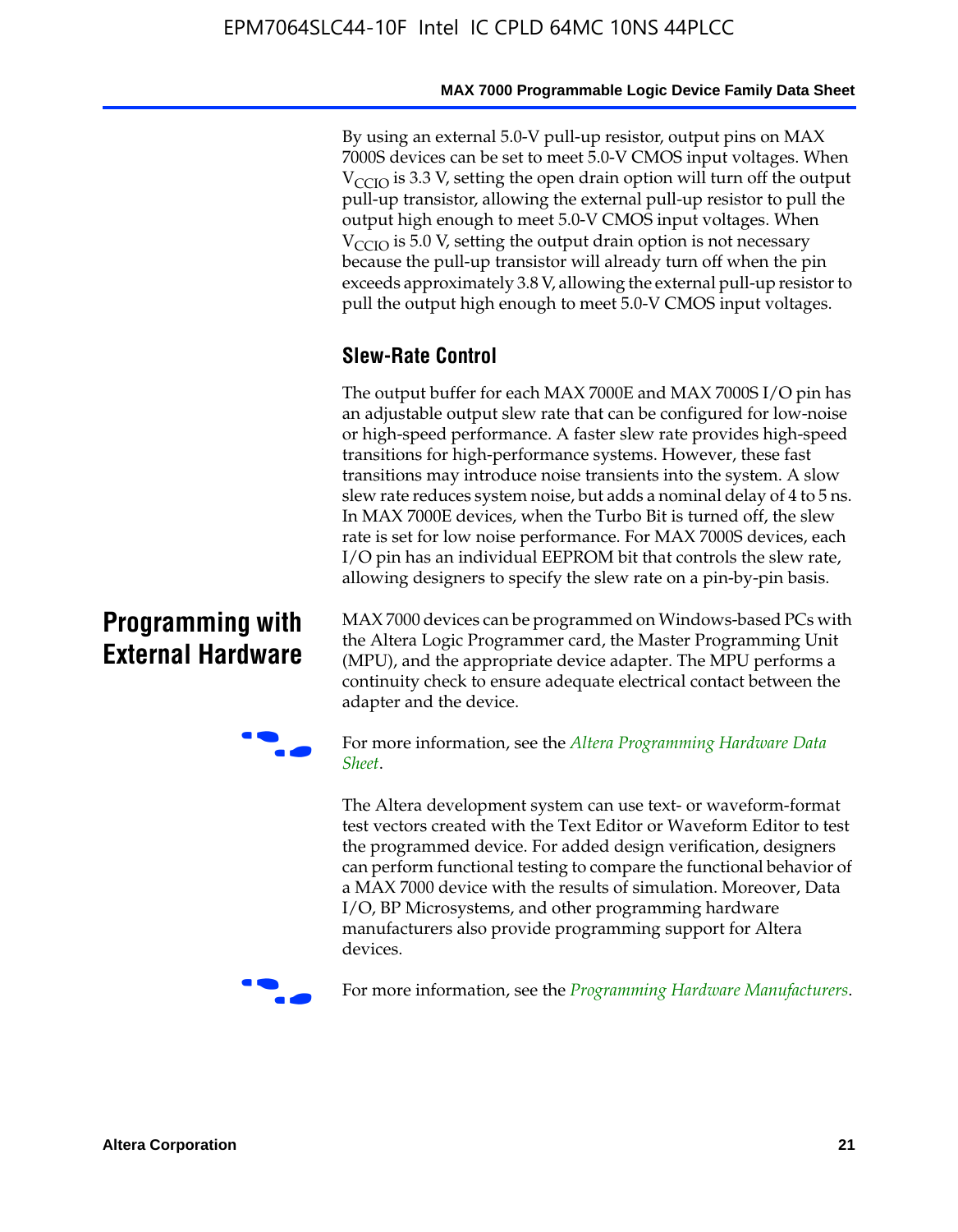By using an external 5.0-V pull-up resistor, output pins on MAX 7000S devices can be set to meet 5.0-V CMOS input voltages. When $V_{CCIO}$ is 3.3 V, setting the open drain option will turn off the output pull-up transistor, allowing the external pull-up resistor to pull the output high enough to meet 5.0-V CMOS input voltages. When $V_{CCIO}$ is 5.0 V, setting the output drain option is not necessary because the pull-up transistor will already turn off when the pin exceeds approximately 3.8 V, allowing the external pull-up resistor to pull the output high enough to meet 5.0-V CMOS input voltages.

### Slew-Rate Control

The output buffer for each MAX 7000E and MAX 7000S I/O pin has an adjustable output slew rate that can be configured for low-noise or high-speed performance. A faster slew rate provides high-speed transitions for high-performance systems. However, these fast transitions may introduce noise transients into the system. A slow slew rate reduces system noise, but adds a nominal delay of 4 to 5 ns. In MAX 7000E devices, when the Turbo Bit is turned off, the slew rate is set for low noise performance. For MAX 7000S devices, each I/O pin has an individual EEPROM bit that controls the slew rate, allowing designers to specify the slew rate on a pin-by-pin basis.

## Programming with External Hardware

MAX 7000 devices can be programmed on Windows-based PCs with the Altera Logic Programmer card, the Master Programming Unit (MPU), and the appropriate device adapter. The MPU performs a continuity check to ensure adequate electrical contact between the adapter and the device.

For more information, see the *Altera Programming Hardware Data Sheet*.

The Altera development system can use text- or waveform-format test vectors created with the Text Editor or Waveform Editor to test the programmed device. For added design verification, designers can perform functional testing to compare the functional behavior of a MAX 7000 device with the results of simulation. Moreover, Data I/O, BP Microsystems, and other programming hardware manufacturers also provide programming support for Altera devices.

For more information, see the *Programming Hardware Manufacturers*.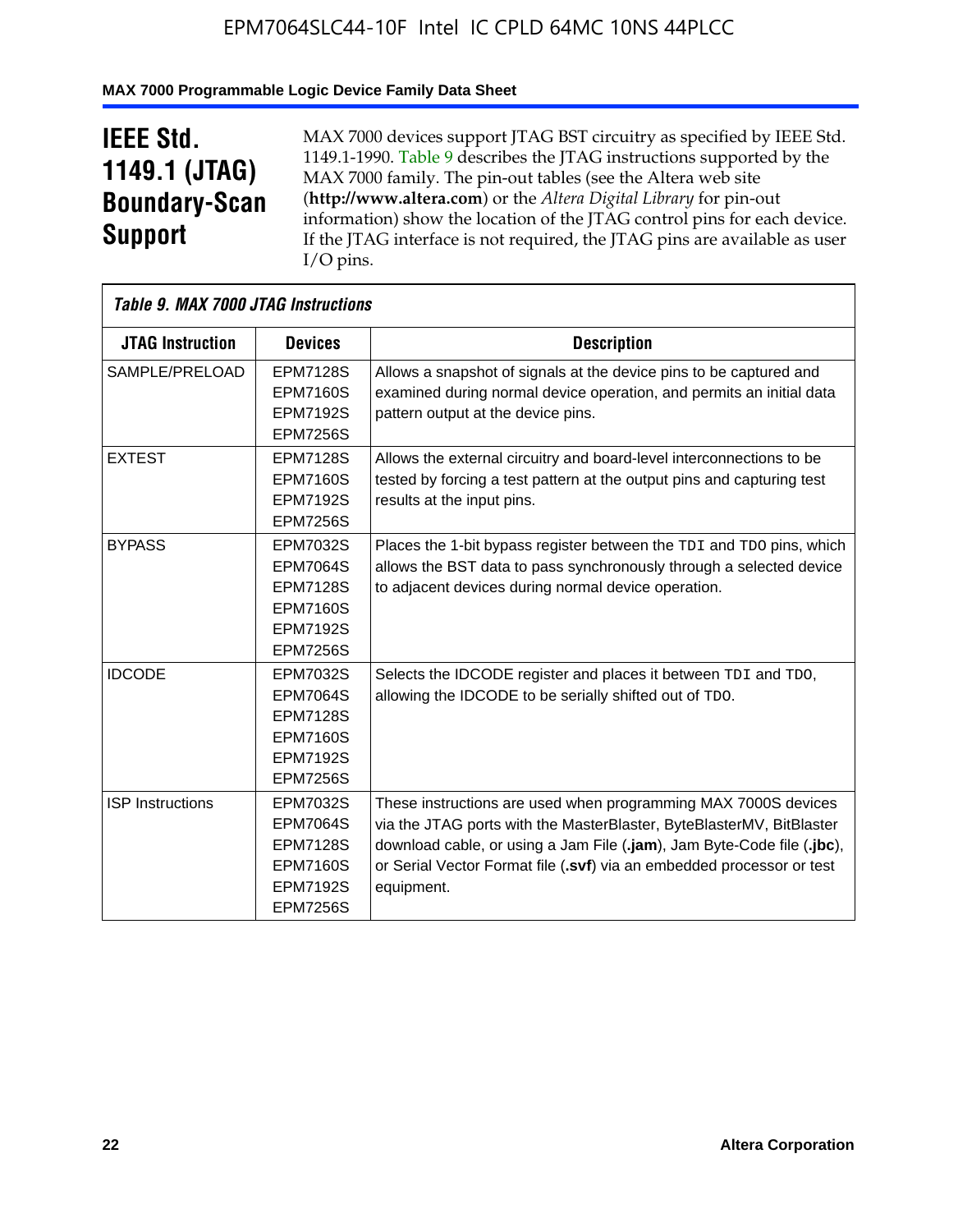# IEEE Std. 1149.1 (JTAG) Boundary-Scan Support

MAX 7000 devices support JTAG BST circuitry as specified by IEEE Std. 1149.1-1990. Table 9 describes the JTAG instructions supported by the MAX 7000 family. The pin-out tables (see the Altera web site (**http://www.altera.com**) or the *Altera Digital Library* for pin-out information) show the location of the JTAG control pins for each device. If the JTAG interface is not required, the JTAG pins are available as user I/O pins.

*Table 9. MAX 7000 JTAG Instructions*

| JTAG Instruction | Devices | Description |
|---|---|---|
| SAMPLE/PRELOAD | EPM7128S<br>EPM7160S<br>EPM7192S<br>EPM7256S | Allows a snapshot of signals at the device pins to be captured and examined during normal device operation, and permits an initial data pattern output at the device pins. |
| EXTEST | EPM7128S<br>EPM7160S<br>EPM7192S<br>EPM7256S | Allows the external circuitry and board-level interconnections to be tested by forcing a test pattern at the output pins and capturing test results at the input pins. |
| BYPASS | EPM7032S<br>EPM7064S<br>EPM7128S<br>EPM7160S<br>EPM7192S<br>EPM7256S | Places the 1-bit bypass register between the TDI and TDO pins, which allows the BST data to pass synchronously through a selected device to adjacent devices during normal device operation. |
| IDCODE | EPM7032S<br>EPM7064S<br>EPM7128S<br>EPM7160S<br>EPM7192S<br>EPM7256S | Selects the IDCODE register and places it between TDI and TDO, allowing the IDCODE to be serially shifted out of TDO. |
| ISP Instructions | EPM7032S<br>EPM7064S<br>EPM7128S<br>EPM7160S<br>EPM7192S<br>EPM7256S | These instructions are used when programming MAX 7000S devices via the JTAG ports with the MasterBlaster, ByteBlasterMV, BitBlaster download cable, or using a Jam File (**.jam**), Jam Byte-Code file (**.jbc**), or Serial Vector Format file (**.svf**) via an embedded processor or test equipment. |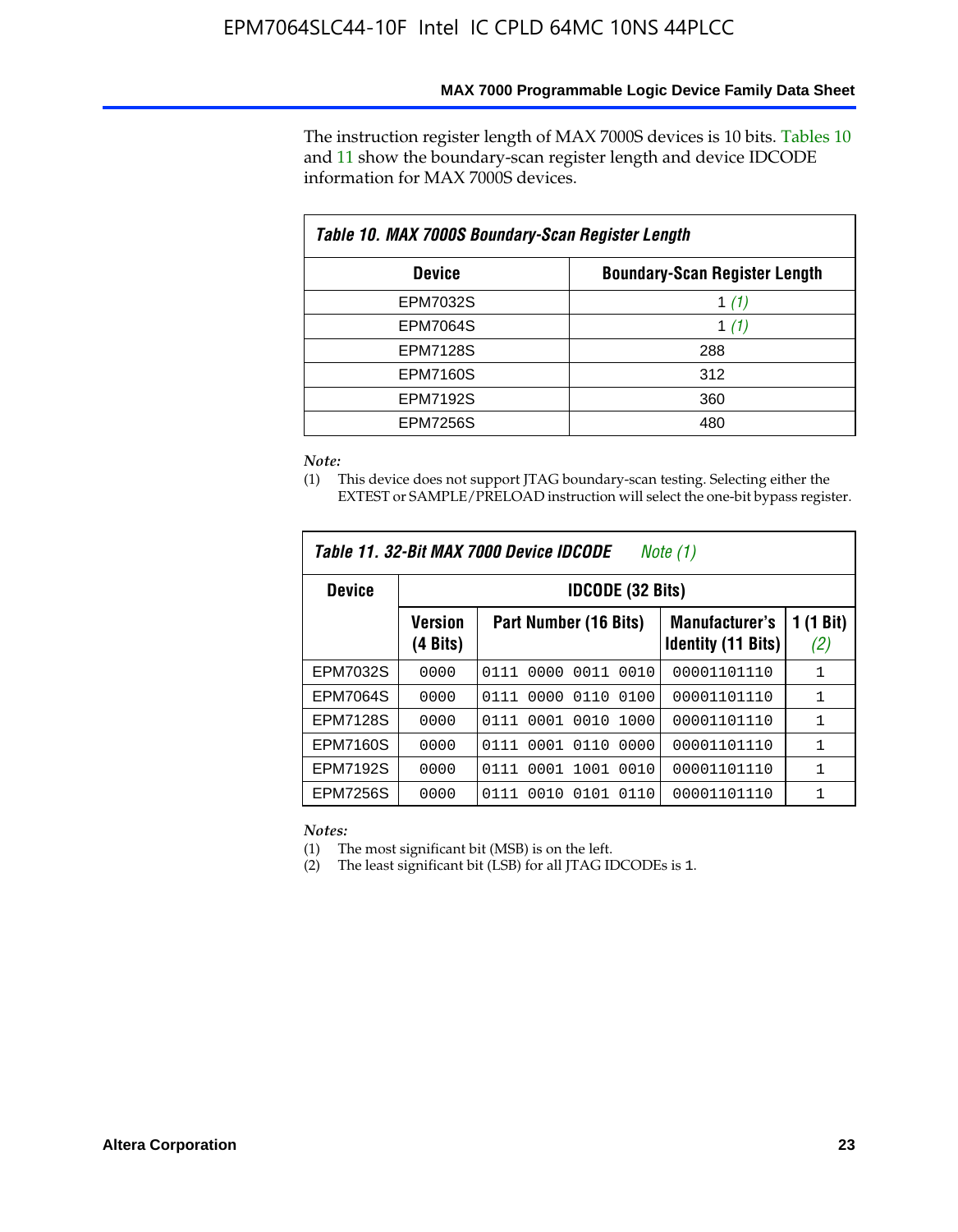The instruction register length of MAX 7000S devices is 10 bits. Tables 10 and 11 show the boundary-scan register length and device IDCODE information for MAX 7000S devices.

**Table 10. MAX 7000S Boundary-Scan Register Length**

| Device | Boundary-Scan Register Length |
|---|---|
| EPM7032S | 1 *(1)* |
| EPM7064S | 1 *(1)* |
| EPM7128S | 288 |
| EPM7160S | 312 |
| EPM7192S | 360 |
| EPM7256S | 480 |

*Note:*

(1) This device does not support JTAG boundary-scan testing. Selecting either the EXTEST or SAMPLE/PRELOAD instruction will select the one-bit bypass register.

**Table 11. 32-Bit MAX 7000 Device IDCODE** *Note (1)*

| Device | IDCODE (32 Bits) | | | |
|---|---|---|---|---|
| | Version (4 Bits) | Part Number (16 Bits) | Manufacturer's Identity (11 Bits) | 1 (1 Bit) *(2)* |
| EPM7032S | 0000 | 0111 0000 0011 0010 | 00001101110 | 1 |
| EPM7064S | 0000 | 0111 0000 0110 0100 | 00001101110 | 1 |
| EPM7128S | 0000 | 0111 0001 0010 1000 | 00001101110 | 1 |
| EPM7160S | 0000 | 0111 0001 0110 0000 | 00001101110 | 1 |
| EPM7192S | 0000 | 0111 0001 1001 0010 | 00001101110 | 1 |
| EPM7256S | 0000 | 0111 0010 0101 0110 | 00001101110 | 1 |

*Notes:*

(1) The most significant bit (MSB) is on the left.

(2) The least significant bit (LSB) for all JTAG IDCODEs is 1.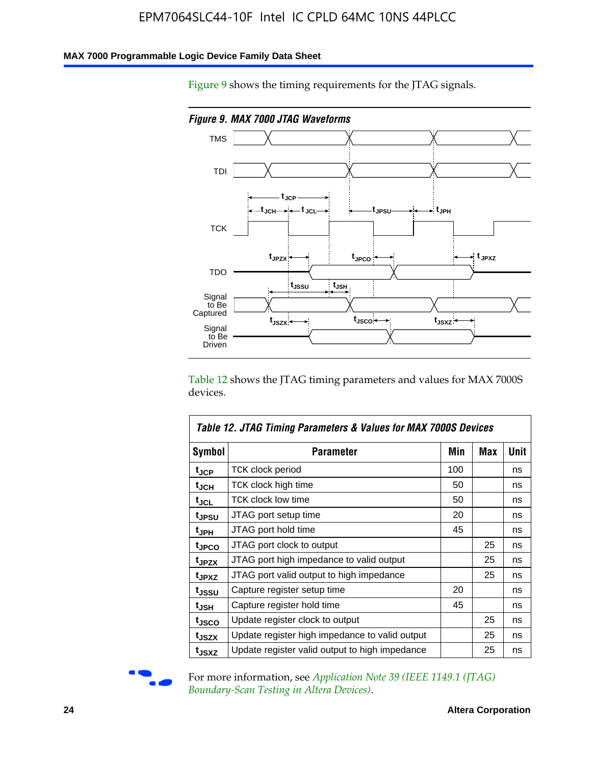Figure 9 shows the timing requirements for the JTAG signals.

*Figure 9. MAX 7000 JTAG Waveforms*

Table 12 shows the JTAG timing parameters and values for MAX 7000S devices.

*Table 12. JTAG Timing Parameters & Values for MAX 7000S Devices*

| Symbol | Parameter | Min | Max | Unit |
|---|---|---|---|---|
| $t_{JCP}$ | TCK clock period | 100 | | ns |
| $t_{JCH}$ | TCK clock high time | 50 | | ns |
| $t_{JCL}$ | TCK clock low time | 50 | | ns |
| $t_{JPSU}$ | JTAG port setup time | 20 | | ns |
| $t_{JPH}$ | JTAG port hold time | 45 | | ns |
| $t_{JPCO}$ | JTAG port clock to output | | 25 | ns |
| $t_{JPZX}$ | JTAG port high impedance to valid output | | 25 | ns |
| $t_{JPXZ}$ | JTAG port valid output to high impedance | | 25 | ns |
| $t_{JSSU}$ | Capture register setup time | 20 | | ns |
| $t_{JSH}$ | Capture register hold time | 45 | | ns |
| $t_{JSCO}$ | Update register clock to output | | 25 | ns |
| $t_{JSZX}$ | Update register high impedance to valid output | | 25 | ns |
| $t_{JSXZ}$ | Update register valid output to high impedance | | 25 | ns |

For more information, see *Application Note 39 (IEEE 1149.1 (JTAG) Boundary-Scan Testing in Altera Devices)*.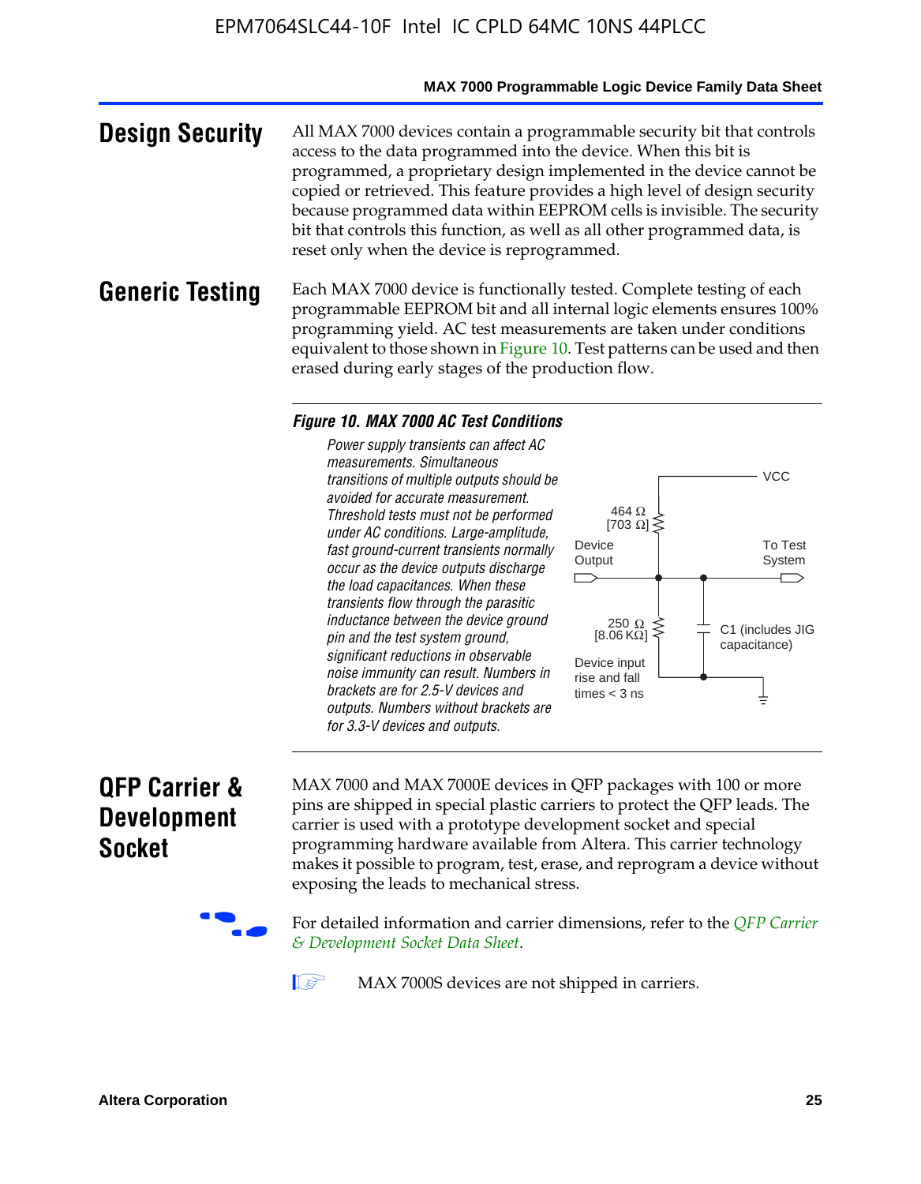## Design Security

All MAX 7000 devices contain a programmable security bit that controls access to the data programmed into the device. When this bit is programmed, a proprietary design implemented in the device cannot be copied or retrieved. This feature provides a high level of design security because programmed data within EEPROM cells is invisible. The security bit that controls this function, as well as all other programmed data, is reset only when the device is reprogrammed.

## Generic Testing

Each MAX 7000 device is functionally tested. Complete testing of each programmable EEPROM bit and all internal logic elements ensures 100% programming yield. AC test measurements are taken under conditions equivalent to those shown in Figure 10. Test patterns can be used and then erased during early stages of the production flow.

***Figure 10. MAX 7000 AC Test Conditions***

*Power supply transients can affect AC measurements. Simultaneous transitions of multiple outputs should be avoided for accurate measurement. Threshold tests must not be performed under AC conditions. Large-amplitude, fast ground-current transients normally occur as the device outputs discharge the load capacitances. When these transients flow through the parasitic inductance between the device ground pin and the test system ground, significant reductions in observable noise immunity can result. Numbers in brackets are for 2.5-V devices and outputs. Numbers without brackets are for 3.3-V devices and outputs.*

VCC

464 Ω [703 Ω]

Device Output

To Test System

250 Ω [8.06 KΩ]

C1 (includes JIG capacitance)

Device input rise and fall times < 3 ns

## QFP Carrier & Development Socket

MAX 7000 and MAX 7000E devices in QFP packages with 100 or more pins are shipped in special plastic carriers to protect the QFP leads. The carrier is used with a prototype development socket and special programming hardware available from Altera. This carrier technology makes it possible to program, test, erase, and reprogram a device without exposing the leads to mechanical stress.

For detailed information and carrier dimensions, refer to the *QFP Carrier & Development Socket Data Sheet*.

MAX 7000S devices are not shipped in carriers.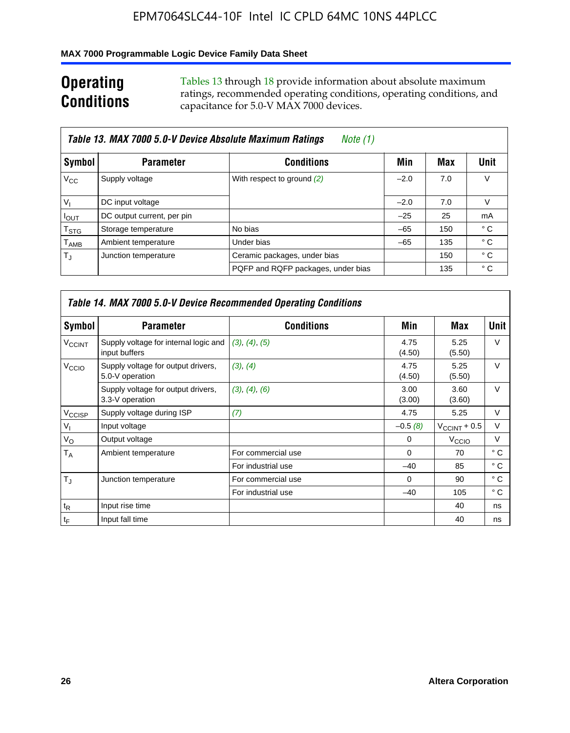## Operating Conditions

Tables 13 through 18 provide information about absolute maximum ratings, recommended operating conditions, operating conditions, and capacitance for 5.0-V MAX 7000 devices.

**Table 13. MAX 7000 5.0-V Device Absolute Maximum Ratings** *Note (1)*

| Symbol | Parameter | Conditions | Min | Max | Unit |
|---|---|---|---|---|---|
| $V_{CC}$ | Supply voltage | With respect to ground *(2)* | –2.0 | 7.0 | V |
| $V_I$ | DC input voltage | | –2.0 | 7.0 | V |
| $I_{OUT}$ | DC output current, per pin | | –25 | 25 | mA |
| $T_{STG}$ | Storage temperature | No bias | –65 | 150 | ° C |
| $T_{AMB}$ | Ambient temperature | Under bias | –65 | 135 | ° C |
| $T_J$ | Junction temperature | Ceramic packages, under bias | | 150 | ° C |
| | | PQFP and RQFP packages, under bias | | 135 | ° C |

**Table 14. MAX 7000 5.0-V Device Recommended Operating Conditions**

| Symbol | Parameter | Conditions | Min | Max | Unit |
|---|---|---|---|---|---|
| $V_{CCINT}$ | Supply voltage for internal logic and input buffers | *(3)*, *(4)*, *(5)* | 4.75 (4.50) | 5.25 (5.50) | V |
| $V_{CCIO}$ | Supply voltage for output drivers, 5.0-V operation | *(3)*, *(4)* | 4.75 (4.50) | 5.25 (5.50) | V |
| | Supply voltage for output drivers, 3.3-V operation | *(3)*, *(4)*, *(6)* | 3.00 (3.00) | 3.60 (3.60) | V |
| $V_{CCISP}$ | Supply voltage during ISP | *(7)* | 4.75 | 5.25 | V |
| $V_I$ | Input voltage | | –0.5 *(8)* | $V_{CCINT}$ + 0.5 | V |
| $V_O$ | Output voltage | | 0 | $V_{CCIO}$ | V |
| $T_A$ | Ambient temperature | For commercial use | 0 | 70 | ° C |
| | | For industrial use | –40 | 85 | ° C |
| $T_J$ | Junction temperature | For commercial use | 0 | 90 | ° C |
| | | For industrial use | –40 | 105 | ° C |
| $t_R$ | Input rise time | | | 40 | ns |
| $t_F$ | Input fall time | | | 40 | ns |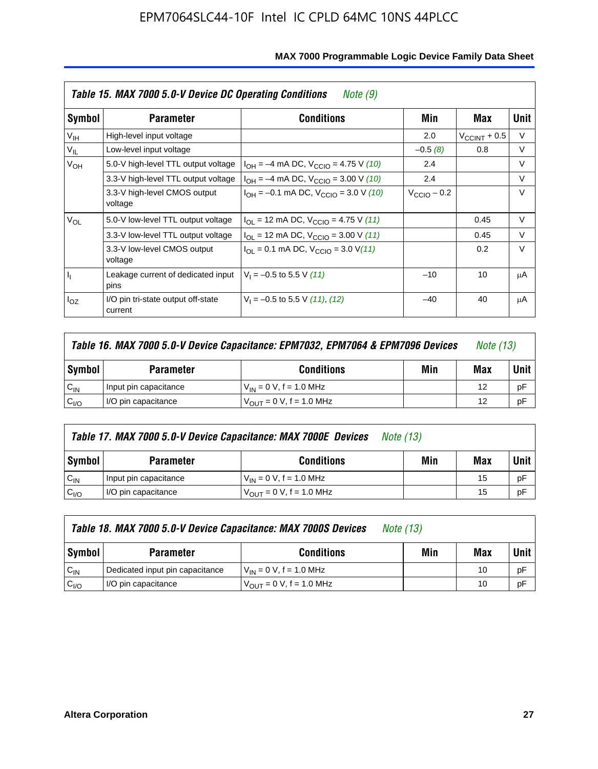| Table 15. MAX 7000 5.0-V Device DC Operating Conditions *Note (9)* | | | | | |
|---|---|---|---|---|---|
| **Symbol** | **Parameter** | **Conditions** | **Min** | **Max** | **Unit** |
| $V_{IH}$ | High-level input voltage | | 2.0 | $V_{CCINT}$ + 0.5 | V |
| $V_{IL}$ | Low-level input voltage | | –0.5 *(8)* | 0.8 | V |
| $V_{OH}$ | 5.0-V high-level TTL output voltage | $I_{OH}$ = –4 mA DC, $V_{CCIO}$ = 4.75 V *(10)* | 2.4 | | V |
| | 3.3-V high-level TTL output voltage | $I_{OH}$ = –4 mA DC, $V_{CCIO}$ = 3.00 V *(10)* | 2.4 | | V |
| | 3.3-V high-level CMOS output voltage | $I_{OH}$ = –0.1 mA DC, $V_{CCIO}$ = 3.0 V *(10)* | $V_{CCIO}$ – 0.2 | | V |
| $V_{OL}$ | 5.0-V low-level TTL output voltage | $I_{OL}$ = 12 mA DC, $V_{CCIO}$ = 4.75 V *(11)* | | 0.45 | V |
| | 3.3-V low-level TTL output voltage | $I_{OL}$ = 12 mA DC, $V_{CCIO}$ = 3.00 V *(11)* | | 0.45 | V |
| | 3.3-V low-level CMOS output voltage | $I_{OL}$ = 0.1 mA DC, $V_{CCIO}$ = 3.0 V *(11)* | | 0.2 | V |
| $I_I$ | Leakage current of dedicated input pins | $V_I$ = –0.5 to 5.5 V *(11)* | –10 | 10 | μA |
| $I_{OZ}$ | I/O pin tri-state output off-state current | $V_I$ = –0.5 to 5.5 V *(11)*, *(12)* | –40 | 40 | μA |

| Table 16. MAX 7000 5.0-V Device Capacitance: EPM7032, EPM7064 & EPM7096 Devices *Note (13)* | | | | | |
|---|---|---|---|---|---|
| **Symbol** | **Parameter** | **Conditions** | **Min** | **Max** | **Unit** |
| $C_{IN}$ | Input pin capacitance | $V_{IN}$ = 0 V, f = 1.0 MHz | | 12 | pF |
| $C_{I/O}$ | I/O pin capacitance | $V_{OUT}$ = 0 V, f = 1.0 MHz | | 12 | pF |

| Table 17. MAX 7000 5.0-V Device Capacitance: MAX 7000E Devices *Note (13)* | | | | | |
|---|---|---|---|---|---|
| **Symbol** | **Parameter** | **Conditions** | **Min** | **Max** | **Unit** |
| $C_{IN}$ | Input pin capacitance | $V_{IN}$ = 0 V, f = 1.0 MHz | | 15 | pF |
| $C_{I/O}$ | I/O pin capacitance | $V_{OUT}$ = 0 V, f = 1.0 MHz | | 15 | pF |

| Table 18. MAX 7000 5.0-V Device Capacitance: MAX 7000S Devices *Note (13)* | | | | | |
|---|---|---|---|---|---|
| **Symbol** | **Parameter** | **Conditions** | **Min** | **Max** | **Unit** |
| $C_{IN}$ | Dedicated input pin capacitance | $V_{IN}$ = 0 V, f = 1.0 MHz | | 10 | pF |
| $C_{I/O}$ | I/O pin capacitance | $V_{OUT}$ = 0 V, f = 1.0 MHz | | 10 | pF |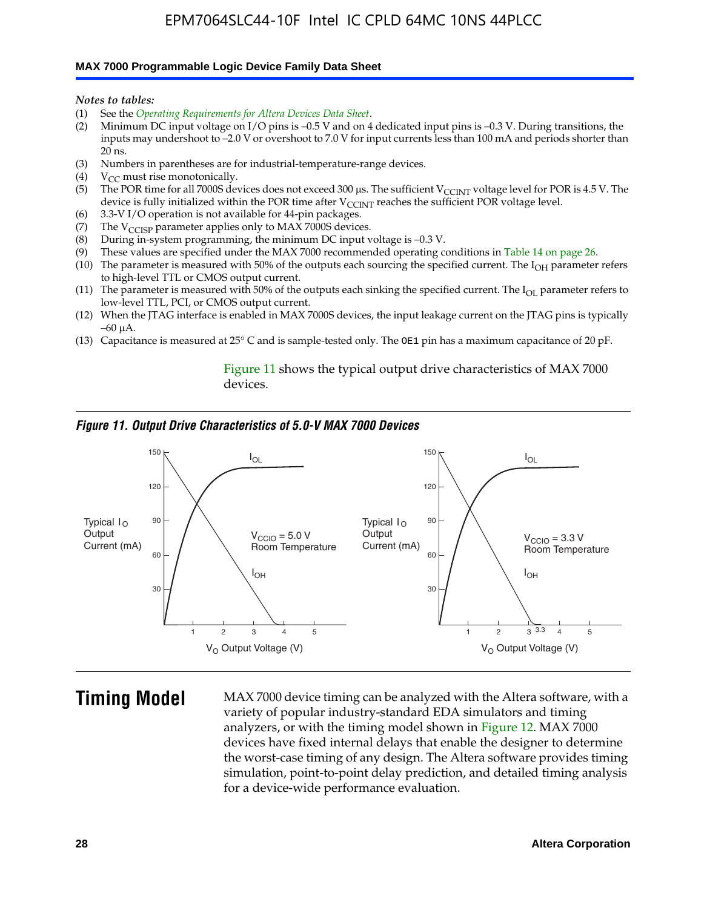*Notes to tables:*

(1) See the *Operating Requirements for Altera Devices Data Sheet*.
(2) Minimum DC input voltage on I/O pins is –0.5 V and on 4 dedicated input pins is –0.3 V. During transitions, the inputs may undershoot to –2.0 V or overshoot to 7.0 V for input currents less than 100 mA and periods shorter than 20 ns.
(3) Numbers in parentheses are for industrial-temperature-range devices.
(4) $V_{CC}$ must rise monotonically.
(5) The POR time for all 7000S devices does not exceed 300 µs. The sufficient $V_{CCINT}$ voltage level for POR is 4.5 V. The device is fully initialized within the POR time after $V_{CCINT}$ reaches the sufficient POR voltage level.
(6) 3.3-V I/O operation is not available for 44-pin packages.
(7) The $V_{CCISP}$ parameter applies only to MAX 7000S devices.
(8) During in-system programming, the minimum DC input voltage is –0.3 V.
(9) These values are specified under the MAX 7000 recommended operating conditions in Table 14 on page 26.
(10) The parameter is measured with 50% of the outputs each sourcing the specified current. The $I_{OH}$ parameter refers to high-level TTL or CMOS output current.
(11) The parameter is measured with 50% of the outputs each sinking the specified current. The $I_{OL}$ parameter refers to low-level TTL, PCI, or CMOS output current.
(12) When the JTAG interface is enabled in MAX 7000S devices, the input leakage current on the JTAG pins is typically –60 µA.
(13) Capacitance is measured at 25° C and is sample-tested only. The OE1 pin has a maximum capacitance of 20 pF.

Figure 11 shows the typical output drive characteristics of MAX 7000 devices.

*Figure 11. Output Drive Characteristics of 5.0-V MAX 7000 Devices*

## Timing Model

MAX 7000 device timing can be analyzed with the Altera software, with a variety of popular industry-standard EDA simulators and timing analyzers, or with the timing model shown in Figure 12. MAX 7000 devices have fixed internal delays that enable the designer to determine the worst-case timing of any design. The Altera software provides timing simulation, point-to-point delay prediction, and detailed timing analysis for a device-wide performance evaluation.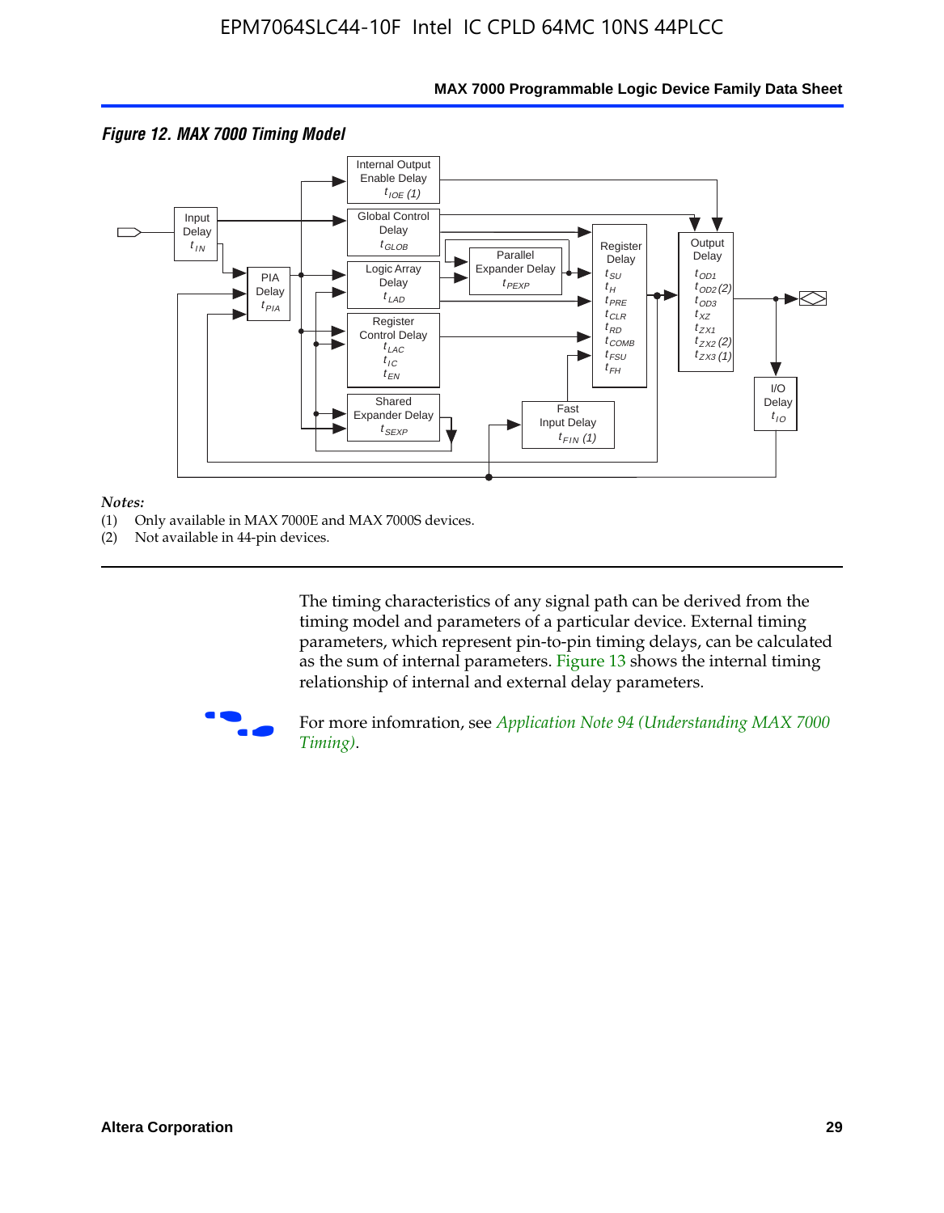*Figure 12. MAX 7000 Timing Model*

*Notes:*
(1) Only available in MAX 7000E and MAX 7000S devices.
(2) Not available in 44-pin devices.

The timing characteristics of any signal path can be derived from the timing model and parameters of a particular device. External timing parameters, which represent pin-to-pin timing delays, can be calculated as the sum of internal parameters. Figure 13 shows the internal timing relationship of internal and external delay parameters.

For more infomration, see *Application Note 94 (Understanding MAX 7000 Timing)*.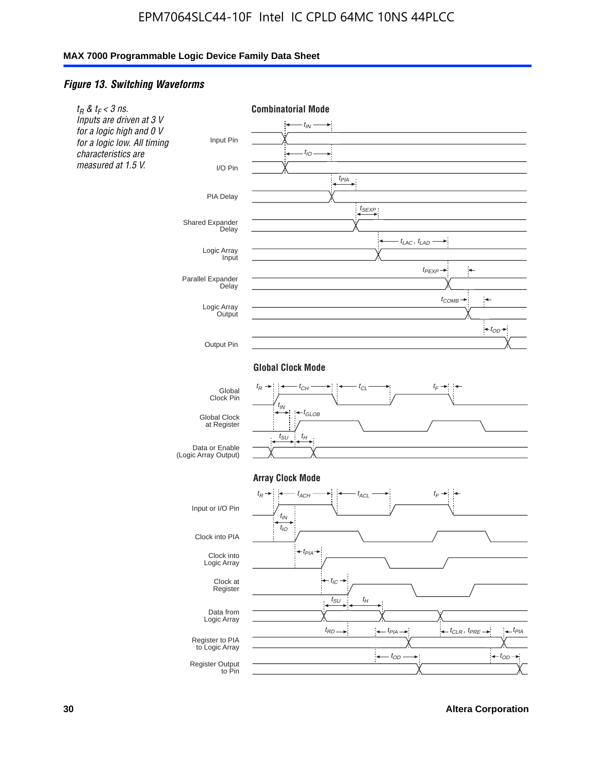## *Figure 13. Switching Waveforms*

*$t_R$ & $t_F$ < 3 ns. Inputs are driven at 3 V for a logic high and 0 V for a logic low. All timing characteristics are measured at 1.5 V.*

**Combinatorial Mode**

Input Pin — $t_{IN}$

I/O Pin — $t_{IO}$

PIA Delay — $t_{PIA}$

Shared Expander Delay — $t_{SEXP}$

Logic Array Input — $t_{LAC}$ , $t_{LAD}$

Parallel Expander Delay — $t_{PEXP}$

Logic Array Output — $t_{COMB}$

Output Pin — $t_{OD}$

**Global Clock Mode**

Global Clock Pin — $t_R$, $t_{CH}$, $t_{CL}$, $t_F$

Global Clock at Register — $t_{IN}$, $t_{GLOB}$

Data or Enable (Logic Array Output) — $t_{SU}$, $t_H$

**Array Clock Mode**

Input or I/O Pin — $t_R$, $t_{ACH}$, $t_{ACL}$, $t_F$

Clock into PIA — $t_{IN}$, $t_{IO}$

Clock into Logic Array — $t_{PIA}$

Clock at Register — $t_{IC}$

Data from Logic Array — $t_{SU}$, $t_H$

Register to PIA to Logic Array — $t_{RD}$, $t_{PIA}$, $t_{CLR}$ , $t_{PRE}$, $t_{PIA}$

Register Output to Pin — $t_{OD}$, $t_{OD}$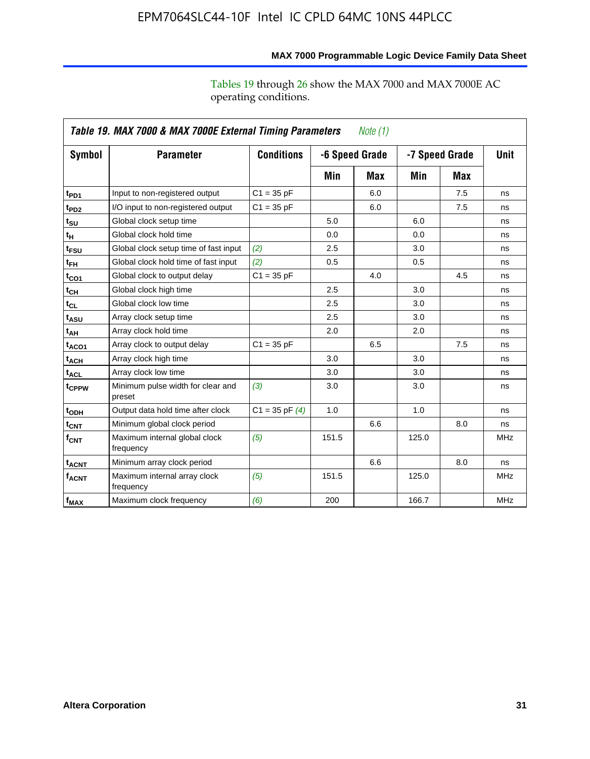Tables 19 through 26 show the MAX 7000 and MAX 7000E AC operating conditions.

**Table 19. MAX 7000 & MAX 7000E External Timing Parameters** *Note (1)*

| Symbol | Parameter | Conditions | -6 Speed Grade | | -7 Speed Grade | | Unit |
|---|---|---|---|---|---|---|---|
| | | | Min | Max | Min | Max | |
| $t_{PD1}$ | Input to non-registered output | C1 = 35 pF | | 6.0 | | 7.5 | ns |
| $t_{PD2}$ | I/O input to non-registered output | C1 = 35 pF | | 6.0 | | 7.5 | ns |
| $t_{SU}$ | Global clock setup time | | 5.0 | | 6.0 | | ns |
| $t_{H}$ | Global clock hold time | | 0.0 | | 0.0 | | ns |
| $t_{FSU}$ | Global clock setup time of fast input | *(2)* | 2.5 | | 3.0 | | ns |
| $t_{FH}$ | Global clock hold time of fast input | *(2)* | 0.5 | | 0.5 | | ns |
| $t_{CO1}$ | Global clock to output delay | C1 = 35 pF | | 4.0 | | 4.5 | ns |
| $t_{CH}$ | Global clock high time | | 2.5 | | 3.0 | | ns |
| $t_{CL}$ | Global clock low time | | 2.5 | | 3.0 | | ns |
| $t_{ASU}$ | Array clock setup time | | 2.5 | | 3.0 | | ns |
| $t_{AH}$ | Array clock hold time | | 2.0 | | 2.0 | | ns |
| $t_{ACO1}$ | Array clock to output delay | C1 = 35 pF | | 6.5 | | 7.5 | ns |
| $t_{ACH}$ | Array clock high time | | 3.0 | | 3.0 | | ns |
| $t_{ACL}$ | Array clock low time | | 3.0 | | 3.0 | | ns |
| $t_{CPPW}$ | Minimum pulse width for clear and preset | *(3)* | 3.0 | | 3.0 | | ns |
| $t_{ODH}$ | Output data hold time after clock | C1 = 35 pF *(4)* | 1.0 | | 1.0 | | ns |
| $t_{CNT}$ | Minimum global clock period | | | 6.6 | | 8.0 | ns |
| $f_{CNT}$ | Maximum internal global clock frequency | *(5)* | 151.5 | | 125.0 | | MHz |
| $t_{ACNT}$ | Minimum array clock period | | | 6.6 | | 8.0 | ns |
| $f_{ACNT}$ | Maximum internal array clock frequency | *(5)* | 151.5 | | 125.0 | | MHz |
| $f_{MAX}$ | Maximum clock frequency | *(6)* | 200 | | 166.7 | | MHz |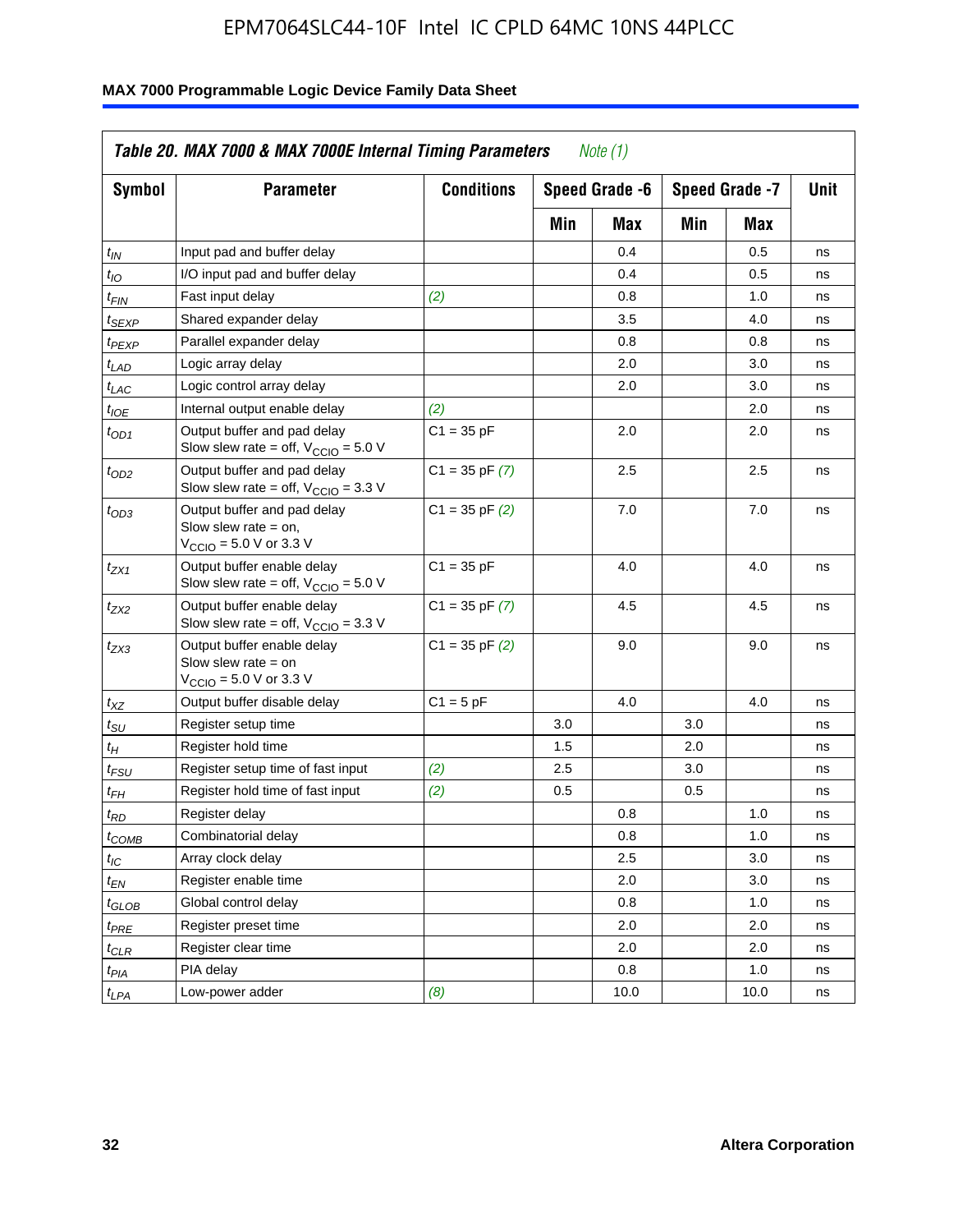**Table 20. MAX 7000 & MAX 7000E Internal Timing Parameters** *Note (1)*

| Symbol | Parameter | Conditions | Speed Grade -6 | | Speed Grade -7 | | Unit |
|---|---|---|---|---|---|---|---|
| | | | Min | Max | Min | Max | |
| $t_{IN}$ | Input pad and buffer delay | | | 0.4 | | 0.5 | ns |
| $t_{IO}$ | I/O input pad and buffer delay | | | 0.4 | | 0.5 | ns |
| $t_{FIN}$ | Fast input delay | *(2)* | | 0.8 | | 1.0 | ns |
| $t_{SEXP}$ | Shared expander delay | | | 3.5 | | 4.0 | ns |
| $t_{PEXP}$ | Parallel expander delay | | | 0.8 | | 0.8 | ns |
| $t_{LAD}$ | Logic array delay | | | 2.0 | | 3.0 | ns |
| $t_{LAC}$ | Logic control array delay | | | 2.0 | | 3.0 | ns |
| $t_{IOE}$ | Internal output enable delay | *(2)* | | | | 2.0 | ns |
| $t_{OD1}$ | Output buffer and pad delay Slow slew rate = off, $V_{CCIO}$ = 5.0 V | C1 = 35 pF | | 2.0 | | 2.0 | ns |
| $t_{OD2}$ | Output buffer and pad delay Slow slew rate = off, $V_{CCIO}$ = 3.3 V | C1 = 35 pF *(7)* | | 2.5 | | 2.5 | ns |
| $t_{OD3}$ | Output buffer and pad delay Slow slew rate = on, $V_{CCIO}$ = 5.0 V or 3.3 V | C1 = 35 pF *(2)* | | 7.0 | | 7.0 | ns |
| $t_{ZX1}$ | Output buffer enable delay Slow slew rate = off, $V_{CCIO}$ = 5.0 V | C1 = 35 pF | | 4.0 | | 4.0 | ns |
| $t_{ZX2}$ | Output buffer enable delay Slow slew rate = off, $V_{CCIO}$ = 3.3 V | C1 = 35 pF *(7)* | | 4.5 | | 4.5 | ns |
| $t_{ZX3}$ | Output buffer enable delay Slow slew rate = on $V_{CCIO}$ = 5.0 V or 3.3 V | C1 = 35 pF *(2)* | | 9.0 | | 9.0 | ns |
| $t_{XZ}$ | Output buffer disable delay | C1 = 5 pF | | 4.0 | | 4.0 | ns |
| $t_{SU}$ | Register setup time | | 3.0 | | 3.0 | | ns |
| $t_{H}$ | Register hold time | | 1.5 | | 2.0 | | ns |
| $t_{FSU}$ | Register setup time of fast input | *(2)* | 2.5 | | 3.0 | | ns |
| $t_{FH}$ | Register hold time of fast input | *(2)* | 0.5 | | 0.5 | | ns |
| $t_{RD}$ | Register delay | | | 0.8 | | 1.0 | ns |
| $t_{COMB}$ | Combinatorial delay | | | 0.8 | | 1.0 | ns |
| $t_{IC}$ | Array clock delay | | | 2.5 | | 3.0 | ns |
| $t_{EN}$ | Register enable time | | | 2.0 | | 3.0 | ns |
| $t_{GLOB}$ | Global control delay | | | 0.8 | | 1.0 | ns |
| $t_{PRE}$ | Register preset time | | | 2.0 | | 2.0 | ns |
| $t_{CLR}$ | Register clear time | | | 2.0 | | 2.0 | ns |
| $t_{PIA}$ | PIA delay | | | 0.8 | | 1.0 | ns |
| $t_{LPA}$ | Low-power adder | *(8)* | | 10.0 | | 10.0 | ns |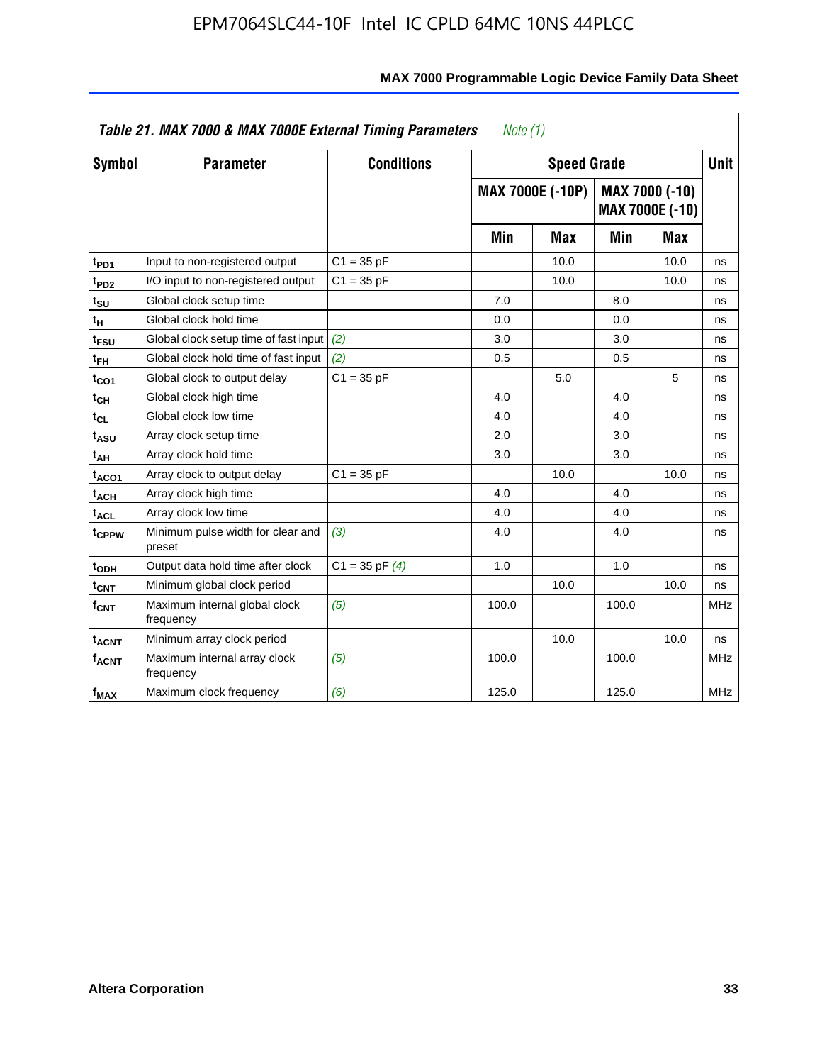**Table 21. MAX 7000 & MAX 7000E External Timing Parameters** *Note (1)*

| Symbol | Parameter | Conditions | Speed Grade | | | | Unit |
|---|---|---|---|---|---|---|---|
| | | | MAX 7000E (-10P) | | MAX 7000 (-10) MAX 7000E (-10) | | |
| | | | Min | Max | Min | Max | |
| $t_{PD1}$ | Input to non-registered output | C1 = 35 pF | | 10.0 | | 10.0 | ns |
| $t_{PD2}$ | I/O input to non-registered output | C1 = 35 pF | | 10.0 | | 10.0 | ns |
| $t_{SU}$ | Global clock setup time | | 7.0 | | 8.0 | | ns |
| $t_{H}$ | Global clock hold time | | 0.0 | | 0.0 | | ns |
| $t_{FSU}$ | Global clock setup time of fast input | *(2)* | 3.0 | | 3.0 | | ns |
| $t_{FH}$ | Global clock hold time of fast input | *(2)* | 0.5 | | 0.5 | | ns |
| $t_{CO1}$ | Global clock to output delay | C1 = 35 pF | | 5.0 | | 5 | ns |
| $t_{CH}$ | Global clock high time | | 4.0 | | 4.0 | | ns |
| $t_{CL}$ | Global clock low time | | 4.0 | | 4.0 | | ns |
| $t_{ASU}$ | Array clock setup time | | 2.0 | | 3.0 | | ns |
| $t_{AH}$ | Array clock hold time | | 3.0 | | 3.0 | | ns |
| $t_{ACO1}$ | Array clock to output delay | C1 = 35 pF | | 10.0 | | 10.0 | ns |
| $t_{ACH}$ | Array clock high time | | 4.0 | | 4.0 | | ns |
| $t_{ACL}$ | Array clock low time | | 4.0 | | 4.0 | | ns |
| $t_{CPPW}$ | Minimum pulse width for clear and preset | *(3)* | 4.0 | | 4.0 | | ns |
| $t_{ODH}$ | Output data hold time after clock | C1 = 35 pF *(4)* | 1.0 | | 1.0 | | ns |
| $t_{CNT}$ | Minimum global clock period | | | 10.0 | | 10.0 | ns |
| $f_{CNT}$ | Maximum internal global clock frequency | *(5)* | 100.0 | | 100.0 | | MHz |
| $t_{ACNT}$ | Minimum array clock period | | | 10.0 | | 10.0 | ns |
| $f_{ACNT}$ | Maximum internal array clock frequency | *(5)* | 100.0 | | 100.0 | | MHz |
| $f_{MAX}$ | Maximum clock frequency | *(6)* | 125.0 | | 125.0 | | MHz |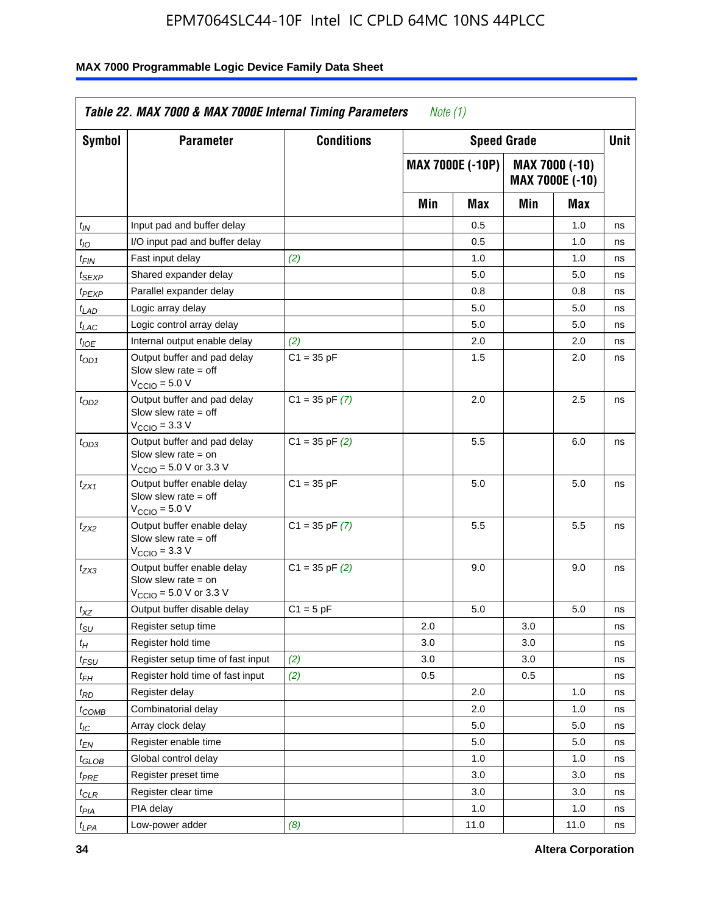**Table 22. MAX 7000 & MAX 7000E Internal Timing Parameters** *Note (1)*

| Symbol | Parameter | Conditions | Speed Grade | | | | Unit |
|---|---|---|---|---|---|---|---|
| | | | MAX 7000E (-10P) | | MAX 7000 (-10) MAX 7000E (-10) | | |
| | | | Min | Max | Min | Max | |
| $t_{IN}$ | Input pad and buffer delay | | | 0.5 | | 1.0 | ns |
| $t_{IO}$ | I/O input pad and buffer delay | | | 0.5 | | 1.0 | ns |
| $t_{FIN}$ | Fast input delay | *(2)* | | 1.0 | | 1.0 | ns |
| $t_{SEXP}$ | Shared expander delay | | | 5.0 | | 5.0 | ns |
| $t_{PEXP}$ | Parallel expander delay | | | 0.8 | | 0.8 | ns |
| $t_{LAD}$ | Logic array delay | | | 5.0 | | 5.0 | ns |
| $t_{LAC}$ | Logic control array delay | | | 5.0 | | 5.0 | ns |
| $t_{IOE}$ | Internal output enable delay | *(2)* | | 2.0 | | 2.0 | ns |
| $t_{OD1}$ | Output buffer and pad delay Slow slew rate = off $V_{CCIO}$ = 5.0 V | C1 = 35 pF | | 1.5 | | 2.0 | ns |
| $t_{OD2}$ | Output buffer and pad delay Slow slew rate = off $V_{CCIO}$ = 3.3 V | C1 = 35 pF *(7)* | | 2.0 | | 2.5 | ns |
| $t_{OD3}$ | Output buffer and pad delay Slow slew rate = on $V_{CCIO}$ = 5.0 V or 3.3 V | C1 = 35 pF *(2)* | | 5.5 | | 6.0 | ns |
| $t_{ZX1}$ | Output buffer enable delay Slow slew rate = off $V_{CCIO}$ = 5.0 V | C1 = 35 pF | | 5.0 | | 5.0 | ns |
| $t_{ZX2}$ | Output buffer enable delay Slow slew rate = off $V_{CCIO}$ = 3.3 V | C1 = 35 pF *(7)* | | 5.5 | | 5.5 | ns |
| $t_{ZX3}$ | Output buffer enable delay Slow slew rate = on $V_{CCIO}$ = 5.0 V or 3.3 V | C1 = 35 pF *(2)* | | 9.0 | | 9.0 | ns |
| $t_{XZ}$ | Output buffer disable delay | C1 = 5 pF | | 5.0 | | 5.0 | ns |
| $t_{SU}$ | Register setup time | | 2.0 | | 3.0 | | ns |
| $t_{H}$ | Register hold time | | 3.0 | | 3.0 | | ns |
| $t_{FSU}$ | Register setup time of fast input | *(2)* | 3.0 | | 3.0 | | ns |
| $t_{FH}$ | Register hold time of fast input | *(2)* | 0.5 | | 0.5 | | ns |
| $t_{RD}$ | Register delay | | | 2.0 | | 1.0 | ns |
| $t_{COMB}$ | Combinatorial delay | | | 2.0 | | 1.0 | ns |
| $t_{IC}$ | Array clock delay | | | 5.0 | | 5.0 | ns |
| $t_{EN}$ | Register enable time | | | 5.0 | | 5.0 | ns |
| $t_{GLOB}$ | Global control delay | | | 1.0 | | 1.0 | ns |
| $t_{PRE}$ | Register preset time | | | 3.0 | | 3.0 | ns |
| $t_{CLR}$ | Register clear time | | | 3.0 | | 3.0 | ns |
| $t_{PIA}$ | PIA delay | | | 1.0 | | 1.0 | ns |
| $t_{LPA}$ | Low-power adder | *(8)* | | 11.0 | | 11.0 | ns |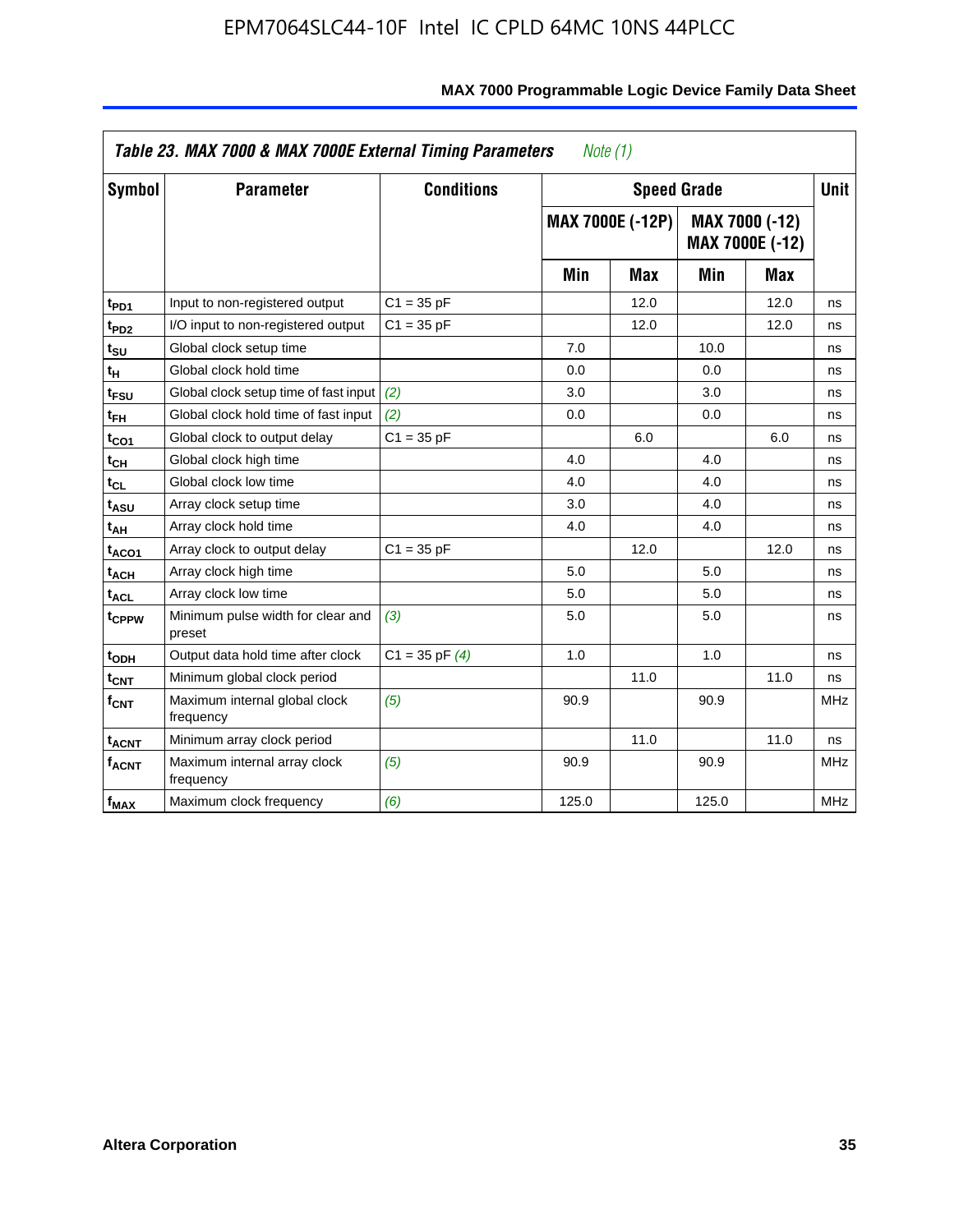**Table 23. MAX 7000 & MAX 7000E External Timing Parameters** *Note (1)*

| Symbol | Parameter | Conditions | Speed Grade | | | | Unit |
|---|---|---|---|---|---|---|---|
| | | | MAX 7000E (-12P) | | MAX 7000 (-12) MAX 7000E (-12) | | |
| | | | Min | Max | Min | Max | |
| $t_{PD1}$ | Input to non-registered output | C1 = 35 pF | | 12.0 | | 12.0 | ns |
| $t_{PD2}$ | I/O input to non-registered output | C1 = 35 pF | | 12.0 | | 12.0 | ns |
| $t_{SU}$ | Global clock setup time | | 7.0 | | 10.0 | | ns |
| $t_{H}$ | Global clock hold time | | 0.0 | | 0.0 | | ns |
| $t_{FSU}$ | Global clock setup time of fast input | *(2)* | 3.0 | | 3.0 | | ns |
| $t_{FH}$ | Global clock hold time of fast input | *(2)* | 0.0 | | 0.0 | | ns |
| $t_{CO1}$ | Global clock to output delay | C1 = 35 pF | | 6.0 | | 6.0 | ns |
| $t_{CH}$ | Global clock high time | | 4.0 | | 4.0 | | ns |
| $t_{CL}$ | Global clock low time | | 4.0 | | 4.0 | | ns |
| $t_{ASU}$ | Array clock setup time | | 3.0 | | 4.0 | | ns |
| $t_{AH}$ | Array clock hold time | | 4.0 | | 4.0 | | ns |
| $t_{ACO1}$ | Array clock to output delay | C1 = 35 pF | | 12.0 | | 12.0 | ns |
| $t_{ACH}$ | Array clock high time | | 5.0 | | 5.0 | | ns |
| $t_{ACL}$ | Array clock low time | | 5.0 | | 5.0 | | ns |
| $t_{CPPW}$ | Minimum pulse width for clear and preset | *(3)* | 5.0 | | 5.0 | | ns |
| $t_{ODH}$ | Output data hold time after clock | C1 = 35 pF *(4)* | 1.0 | | 1.0 | | ns |
| $t_{CNT}$ | Minimum global clock period | | | 11.0 | | 11.0 | ns |
| $f_{CNT}$ | Maximum internal global clock frequency | *(5)* | 90.9 | | 90.9 | | MHz |
| $t_{ACNT}$ | Minimum array clock period | | | 11.0 | | 11.0 | ns |
| $f_{ACNT}$ | Maximum internal array clock frequency | *(5)* | 90.9 | | 90.9 | | MHz |
| $f_{MAX}$ | Maximum clock frequency | *(6)* | 125.0 | | 125.0 | | MHz |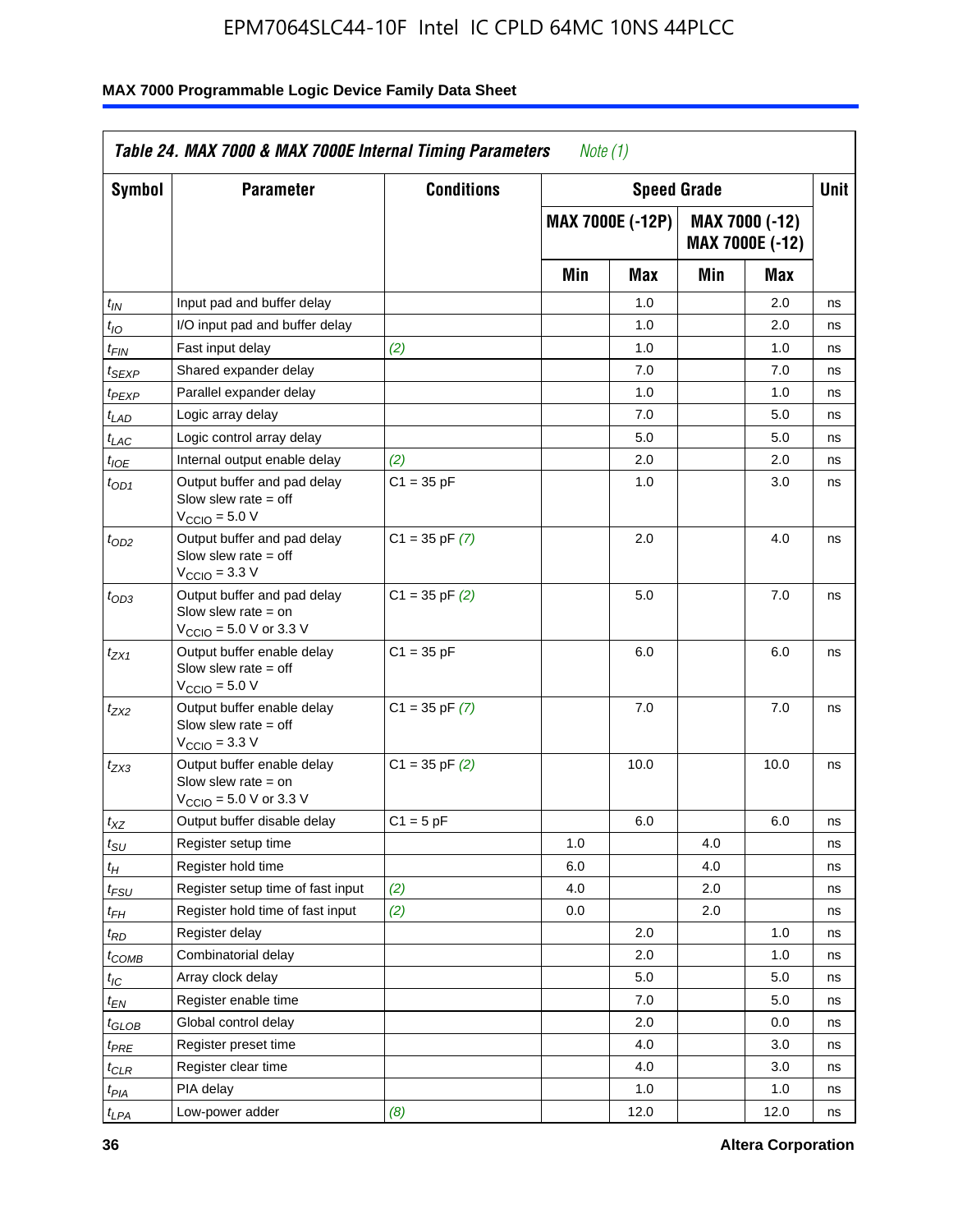**Table 24. MAX 7000 & MAX 7000E Internal Timing Parameters** *Note (1)*

| Symbol | Parameter | Conditions | Speed Grade | | | | Unit |
|---|---|---|---|---|---|---|---|
| | | | MAX 7000E (-12P) | | MAX 7000 (-12) MAX 7000E (-12) | | |
| | | | Min | Max | Min | Max | |
| $t_{IN}$ | Input pad and buffer delay | | | 1.0 | | 2.0 | ns |
| $t_{IO}$ | I/O input pad and buffer delay | | | 1.0 | | 2.0 | ns |
| $t_{FIN}$ | Fast input delay | *(2)* | | 1.0 | | 1.0 | ns |
| $t_{SEXP}$ | Shared expander delay | | | 7.0 | | 7.0 | ns |
| $t_{PEXP}$ | Parallel expander delay | | | 1.0 | | 1.0 | ns |
| $t_{LAD}$ | Logic array delay | | | 7.0 | | 5.0 | ns |
| $t_{LAC}$ | Logic control array delay | | | 5.0 | | 5.0 | ns |
| $t_{IOE}$ | Internal output enable delay | *(2)* | | 2.0 | | 2.0 | ns |
| $t_{OD1}$ | Output buffer and pad delay Slow slew rate = off $V_{CCIO}$ = 5.0 V | C1 = 35 pF | | 1.0 | | 3.0 | ns |
| $t_{OD2}$ | Output buffer and pad delay Slow slew rate = off $V_{CCIO}$ = 3.3 V | C1 = 35 pF *(7)* | | 2.0 | | 4.0 | ns |
| $t_{OD3}$ | Output buffer and pad delay Slow slew rate = on $V_{CCIO}$ = 5.0 V or 3.3 V | C1 = 35 pF *(2)* | | 5.0 | | 7.0 | ns |
| $t_{ZX1}$ | Output buffer enable delay Slow slew rate = off $V_{CCIO}$ = 5.0 V | C1 = 35 pF | | 6.0 | | 6.0 | ns |
| $t_{ZX2}$ | Output buffer enable delay Slow slew rate = off $V_{CCIO}$ = 3.3 V | C1 = 35 pF *(7)* | | 7.0 | | 7.0 | ns |
| $t_{ZX3}$ | Output buffer enable delay Slow slew rate = on $V_{CCIO}$ = 5.0 V or 3.3 V | C1 = 35 pF *(2)* | | 10.0 | | 10.0 | ns |
| $t_{XZ}$ | Output buffer disable delay | C1 = 5 pF | | 6.0 | | 6.0 | ns |
| $t_{SU}$ | Register setup time | | 1.0 | | 4.0 | | ns |
| $t_H$ | Register hold time | | 6.0 | | 4.0 | | ns |
| $t_{FSU}$ | Register setup time of fast input | *(2)* | 4.0 | | 2.0 | | ns |
| $t_{FH}$ | Register hold time of fast input | *(2)* | 0.0 | | 2.0 | | ns |
| $t_{RD}$ | Register delay | | | 2.0 | | 1.0 | ns |
| $t_{COMB}$ | Combinatorial delay | | | 2.0 | | 1.0 | ns |
| $t_{IC}$ | Array clock delay | | | 5.0 | | 5.0 | ns |
| $t_{EN}$ | Register enable time | | | 7.0 | | 5.0 | ns |
| $t_{GLOB}$ | Global control delay | | | 2.0 | | 0.0 | ns |
| $t_{PRE}$ | Register preset time | | | 4.0 | | 3.0 | ns |
| $t_{CLR}$ | Register clear time | | | 4.0 | | 3.0 | ns |
| $t_{PIA}$ | PIA delay | | | 1.0 | | 1.0 | ns |
| $t_{LPA}$ | Low-power adder | *(8)* | | 12.0 | | 12.0 | ns |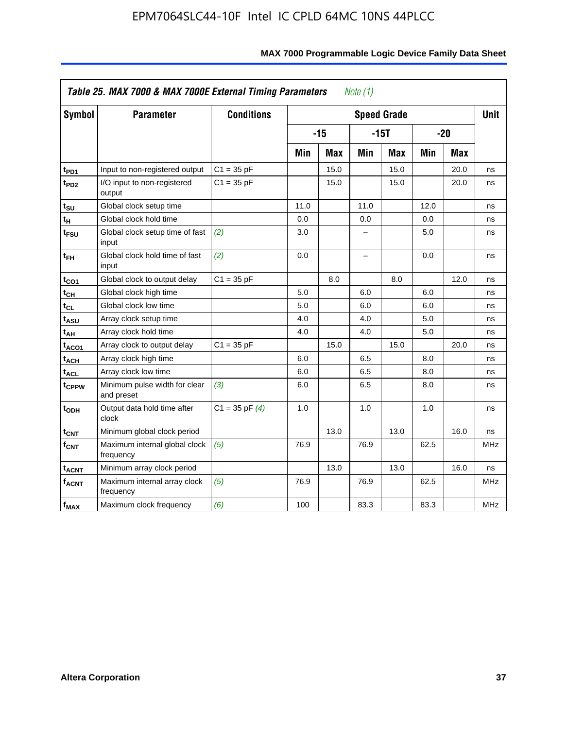**Table 25. MAX 7000 & MAX 7000E External Timing Parameters** *Note (1)*

| Symbol | Parameter | Conditions | Speed Grade | | | | | | Unit |
|---|---|---|---|---|---|---|---|---|---|
| | | | -15 | | -15T | | -20 | | |
| | | | Min | Max | Min | Max | Min | Max | |
| $t_{PD1}$ | Input to non-registered output | C1 = 35 pF | | 15.0 | | 15.0 | | 20.0 | ns |
| $t_{PD2}$ | I/O input to non-registered output | C1 = 35 pF | | 15.0 | | 15.0 | | 20.0 | ns |
| $t_{SU}$ | Global clock setup time | | 11.0 | | 11.0 | | 12.0 | | ns |
| $t_H$ | Global clock hold time | | 0.0 | | 0.0 | | 0.0 | | ns |
| $t_{FSU}$ | Global clock setup time of fast input | *(2)* | 3.0 | | – | | 5.0 | | ns |
| $t_{FH}$ | Global clock hold time of fast input | *(2)* | 0.0 | | – | | 0.0 | | ns |
| $t_{CO1}$ | Global clock to output delay | C1 = 35 pF | | 8.0 | | 8.0 | | 12.0 | ns |
| $t_{CH}$ | Global clock high time | | 5.0 | | 6.0 | | 6.0 | | ns |
| $t_{CL}$ | Global clock low time | | 5.0 | | 6.0 | | 6.0 | | ns |
| $t_{ASU}$ | Array clock setup time | | 4.0 | | 4.0 | | 5.0 | | ns |
| $t_{AH}$ | Array clock hold time | | 4.0 | | 4.0 | | 5.0 | | ns |
| $t_{ACO1}$ | Array clock to output delay | C1 = 35 pF | | 15.0 | | 15.0 | | 20.0 | ns |
| $t_{ACH}$ | Array clock high time | | 6.0 | | 6.5 | | 8.0 | | ns |
| $t_{ACL}$ | Array clock low time | | 6.0 | | 6.5 | | 8.0 | | ns |
| $t_{CPPW}$ | Minimum pulse width for clear and preset | *(3)* | 6.0 | | 6.5 | | 8.0 | | ns |
| $t_{ODH}$ | Output data hold time after clock | C1 = 35 pF *(4)* | 1.0 | | 1.0 | | 1.0 | | ns |
| $t_{CNT}$ | Minimum global clock period | | | 13.0 | | 13.0 | | 16.0 | ns |
| $f_{CNT}$ | Maximum internal global clock frequency | *(5)* | 76.9 | | 76.9 | | 62.5 | | MHz |
| $t_{ACNT}$ | Minimum array clock period | | | 13.0 | | 13.0 | | 16.0 | ns |
| $f_{ACNT}$ | Maximum internal array clock frequency | *(5)* | 76.9 | | 76.9 | | 62.5 | | MHz |
| $f_{MAX}$ | Maximum clock frequency | *(6)* | 100 | | 83.3 | | 83.3 | | MHz |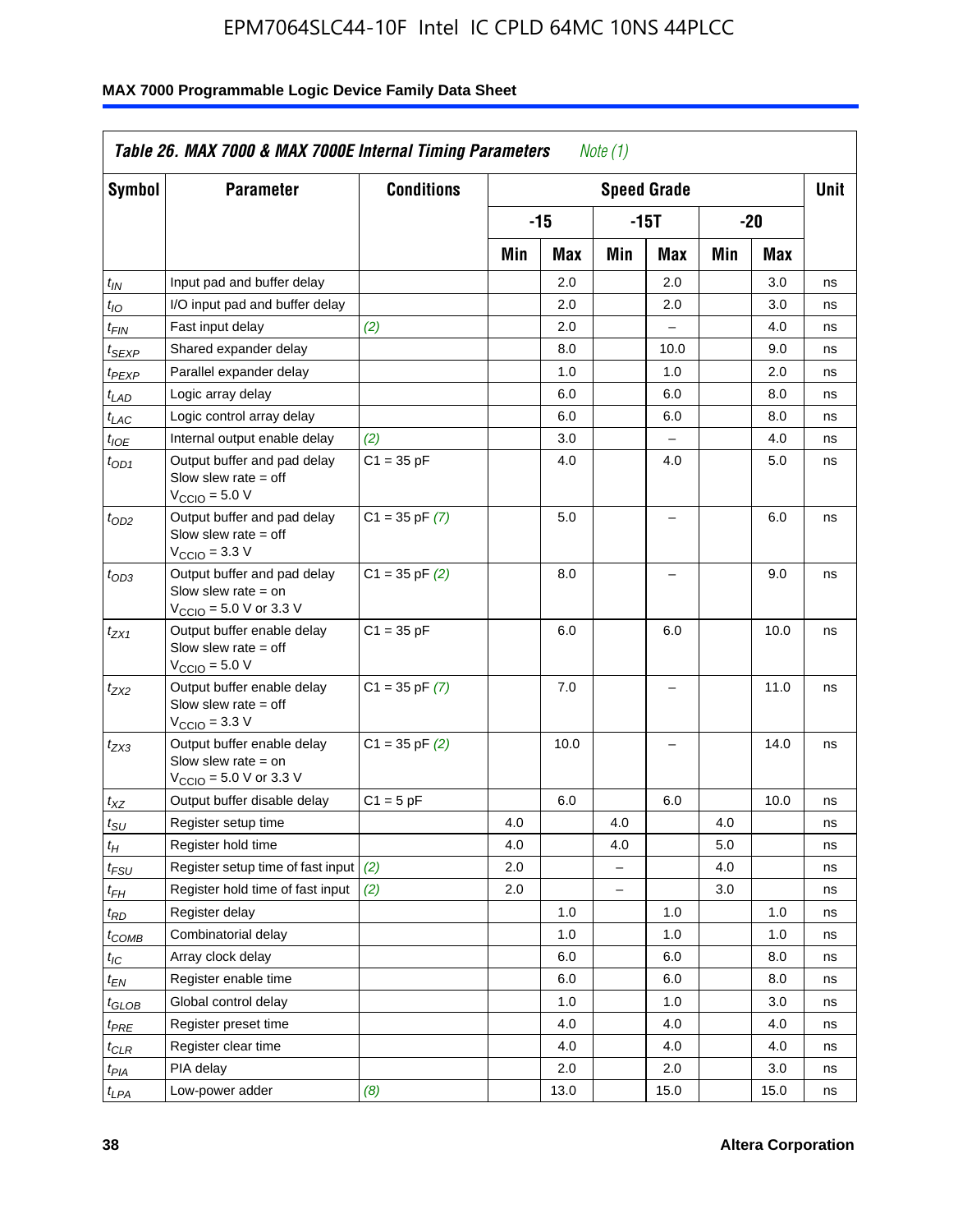**Table 26. MAX 7000 & MAX 7000E Internal Timing Parameters** *Note (1)*

| Symbol | Parameter | Conditions | Speed Grade | | | | | | Unit |
|---|---|---|---|---|---|---|---|---|---|
| | | | -15 | | -15T | | -20 | | |
| | | | Min | Max | Min | Max | Min | Max | |
| $t_{IN}$ | Input pad and buffer delay | | | 2.0 | | 2.0 | | 3.0 | ns |
| $t_{IO}$ | I/O input pad and buffer delay | | | 2.0 | | 2.0 | | 3.0 | ns |
| $t_{FIN}$ | Fast input delay | *(2)* | | 2.0 | | – | | 4.0 | ns |
| $t_{SEXP}$ | Shared expander delay | | | 8.0 | | 10.0 | | 9.0 | ns |
| $t_{PEXP}$ | Parallel expander delay | | | 1.0 | | 1.0 | | 2.0 | ns |
| $t_{LAD}$ | Logic array delay | | | 6.0 | | 6.0 | | 8.0 | ns |
| $t_{LAC}$ | Logic control array delay | | | 6.0 | | 6.0 | | 8.0 | ns |
| $t_{IOE}$ | Internal output enable delay | *(2)* | | 3.0 | | – | | 4.0 | ns |
| $t_{OD1}$ | Output buffer and pad delay Slow slew rate = off $V_{CCIO}$ = 5.0 V | C1 = 35 pF | | 4.0 | | 4.0 | | 5.0 | ns |
| $t_{OD2}$ | Output buffer and pad delay Slow slew rate = off $V_{CCIO}$ = 3.3 V | C1 = 35 pF *(7)* | | 5.0 | | – | | 6.0 | ns |
| $t_{OD3}$ | Output buffer and pad delay Slow slew rate = on $V_{CCIO}$ = 5.0 V or 3.3 V | C1 = 35 pF *(2)* | | 8.0 | | – | | 9.0 | ns |
| $t_{ZX1}$ | Output buffer enable delay Slow slew rate = off $V_{CCIO}$ = 5.0 V | C1 = 35 pF | | 6.0 | | 6.0 | | 10.0 | ns |
| $t_{ZX2}$ | Output buffer enable delay Slow slew rate = off $V_{CCIO}$ = 3.3 V | C1 = 35 pF *(7)* | | 7.0 | | – | | 11.0 | ns |
| $t_{ZX3}$ | Output buffer enable delay Slow slew rate = on $V_{CCIO}$ = 5.0 V or 3.3 V | C1 = 35 pF *(2)* | | 10.0 | | – | | 14.0 | ns |
| $t_{XZ}$ | Output buffer disable delay | C1 = 5 pF | | 6.0 | | 6.0 | | 10.0 | ns |
| $t_{SU}$ | Register setup time | | 4.0 | | 4.0 | | 4.0 | | ns |
| $t_{H}$ | Register hold time | | 4.0 | | 4.0 | | 5.0 | | ns |
| $t_{FSU}$ | Register setup time of fast input | *(2)* | 2.0 | | – | | 4.0 | | ns |
| $t_{FH}$ | Register hold time of fast input | *(2)* | 2.0 | | – | | 3.0 | | ns |
| $t_{RD}$ | Register delay | | | 1.0 | | 1.0 | | 1.0 | ns |
| $t_{COMB}$ | Combinatorial delay | | | 1.0 | | 1.0 | | 1.0 | ns |
| $t_{IC}$ | Array clock delay | | | 6.0 | | 6.0 | | 8.0 | ns |
| $t_{EN}$ | Register enable time | | | 6.0 | | 6.0 | | 8.0 | ns |
| $t_{GLOB}$ | Global control delay | | | 1.0 | | 1.0 | | 3.0 | ns |
| $t_{PRE}$ | Register preset time | | | 4.0 | | 4.0 | | 4.0 | ns |
| $t_{CLR}$ | Register clear time | | | 4.0 | | 4.0 | | 4.0 | ns |
| $t_{PIA}$ | PIA delay | | | 2.0 | | 2.0 | | 3.0 | ns |
| $t_{LPA}$ | Low-power adder | *(8)* | | 13.0 | | 15.0 | | 15.0 | ns |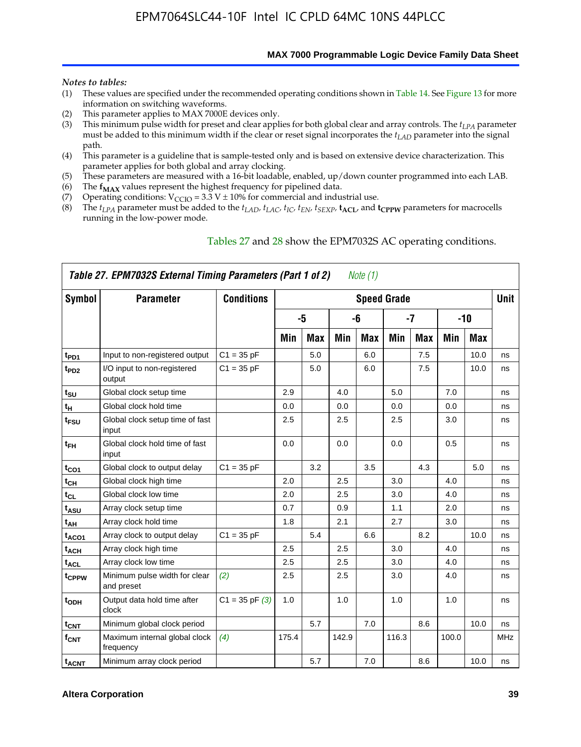*Notes to tables:*

(1) These values are specified under the recommended operating conditions shown in Table 14. See Figure 13 for more information on switching waveforms.
(2) This parameter applies to MAX 7000E devices only.
(3) This minimum pulse width for preset and clear applies for both global clear and array controls. The $t_{LPA}$ parameter must be added to this minimum width if the clear or reset signal incorporates the $t_{LAD}$ parameter into the signal path.
(4) This parameter is a guideline that is sample-tested only and is based on extensive device characterization. This parameter applies for both global and array clocking.
(5) These parameters are measured with a 16-bit loadable, enabled, up/down counter programmed into each LAB.
(6) The $\mathbf{f_{MAX}}$ values represent the highest frequency for pipelined data.
(7) Operating conditions: $V_{CCIO}$ = 3.3 V ± 10% for commercial and industrial use.
(8) The $t_{LPA}$ parameter must be added to the $t_{LAD}$, $t_{LAC}$, $t_{IC}$, $t_{EN}$, $t_{SEXP}$, $\mathbf{t_{ACL}}$, and $\mathbf{t_{CPPW}}$ parameters for macrocells running in the low-power mode.

Tables 27 and 28 show the EPM7032S AC operating conditions.

**Table 27. EPM7032S External Timing Parameters (Part 1 of 2)** *Note (1)*

| Symbol | Parameter | Conditions | Speed Grade | | | | | | | | Unit |
|---|---|---|---|---|---|---|---|---|---|---|---|
| | | | -5 | | -6 | | -7 | | -10 | | |
| | | | Min | Max | Min | Max | Min | Max | Min | Max | |
| $t_{PD1}$ | Input to non-registered output | C1 = 35 pF | | 5.0 | | 6.0 | | 7.5 | | 10.0 | ns |
| $t_{PD2}$ | I/O input to non-registered output | C1 = 35 pF | | 5.0 | | 6.0 | | 7.5 | | 10.0 | ns |
| $t_{SU}$ | Global clock setup time | | 2.9 | | 4.0 | | 5.0 | | 7.0 | | ns |
| $t_{H}$ | Global clock hold time | | 0.0 | | 0.0 | | 0.0 | | 0.0 | | ns |
| $t_{FSU}$ | Global clock setup time of fast input | | 2.5 | | 2.5 | | 2.5 | | 3.0 | | ns |
| $t_{FH}$ | Global clock hold time of fast input | | 0.0 | | 0.0 | | 0.0 | | 0.5 | | ns |
| $t_{CO1}$ | Global clock to output delay | C1 = 35 pF | | 3.2 | | 3.5 | | 4.3 | | 5.0 | ns |
| $t_{CH}$ | Global clock high time | | 2.0 | | 2.5 | | 3.0 | | 4.0 | | ns |
| $t_{CL}$ | Global clock low time | | 2.0 | | 2.5 | | 3.0 | | 4.0 | | ns |
| $t_{ASU}$ | Array clock setup time | | 0.7 | | 0.9 | | 1.1 | | 2.0 | | ns |
| $t_{AH}$ | Array clock hold time | | 1.8 | | 2.1 | | 2.7 | | 3.0 | | ns |
| $t_{ACO1}$ | Array clock to output delay | C1 = 35 pF | | 5.4 | | 6.6 | | 8.2 | | 10.0 | ns |
| $t_{ACH}$ | Array clock high time | | 2.5 | | 2.5 | | 3.0 | | 4.0 | | ns |
| $t_{ACL}$ | Array clock low time | | 2.5 | | 2.5 | | 3.0 | | 4.0 | | ns |
| $t_{CPPW}$ | Minimum pulse width for clear and preset | *(2)* | 2.5 | | 2.5 | | 3.0 | | 4.0 | | ns |
| $t_{ODH}$ | Output data hold time after clock | C1 = 35 pF *(3)* | 1.0 | | 1.0 | | 1.0 | | 1.0 | | ns |
| $t_{CNT}$ | Minimum global clock period | | | 5.7 | | 7.0 | | 8.6 | | 10.0 | ns |
| $f_{CNT}$ | Maximum internal global clock frequency | *(4)* | 175.4 | | 142.9 | | 116.3 | | 100.0 | | MHz |
| $t_{ACNT}$ | Minimum array clock period | | | 5.7 | | 7.0 | | 8.6 | | 10.0 | ns |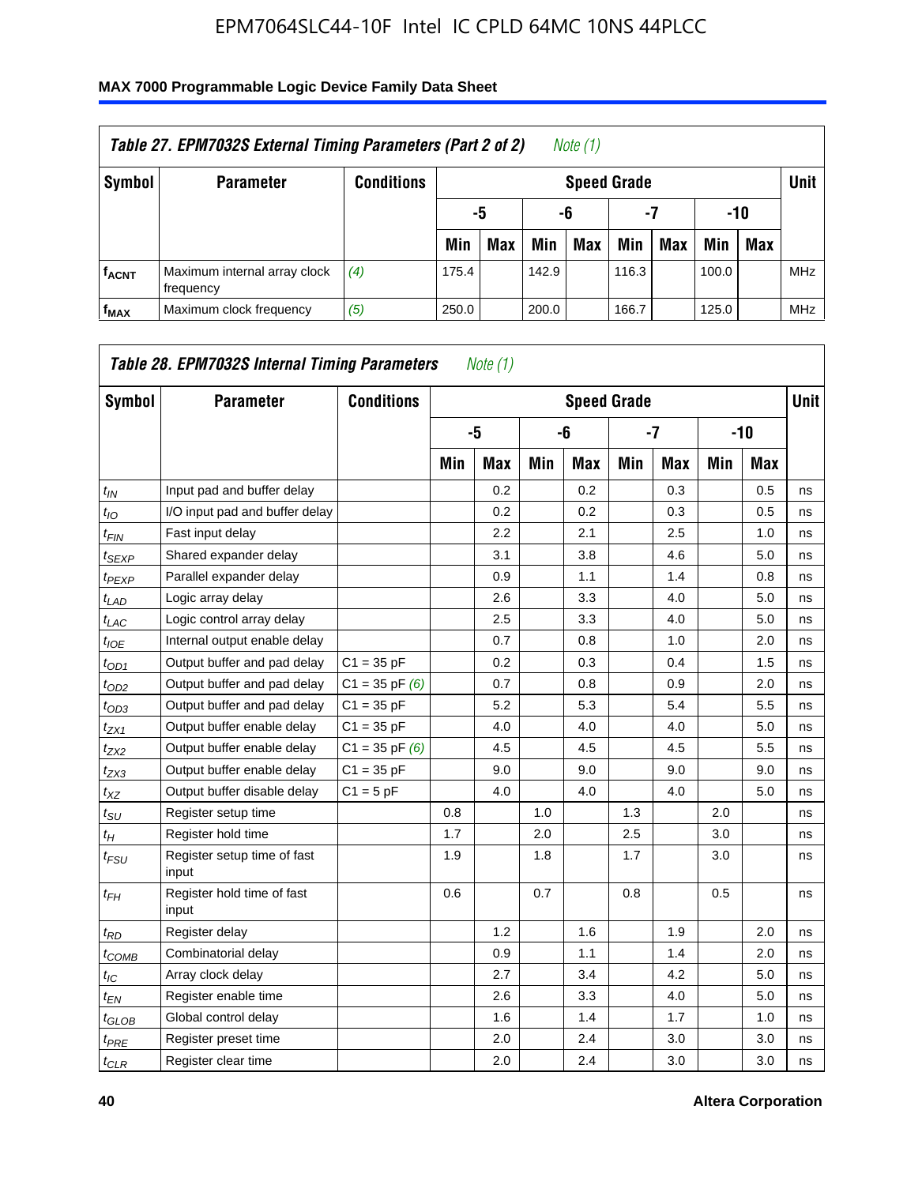**Table 27. EPM7032S External Timing Parameters (Part 2 of 2)** *Note (1)*

| Symbol | Parameter | Conditions | Speed Grade | | | | | | | | Unit |
|---|---|---|---|---|---|---|---|---|---|---|---|
| | | | -5 | | -6 | | -7 | | -10 | | |
| | | | Min | Max | Min | Max | Min | Max | Min | Max | |
| $f_{ACNT}$ | Maximum internal array clock frequency | *(4)* | 175.4 | | 142.9 | | 116.3 | | 100.0 | | MHz |
| $f_{MAX}$ | Maximum clock frequency | *(5)* | 250.0 | | 200.0 | | 166.7 | | 125.0 | | MHz |

**Table 28. EPM7032S Internal Timing Parameters** *Note (1)*

| Symbol | Parameter | Conditions | Speed Grade | | | | | | | | Unit |
|---|---|---|---|---|---|---|---|---|---|---|---|
| | | | -5 | | -6 | | -7 | | -10 | | |
| | | | Min | Max | Min | Max | Min | Max | Min | Max | |
| $t_{IN}$ | Input pad and buffer delay | | | 0.2 | | 0.2 | | 0.3 | | 0.5 | ns |
| $t_{IO}$ | I/O input pad and buffer delay | | | 0.2 | | 0.2 | | 0.3 | | 0.5 | ns |
| $t_{FIN}$ | Fast input delay | | | 2.2 | | 2.1 | | 2.5 | | 1.0 | ns |
| $t_{SEXP}$ | Shared expander delay | | | 3.1 | | 3.8 | | 4.6 | | 5.0 | ns |
| $t_{PEXP}$ | Parallel expander delay | | | 0.9 | | 1.1 | | 1.4 | | 0.8 | ns |
| $t_{LAD}$ | Logic array delay | | | 2.6 | | 3.3 | | 4.0 | | 5.0 | ns |
| $t_{LAC}$ | Logic control array delay | | | 2.5 | | 3.3 | | 4.0 | | 5.0 | ns |
| $t_{IOE}$ | Internal output enable delay | | | 0.7 | | 0.8 | | 1.0 | | 2.0 | ns |
| $t_{OD1}$ | Output buffer and pad delay | C1 = 35 pF | | 0.2 | | 0.3 | | 0.4 | | 1.5 | ns |
| $t_{OD2}$ | Output buffer and pad delay | C1 = 35 pF *(6)* | | 0.7 | | 0.8 | | 0.9 | | 2.0 | ns |
| $t_{OD3}$ | Output buffer and pad delay | C1 = 35 pF | | 5.2 | | 5.3 | | 5.4 | | 5.5 | ns |
| $t_{ZX1}$ | Output buffer enable delay | C1 = 35 pF | | 4.0 | | 4.0 | | 4.0 | | 5.0 | ns |
| $t_{ZX2}$ | Output buffer enable delay | C1 = 35 pF *(6)* | | 4.5 | | 4.5 | | 4.5 | | 5.5 | ns |
| $t_{ZX3}$ | Output buffer enable delay | C1 = 35 pF | | 9.0 | | 9.0 | | 9.0 | | 9.0 | ns |
| $t_{XZ}$ | Output buffer disable delay | C1 = 5 pF | | 4.0 | | 4.0 | | 4.0 | | 5.0 | ns |
| $t_{SU}$ | Register setup time | | 0.8 | | 1.0 | | 1.3 | | 2.0 | | ns |
| $t_{H}$ | Register hold time | | 1.7 | | 2.0 | | 2.5 | | 3.0 | | ns |
| $t_{FSU}$ | Register setup time of fast input | | 1.9 | | 1.8 | | 1.7 | | 3.0 | | ns |
| $t_{FH}$ | Register hold time of fast input | | 0.6 | | 0.7 | | 0.8 | | 0.5 | | ns |
| $t_{RD}$ | Register delay | | | 1.2 | | 1.6 | | 1.9 | | 2.0 | ns |
| $t_{COMB}$ | Combinatorial delay | | | 0.9 | | 1.1 | | 1.4 | | 2.0 | ns |
| $t_{IC}$ | Array clock delay | | | 2.7 | | 3.4 | | 4.2 | | 5.0 | ns |
| $t_{EN}$ | Register enable time | | | 2.6 | | 3.3 | | 4.0 | | 5.0 | ns |
| $t_{GLOB}$ | Global control delay | | | 1.6 | | 1.4 | | 1.7 | | 1.0 | ns |
| $t_{PRE}$ | Register preset time | | | 2.0 | | 2.4 | | 3.0 | | 3.0 | ns |
| $t_{CLR}$ | Register clear time | | | 2.0 | | 2.4 | | 3.0 | | 3.0 | ns |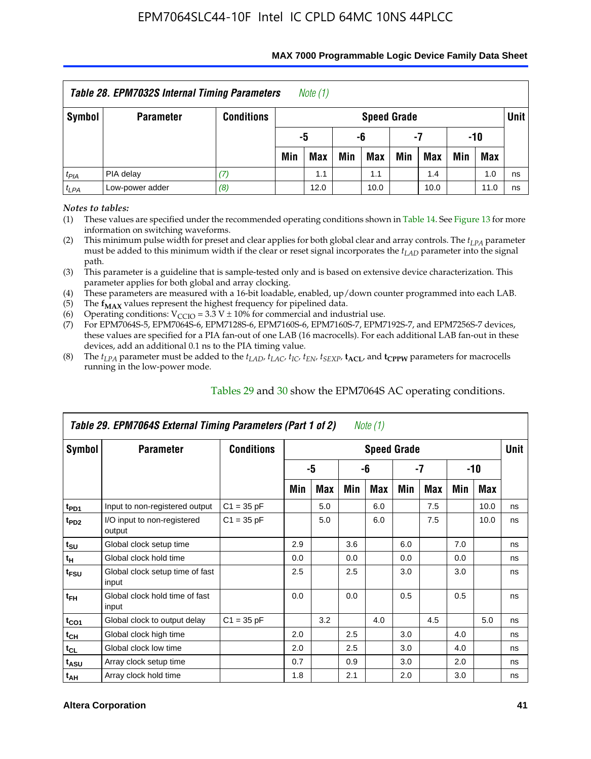| *Table 28. EPM7032S Internal Timing Parameters* *Note (1)* | | | | | | | | | | | |
|---|---|---|---|---|---|---|---|---|---|---|---|
| Symbol | Parameter | Conditions | Speed Grade | | | | | | | | Unit |
| | | | -5 | | -6 | | -7 | | -10 | | |
| | | | Min | Max | Min | Max | Min | Max | Min | Max | |
| $t_{PIA}$ | PIA delay | *(7)* | | 1.1 | | 1.1 | | 1.4 | | 1.0 | ns |
| $t_{LPA}$ | Low-power adder | *(8)* | | 12.0 | | 10.0 | | 10.0 | | 11.0 | ns |

*Notes to tables:*

(1) These values are specified under the recommended operating conditions shown in Table 14. See Figure 13 for more information on switching waveforms.
(2) This minimum pulse width for preset and clear applies for both global clear and array controls. The $t_{LPA}$ parameter must be added to this minimum width if the clear or reset signal incorporates the $t_{LAD}$ parameter into the signal path.
(3) This parameter is a guideline that is sample-tested only and is based on extensive device characterization. This parameter applies for both global and array clocking.
(4) These parameters are measured with a 16-bit loadable, enabled, up/down counter programmed into each LAB.
(5) The $\mathbf{f_{MAX}}$ values represent the highest frequency for pipelined data.
(6) Operating conditions: $V_{CCIO}$ = 3.3 V ± 10% for commercial and industrial use.
(7) For EPM7064S-5, EPM7064S-6, EPM7128S-6, EPM7160S-6, EPM7160S-7, EPM7192S-7, and EPM7256S-7 devices, these values are specified for a PIA fan-out of one LAB (16 macrocells). For each additional LAB fan-out in these devices, add an additional 0.1 ns to the PIA timing value.
(8) The $t_{LPA}$ parameter must be added to the $t_{LAD}$, $t_{LAC}$, $t_{IC}$, $t_{EN}$, $t_{SEXP}$, $\mathbf{t_{ACL}}$, and $\mathbf{t_{CPPW}}$ parameters for macrocells running in the low-power mode.

Tables 29 and 30 show the EPM7064S AC operating conditions.

| *Table 29. EPM7064S External Timing Parameters (Part 1 of 2)* *Note (1)* | | | | | | | | | | | |
|---|---|---|---|---|---|---|---|---|---|---|---|
| Symbol | Parameter | Conditions | Speed Grade | | | | | | | | Unit |
| | | | -5 | | -6 | | -7 | | -10 | | |
| | | | Min | Max | Min | Max | Min | Max | Min | Max | |
| $t_{PD1}$ | Input to non-registered output | C1 = 35 pF | | 5.0 | | 6.0 | | 7.5 | | 10.0 | ns |
| $t_{PD2}$ | I/O input to non-registered output | C1 = 35 pF | | 5.0 | | 6.0 | | 7.5 | | 10.0 | ns |
| $t_{SU}$ | Global clock setup time | | 2.9 | | 3.6 | | 6.0 | | 7.0 | | ns |
| $t_{H}$ | Global clock hold time | | 0.0 | | 0.0 | | 0.0 | | 0.0 | | ns |
| $t_{FSU}$ | Global clock setup time of fast input | | 2.5 | | 2.5 | | 3.0 | | 3.0 | | ns |
| $t_{FH}$ | Global clock hold time of fast input | | 0.0 | | 0.0 | | 0.5 | | 0.5 | | ns |
| $t_{CO1}$ | Global clock to output delay | C1 = 35 pF | | 3.2 | | 4.0 | | 4.5 | | 5.0 | ns |
| $t_{CH}$ | Global clock high time | | 2.0 | | 2.5 | | 3.0 | | 4.0 | | ns |
| $t_{CL}$ | Global clock low time | | 2.0 | | 2.5 | | 3.0 | | 4.0 | | ns |
| $t_{ASU}$ | Array clock setup time | | 0.7 | | 0.9 | | 3.0 | | 2.0 | | ns |
| $t_{AH}$ | Array clock hold time | | 1.8 | | 2.1 | | 2.0 | | 3.0 | | ns |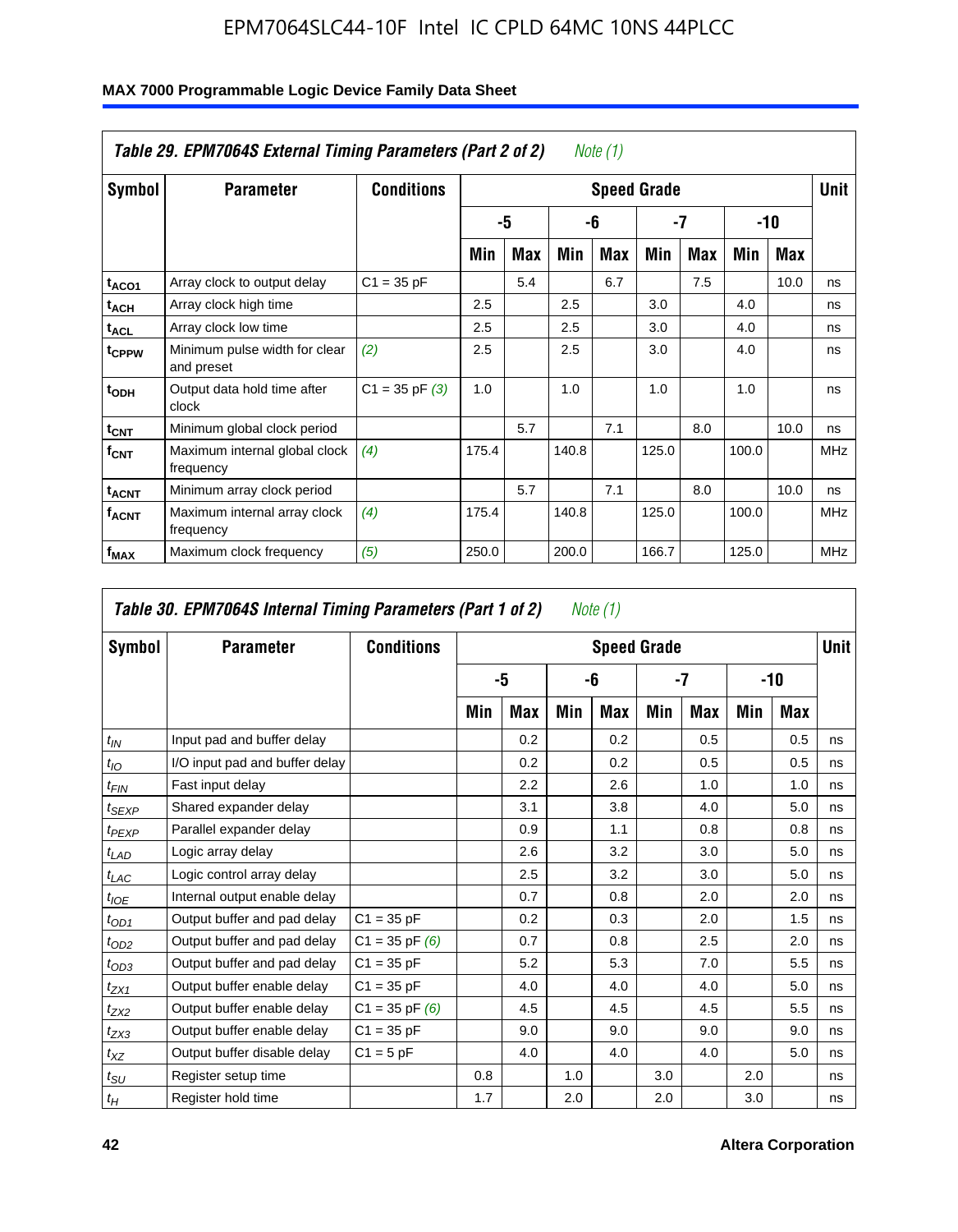| Table 29. EPM7064S External Timing Parameters (Part 2 of 2) *Note (1)* | | | | | | | | | | | |
|---|---|---|---|---|---|---|---|---|---|---|---|
| **Symbol** | **Parameter** | **Conditions** | **Speed Grade** | | | | | | | | **Unit** |
| | | | **-5** | | **-6** | | **-7** | | **-10** | | |
| | | | **Min** | **Max** | **Min** | **Max** | **Min** | **Max** | **Min** | **Max** | |
| $t_{ACO1}$ | Array clock to output delay | C1 = 35 pF | | 5.4 | | 6.7 | | 7.5 | | 10.0 | ns |
| $t_{ACH}$ | Array clock high time | | 2.5 | | 2.5 | | 3.0 | | 4.0 | | ns |
| $t_{ACL}$ | Array clock low time | | 2.5 | | 2.5 | | 3.0 | | 4.0 | | ns |
| $t_{CPPW}$ | Minimum pulse width for clear and preset | *(2)* | 2.5 | | 2.5 | | 3.0 | | 4.0 | | ns |
| $t_{ODH}$ | Output data hold time after clock | C1 = 35 pF *(3)* | 1.0 | | 1.0 | | 1.0 | | 1.0 | | ns |
| $t_{CNT}$ | Minimum global clock period | | | 5.7 | | 7.1 | | 8.0 | | 10.0 | ns |
| $f_{CNT}$ | Maximum internal global clock frequency | *(4)* | 175.4 | | 140.8 | | 125.0 | | 100.0 | | MHz |
| $t_{ACNT}$ | Minimum array clock period | | | 5.7 | | 7.1 | | 8.0 | | 10.0 | ns |
| $f_{ACNT}$ | Maximum internal array clock frequency | *(4)* | 175.4 | | 140.8 | | 125.0 | | 100.0 | | MHz |
| $f_{MAX}$ | Maximum clock frequency | *(5)* | 250.0 | | 200.0 | | 166.7 | | 125.0 | | MHz |

| Table 30. EPM7064S Internal Timing Parameters (Part 1 of 2) *Note (1)* | | | | | | | | | | | |
|---|---|---|---|---|---|---|---|---|---|---|---|
| **Symbol** | **Parameter** | **Conditions** | **Speed Grade** | | | | | | | | **Unit** |
| | | | **-5** | | **-6** | | **-7** | | **-10** | | |
| | | | **Min** | **Max** | **Min** | **Max** | **Min** | **Max** | **Min** | **Max** | |
| $t_{IN}$ | Input pad and buffer delay | | | 0.2 | | 0.2 | | 0.5 | | 0.5 | ns |
| $t_{IO}$ | I/O input pad and buffer delay | | | 0.2 | | 0.2 | | 0.5 | | 0.5 | ns |
| $t_{FIN}$ | Fast input delay | | | 2.2 | | 2.6 | | 1.0 | | 1.0 | ns |
| $t_{SEXP}$ | Shared expander delay | | | 3.1 | | 3.8 | | 4.0 | | 5.0 | ns |
| $t_{PEXP}$ | Parallel expander delay | | | 0.9 | | 1.1 | | 0.8 | | 0.8 | ns |
| $t_{LAD}$ | Logic array delay | | | 2.6 | | 3.2 | | 3.0 | | 5.0 | ns |
| $t_{LAC}$ | Logic control array delay | | | 2.5 | | 3.2 | | 3.0 | | 5.0 | ns |
| $t_{IOE}$ | Internal output enable delay | | | 0.7 | | 0.8 | | 2.0 | | 2.0 | ns |
| $t_{OD1}$ | Output buffer and pad delay | C1 = 35 pF | | 0.2 | | 0.3 | | 2.0 | | 1.5 | ns |
| $t_{OD2}$ | Output buffer and pad delay | C1 = 35 pF *(6)* | | 0.7 | | 0.8 | | 2.5 | | 2.0 | ns |
| $t_{OD3}$ | Output buffer and pad delay | C1 = 35 pF | | 5.2 | | 5.3 | | 7.0 | | 5.5 | ns |
| $t_{ZX1}$ | Output buffer enable delay | C1 = 35 pF | | 4.0 | | 4.0 | | 4.0 | | 5.0 | ns |
| $t_{ZX2}$ | Output buffer enable delay | C1 = 35 pF *(6)* | | 4.5 | | 4.5 | | 4.5 | | 5.5 | ns |
| $t_{ZX3}$ | Output buffer enable delay | C1 = 35 pF | | 9.0 | | 9.0 | | 9.0 | | 9.0 | ns |
| $t_{XZ}$ | Output buffer disable delay | C1 = 5 pF | | 4.0 | | 4.0 | | 4.0 | | 5.0 | ns |
| $t_{SU}$ | Register setup time | | 0.8 | | 1.0 | | 3.0 | | 2.0 | | ns |
| $t_{H}$ | Register hold time | | 1.7 | | 2.0 | | 2.0 | | 3.0 | | ns |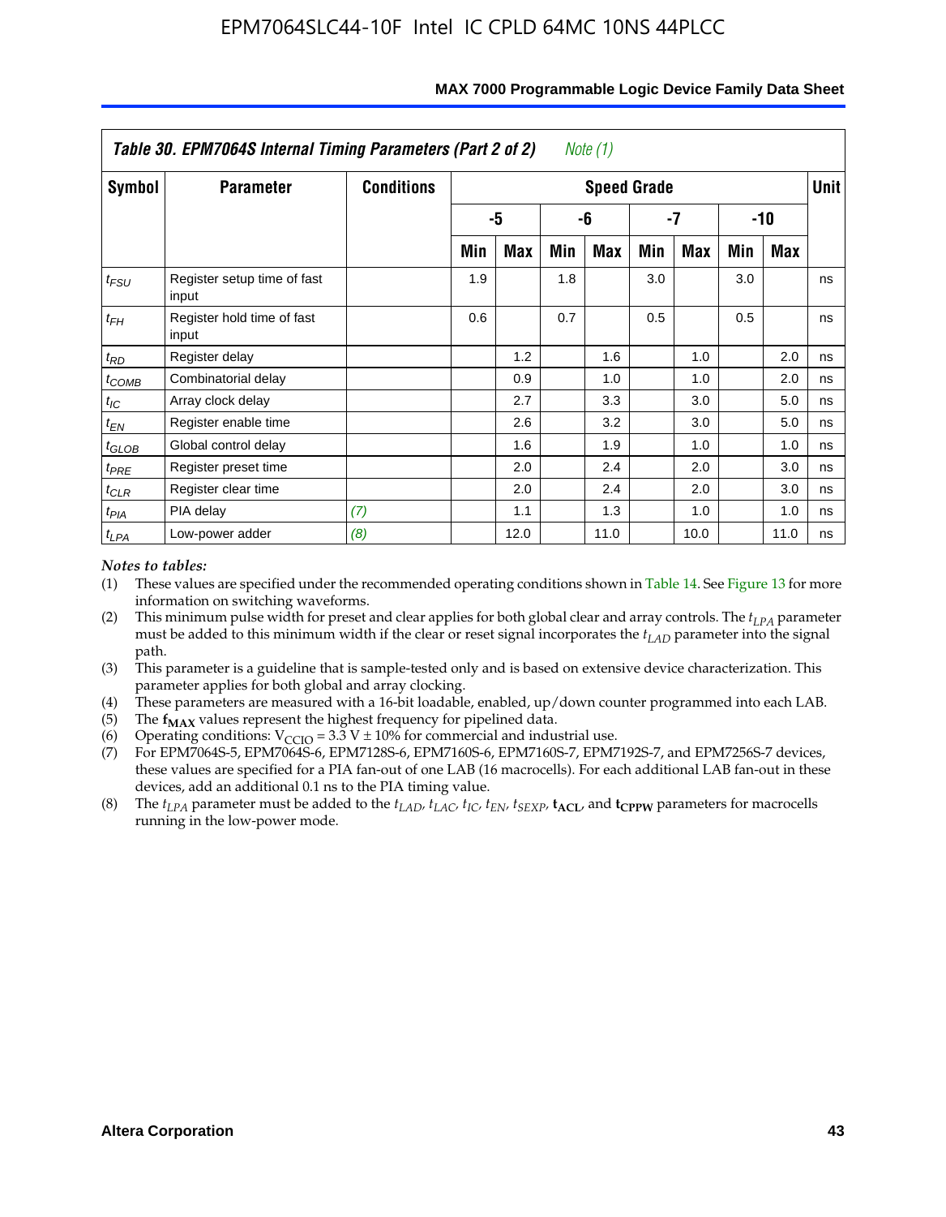**Table 30. EPM7064S Internal Timing Parameters (Part 2 of 2)** *Note (1)*

| Symbol | Parameter | Conditions | Speed Grade | | | | | | | | Unit |
|---|---|---|---|---|---|---|---|---|---|---|---|
| | | | -5 | | -6 | | -7 | | -10 | | |
| | | | Min | Max | Min | Max | Min | Max | Min | Max | |
| $t_{FSU}$ | Register setup time of fast input | | 1.9 | | 1.8 | | 3.0 | | 3.0 | | ns |
| $t_{FH}$ | Register hold time of fast input | | 0.6 | | 0.7 | | 0.5 | | 0.5 | | ns |
| $t_{RD}$ | Register delay | | | 1.2 | | 1.6 | | 1.0 | | 2.0 | ns |
| $t_{COMB}$ | Combinatorial delay | | | 0.9 | | 1.0 | | 1.0 | | 2.0 | ns |
| $t_{IC}$ | Array clock delay | | | 2.7 | | 3.3 | | 3.0 | | 5.0 | ns |
| $t_{EN}$ | Register enable time | | | 2.6 | | 3.2 | | 3.0 | | 5.0 | ns |
| $t_{GLOB}$ | Global control delay | | | 1.6 | | 1.9 | | 1.0 | | 1.0 | ns |
| $t_{PRE}$ | Register preset time | | | 2.0 | | 2.4 | | 2.0 | | 3.0 | ns |
| $t_{CLR}$ | Register clear time | | | 2.0 | | 2.4 | | 2.0 | | 3.0 | ns |
| $t_{PIA}$ | PIA delay | *(7)* | | 1.1 | | 1.3 | | 1.0 | | 1.0 | ns |
| $t_{LPA}$ | Low-power adder | *(8)* | | 12.0 | | 11.0 | | 10.0 | | 11.0 | ns |

*Notes to tables:*

(1) These values are specified under the recommended operating conditions shown in Table 14. See Figure 13 for more information on switching waveforms.

(2) This minimum pulse width for preset and clear applies for both global clear and array controls. The $t_{LPA}$ parameter must be added to this minimum width if the clear or reset signal incorporates the $t_{LAD}$ parameter into the signal path.

(3) This parameter is a guideline that is sample-tested only and is based on extensive device characterization. This parameter applies for both global and array clocking.

(4) These parameters are measured with a 16-bit loadable, enabled, up/down counter programmed into each LAB.

(5) The $\mathbf{f_{MAX}}$ values represent the highest frequency for pipelined data.

(6) Operating conditions: $V_{CCIO} = 3.3$ V ± 10% for commercial and industrial use.

(7) For EPM7064S-5, EPM7064S-6, EPM7128S-6, EPM7160S-6, EPM7160S-7, EPM7192S-7, and EPM7256S-7 devices, these values are specified for a PIA fan-out of one LAB (16 macrocells). For each additional LAB fan-out in these devices, add an additional 0.1 ns to the PIA timing value.

(8) The $t_{LPA}$ parameter must be added to the $t_{LAD}$, $t_{LAC}$, $t_{IC}$, $t_{EN}$, $t_{SEXP}$, $\mathbf{t_{ACL}}$, and $\mathbf{t_{CPPW}}$ parameters for macrocells running in the low-power mode.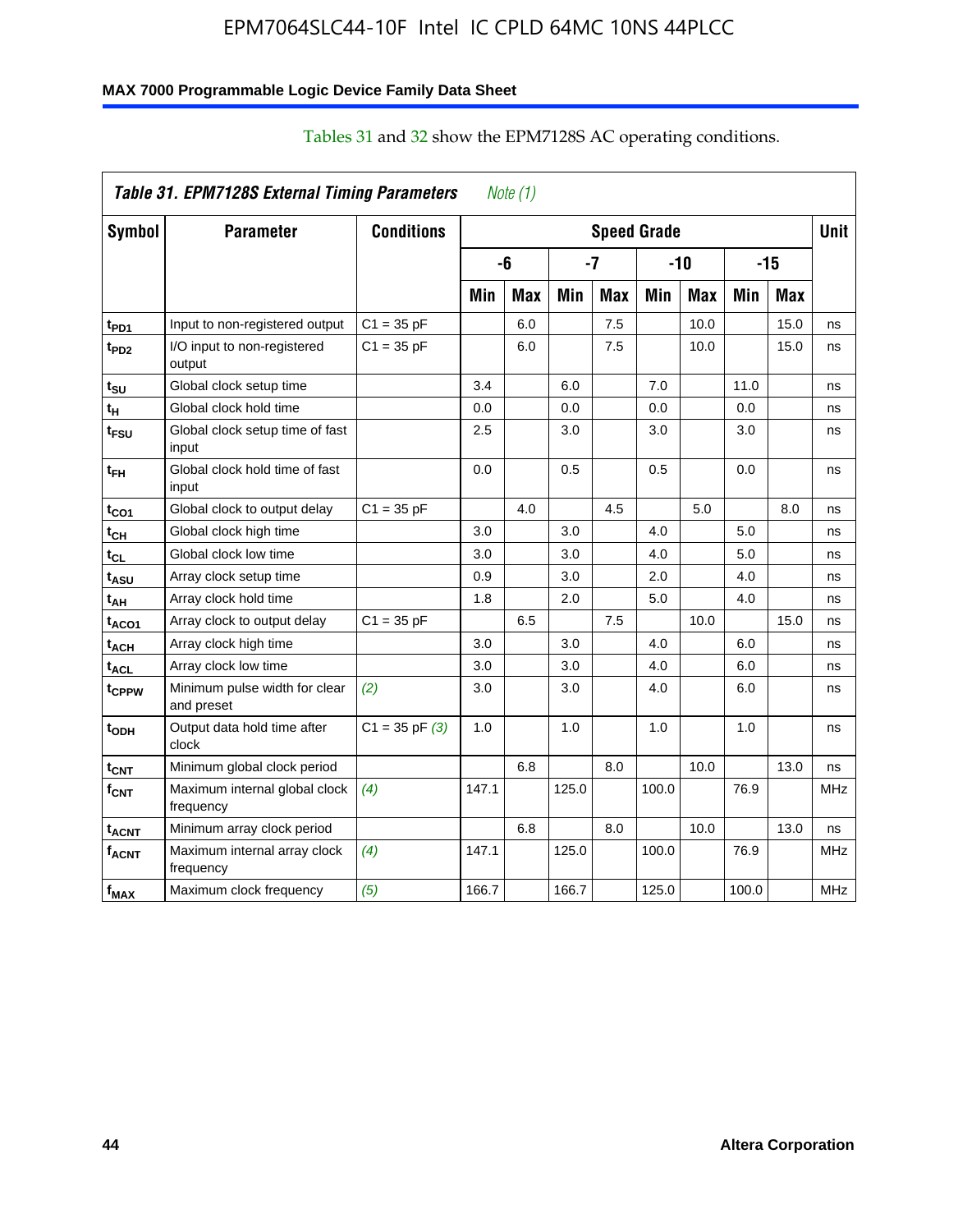Tables 31 and 32 show the EPM7128S AC operating conditions.

| Table 31. EPM7128S External Timing Parameters *Note (1)* | | | | | | | | | | | |
|---|---|---|---|---|---|---|---|---|---|---|---|
| **Symbol** | **Parameter** | **Conditions** | **Speed Grade** | | | | | | | | **Unit** |
| | | | **-6** | | **-7** | | **-10** | | **-15** | | |
| | | | **Min** | **Max** | **Min** | **Max** | **Min** | **Max** | **Min** | **Max** | |
| $t_{PD1}$ | Input to non-registered output | C1 = 35 pF | | 6.0 | | 7.5 | | 10.0 | | 15.0 | ns |
| $t_{PD2}$ | I/O input to non-registered output | C1 = 35 pF | | 6.0 | | 7.5 | | 10.0 | | 15.0 | ns |
| $t_{SU}$ | Global clock setup time | | 3.4 | | 6.0 | | 7.0 | | 11.0 | | ns |
| $t_H$ | Global clock hold time | | 0.0 | | 0.0 | | 0.0 | | 0.0 | | ns |
| $t_{FSU}$ | Global clock setup time of fast input | | 2.5 | | 3.0 | | 3.0 | | 3.0 | | ns |
| $t_{FH}$ | Global clock hold time of fast input | | 0.0 | | 0.5 | | 0.5 | | 0.0 | | ns |
| $t_{CO1}$ | Global clock to output delay | C1 = 35 pF | | 4.0 | | 4.5 | | 5.0 | | 8.0 | ns |
| $t_{CH}$ | Global clock high time | | 3.0 | | 3.0 | | 4.0 | | 5.0 | | ns |
| $t_{CL}$ | Global clock low time | | 3.0 | | 3.0 | | 4.0 | | 5.0 | | ns |
| $t_{ASU}$ | Array clock setup time | | 0.9 | | 3.0 | | 2.0 | | 4.0 | | ns |
| $t_{AH}$ | Array clock hold time | | 1.8 | | 2.0 | | 5.0 | | 4.0 | | ns |
| $t_{ACO1}$ | Array clock to output delay | C1 = 35 pF | | 6.5 | | 7.5 | | 10.0 | | 15.0 | ns |
| $t_{ACH}$ | Array clock high time | | 3.0 | | 3.0 | | 4.0 | | 6.0 | | ns |
| $t_{ACL}$ | Array clock low time | | 3.0 | | 3.0 | | 4.0 | | 6.0 | | ns |
| $t_{CPPW}$ | Minimum pulse width for clear and preset | *(2)* | 3.0 | | 3.0 | | 4.0 | | 6.0 | | ns |
| $t_{ODH}$ | Output data hold time after clock | C1 = 35 pF *(3)* | 1.0 | | 1.0 | | 1.0 | | 1.0 | | ns |
| $t_{CNT}$ | Minimum global clock period | | | 6.8 | | 8.0 | | 10.0 | | 13.0 | ns |
| $f_{CNT}$ | Maximum internal global clock frequency | *(4)* | 147.1 | | 125.0 | | 100.0 | | 76.9 | | MHz |
| $t_{ACNT}$ | Minimum array clock period | | | 6.8 | | 8.0 | | 10.0 | | 13.0 | ns |
| $f_{ACNT}$ | Maximum internal array clock frequency | *(4)* | 147.1 | | 125.0 | | 100.0 | | 76.9 | | MHz |
| $f_{MAX}$ | Maximum clock frequency | *(5)* | 166.7 | | 166.7 | | 125.0 | | 100.0 | | MHz |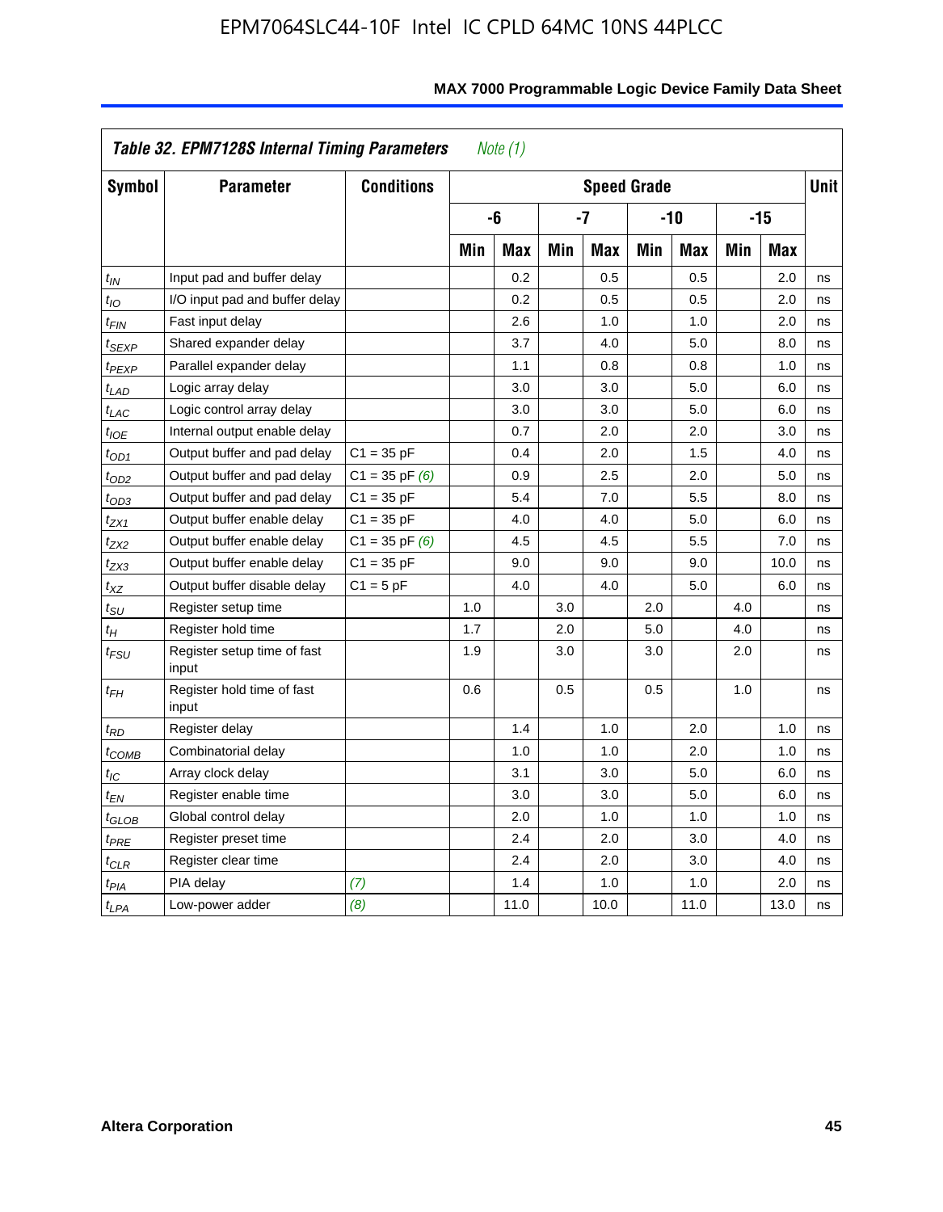**Table 32. EPM7128S Internal Timing Parameters** *Note (1)*

| Symbol | Parameter | Conditions | Speed Grade | | | | | | | | Unit |
|---|---|---|---|---|---|---|---|---|---|---|---|
| | | | -6 | | -7 | | -10 | | -15 | | |
| | | | Min | Max | Min | Max | Min | Max | Min | Max | |
| $t_{IN}$ | Input pad and buffer delay | | | 0.2 | | 0.5 | | 0.5 | | 2.0 | ns |
| $t_{IO}$ | I/O input pad and buffer delay | | | 0.2 | | 0.5 | | 0.5 | | 2.0 | ns |
| $t_{FIN}$ | Fast input delay | | | 2.6 | | 1.0 | | 1.0 | | 2.0 | ns |
| $t_{SEXP}$ | Shared expander delay | | | 3.7 | | 4.0 | | 5.0 | | 8.0 | ns |
| $t_{PEXP}$ | Parallel expander delay | | | 1.1 | | 0.8 | | 0.8 | | 1.0 | ns |
| $t_{LAD}$ | Logic array delay | | | 3.0 | | 3.0 | | 5.0 | | 6.0 | ns |
| $t_{LAC}$ | Logic control array delay | | | 3.0 | | 3.0 | | 5.0 | | 6.0 | ns |
| $t_{IOE}$ | Internal output enable delay | | | 0.7 | | 2.0 | | 2.0 | | 3.0 | ns |
| $t_{OD1}$ | Output buffer and pad delay | C1 = 35 pF | | 0.4 | | 2.0 | | 1.5 | | 4.0 | ns |
| $t_{OD2}$ | Output buffer and pad delay | C1 = 35 pF *(6)* | | 0.9 | | 2.5 | | 2.0 | | 5.0 | ns |
| $t_{OD3}$ | Output buffer and pad delay | C1 = 35 pF | | 5.4 | | 7.0 | | 5.5 | | 8.0 | ns |
| $t_{ZX1}$ | Output buffer enable delay | C1 = 35 pF | | 4.0 | | 4.0 | | 5.0 | | 6.0 | ns |
| $t_{ZX2}$ | Output buffer enable delay | C1 = 35 pF *(6)* | | 4.5 | | 4.5 | | 5.5 | | 7.0 | ns |
| $t_{ZX3}$ | Output buffer enable delay | C1 = 35 pF | | 9.0 | | 9.0 | | 9.0 | | 10.0 | ns |
| $t_{XZ}$ | Output buffer disable delay | C1 = 5 pF | | 4.0 | | 4.0 | | 5.0 | | 6.0 | ns |
| $t_{SU}$ | Register setup time | | 1.0 | | 3.0 | | 2.0 | | 4.0 | | ns |
| $t_{H}$ | Register hold time | | 1.7 | | 2.0 | | 5.0 | | 4.0 | | ns |
| $t_{FSU}$ | Register setup time of fast input | | 1.9 | | 3.0 | | 3.0 | | 2.0 | | ns |
| $t_{FH}$ | Register hold time of fast input | | 0.6 | | 0.5 | | 0.5 | | 1.0 | | ns |
| $t_{RD}$ | Register delay | | | 1.4 | | 1.0 | | 2.0 | | 1.0 | ns |
| $t_{COMB}$ | Combinatorial delay | | | 1.0 | | 1.0 | | 2.0 | | 1.0 | ns |
| $t_{IC}$ | Array clock delay | | | 3.1 | | 3.0 | | 5.0 | | 6.0 | ns |
| $t_{EN}$ | Register enable time | | | 3.0 | | 3.0 | | 5.0 | | 6.0 | ns |
| $t_{GLOB}$ | Global control delay | | | 2.0 | | 1.0 | | 1.0 | | 1.0 | ns |
| $t_{PRE}$ | Register preset time | | | 2.4 | | 2.0 | | 3.0 | | 4.0 | ns |
| $t_{CLR}$ | Register clear time | | | 2.4 | | 2.0 | | 3.0 | | 4.0 | ns |
| $t_{PIA}$ | PIA delay | *(7)* | | 1.4 | | 1.0 | | 1.0 | | 2.0 | ns |
| $t_{LPA}$ | Low-power adder | *(8)* | | 11.0 | | 10.0 | | 11.0 | | 13.0 | ns |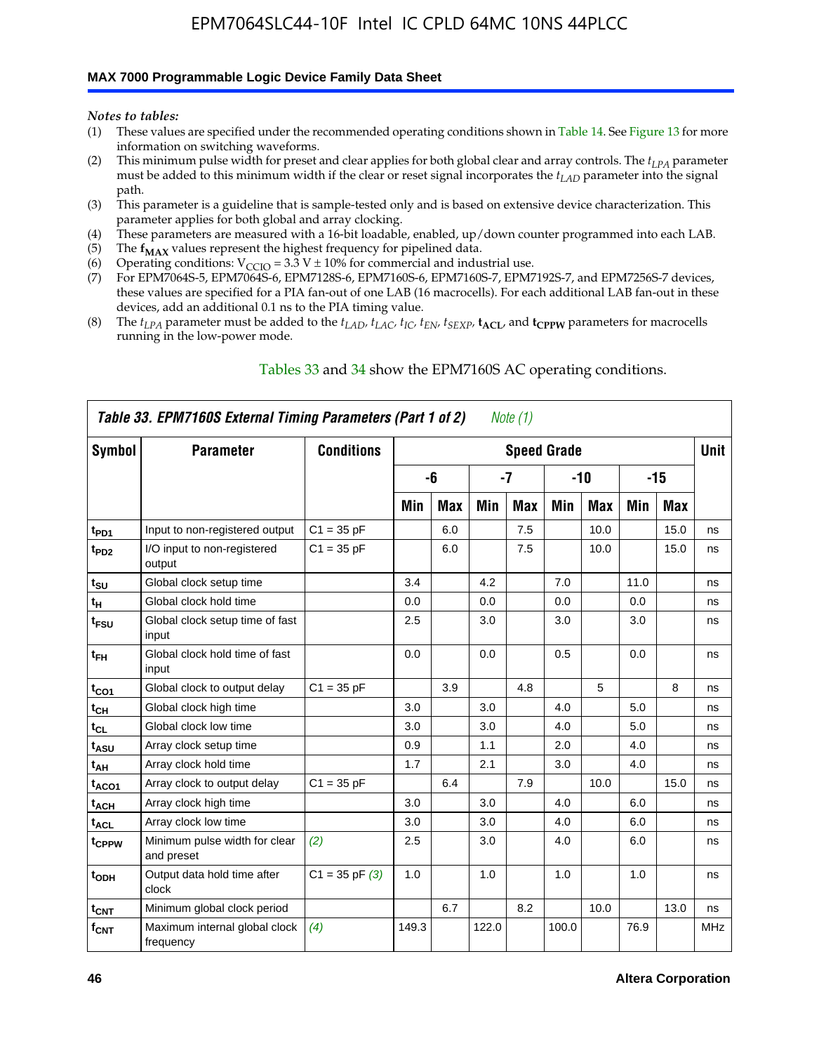*Notes to tables:*

(1) These values are specified under the recommended operating conditions shown in Table 14. See Figure 13 for more information on switching waveforms.

(2) This minimum pulse width for preset and clear applies for both global clear and array controls. The $t_{LPA}$ parameter must be added to this minimum width if the clear or reset signal incorporates the $t_{LAD}$ parameter into the signal path.

(3) This parameter is a guideline that is sample-tested only and is based on extensive device characterization. This parameter applies for both global and array clocking.

(4) These parameters are measured with a 16-bit loadable, enabled, up/down counter programmed into each LAB.

(5) The $\mathbf{f_{MAX}}$ values represent the highest frequency for pipelined data.

(6) Operating conditions: $V_{CCIO}$ = 3.3 V ± 10% for commercial and industrial use.

(7) For EPM7064S-5, EPM7064S-6, EPM7128S-6, EPM7160S-6, EPM7160S-7, EPM7192S-7, and EPM7256S-7 devices, these values are specified for a PIA fan-out of one LAB (16 macrocells). For each additional LAB fan-out in these devices, add an additional 0.1 ns to the PIA timing value.

(8) The $t_{LPA}$ parameter must be added to the $t_{LAD}$, $t_{LAC}$, $t_{IC}$, $t_{EN}$, $t_{SEXP}$, $\mathbf{t_{ACL}}$, and $\mathbf{t_{CPPW}}$ parameters for macrocells running in the low-power mode.

Tables 33 and 34 show the EPM7160S AC operating conditions.

**Table 33. EPM7160S External Timing Parameters (Part 1 of 2)** *Note (1)*

| Symbol | Parameter | Conditions | Speed Grade | | | | | | | | Unit |
|---|---|---|---|---|---|---|---|---|---|---|---|
| | | | -6 | | -7 | | -10 | | -15 | | |
| | | | Min | Max | Min | Max | Min | Max | Min | Max | |
| $t_{PD1}$ | Input to non-registered output | C1 = 35 pF | | 6.0 | | 7.5 | | 10.0 | | 15.0 | ns |
| $t_{PD2}$ | I/O input to non-registered output | C1 = 35 pF | | 6.0 | | 7.5 | | 10.0 | | 15.0 | ns |
| $t_{SU}$ | Global clock setup time | | 3.4 | | 4.2 | | 7.0 | | 11.0 | | ns |
| $t_{H}$ | Global clock hold time | | 0.0 | | 0.0 | | 0.0 | | 0.0 | | ns |
| $t_{FSU}$ | Global clock setup time of fast input | | 2.5 | | 3.0 | | 3.0 | | 3.0 | | ns |
| $t_{FH}$ | Global clock hold time of fast input | | 0.0 | | 0.0 | | 0.5 | | 0.0 | | ns |
| $t_{CO1}$ | Global clock to output delay | C1 = 35 pF | | 3.9 | | 4.8 | | 5 | | 8 | ns |
| $t_{CH}$ | Global clock high time | | 3.0 | | 3.0 | | 4.0 | | 5.0 | | ns |
| $t_{CL}$ | Global clock low time | | 3.0 | | 3.0 | | 4.0 | | 5.0 | | ns |
| $t_{ASU}$ | Array clock setup time | | 0.9 | | 1.1 | | 2.0 | | 4.0 | | ns |
| $t_{AH}$ | Array clock hold time | | 1.7 | | 2.1 | | 3.0 | | 4.0 | | ns |
| $t_{ACO1}$ | Array clock to output delay | C1 = 35 pF | | 6.4 | | 7.9 | | 10.0 | | 15.0 | ns |
| $t_{ACH}$ | Array clock high time | | 3.0 | | 3.0 | | 4.0 | | 6.0 | | ns |
| $t_{ACL}$ | Array clock low time | | 3.0 | | 3.0 | | 4.0 | | 6.0 | | ns |
| $t_{CPPW}$ | Minimum pulse width for clear and preset | *(2)* | 2.5 | | 3.0 | | 4.0 | | 6.0 | | ns |
| $t_{ODH}$ | Output data hold time after clock | C1 = 35 pF *(3)* | 1.0 | | 1.0 | | 1.0 | | 1.0 | | ns |
| $t_{CNT}$ | Minimum global clock period | | | 6.7 | | 8.2 | | 10.0 | | 13.0 | ns |
| $f_{CNT}$ | Maximum internal global clock frequency | *(4)* | 149.3 | | 122.0 | | 100.0 | | 76.9 | | MHz |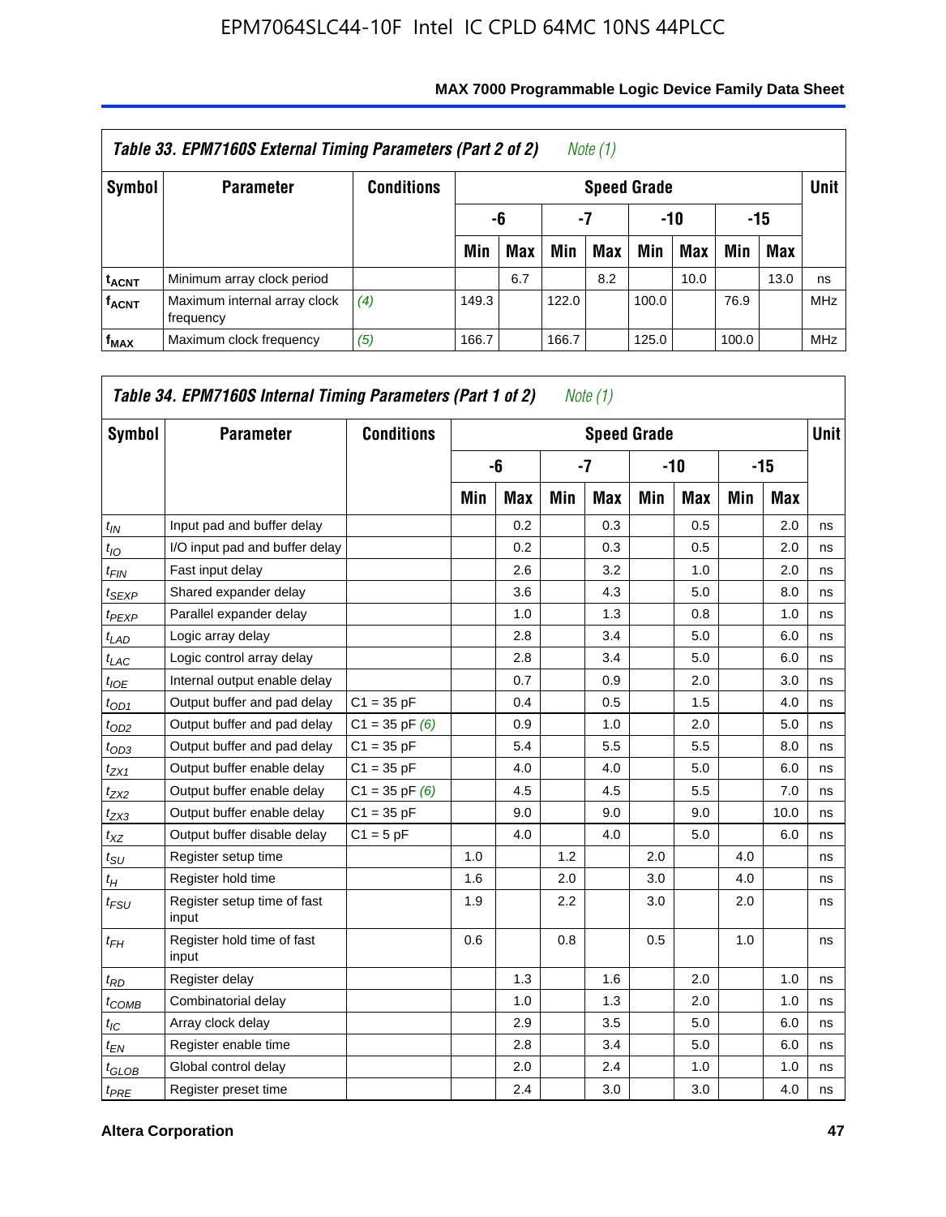**Table 33. EPM7160S External Timing Parameters (Part 2 of 2)** *Note (1)*

| Symbol | Parameter | Conditions | Speed Grade | | | | | | | | Unit |
|---|---|---|---|---|---|---|---|---|---|---|---|
| | | | -6 | | -7 | | -10 | | -15 | | |
| | | | Min | Max | Min | Max | Min | Max | Min | Max | |
| $t_{ACNT}$ | Minimum array clock period | | | 6.7 | | 8.2 | | 10.0 | | 13.0 | ns |
| $f_{ACNT}$ | Maximum internal array clock frequency | *(4)* | 149.3 | | 122.0 | | 100.0 | | 76.9 | | MHz |
| $f_{MAX}$ | Maximum clock frequency | *(5)* | 166.7 | | 166.7 | | 125.0 | | 100.0 | | MHz |

**Table 34. EPM7160S Internal Timing Parameters (Part 1 of 2)** *Note (1)*

| Symbol | Parameter | Conditions | Speed Grade | | | | | | | | Unit |
|---|---|---|---|---|---|---|---|---|---|---|---|
| | | | -6 | | -7 | | -10 | | -15 | | |
| | | | Min | Max | Min | Max | Min | Max | Min | Max | |
| $t_{IN}$ | Input pad and buffer delay | | | 0.2 | | 0.3 | | 0.5 | | 2.0 | ns |
| $t_{IO}$ | I/O input pad and buffer delay | | | 0.2 | | 0.3 | | 0.5 | | 2.0 | ns |
| $t_{FIN}$ | Fast input delay | | | 2.6 | | 3.2 | | 1.0 | | 2.0 | ns |
| $t_{SEXP}$ | Shared expander delay | | | 3.6 | | 4.3 | | 5.0 | | 8.0 | ns |
| $t_{PEXP}$ | Parallel expander delay | | | 1.0 | | 1.3 | | 0.8 | | 1.0 | ns |
| $t_{LAD}$ | Logic array delay | | | 2.8 | | 3.4 | | 5.0 | | 6.0 | ns |
| $t_{LAC}$ | Logic control array delay | | | 2.8 | | 3.4 | | 5.0 | | 6.0 | ns |
| $t_{IOE}$ | Internal output enable delay | | | 0.7 | | 0.9 | | 2.0 | | 3.0 | ns |
| $t_{OD1}$ | Output buffer and pad delay | C1 = 35 pF | | 0.4 | | 0.5 | | 1.5 | | 4.0 | ns |
| $t_{OD2}$ | Output buffer and pad delay | C1 = 35 pF *(6)* | | 0.9 | | 1.0 | | 2.0 | | 5.0 | ns |
| $t_{OD3}$ | Output buffer and pad delay | C1 = 35 pF | | 5.4 | | 5.5 | | 5.5 | | 8.0 | ns |
| $t_{ZX1}$ | Output buffer enable delay | C1 = 35 pF | | 4.0 | | 4.0 | | 5.0 | | 6.0 | ns |
| $t_{ZX2}$ | Output buffer enable delay | C1 = 35 pF *(6)* | | 4.5 | | 4.5 | | 5.5 | | 7.0 | ns |
| $t_{ZX3}$ | Output buffer enable delay | C1 = 35 pF | | 9.0 | | 9.0 | | 9.0 | | 10.0 | ns |
| $t_{XZ}$ | Output buffer disable delay | C1 = 5 pF | | 4.0 | | 4.0 | | 5.0 | | 6.0 | ns |
| $t_{SU}$ | Register setup time | | 1.0 | | 1.2 | | 2.0 | | 4.0 | | ns |
| $t_{H}$ | Register hold time | | 1.6 | | 2.0 | | 3.0 | | 4.0 | | ns |
| $t_{FSU}$ | Register setup time of fast input | | 1.9 | | 2.2 | | 3.0 | | 2.0 | | ns |
| $t_{FH}$ | Register hold time of fast input | | 0.6 | | 0.8 | | 0.5 | | 1.0 | | ns |
| $t_{RD}$ | Register delay | | | 1.3 | | 1.6 | | 2.0 | | 1.0 | ns |
| $t_{COMB}$ | Combinatorial delay | | | 1.0 | | 1.3 | | 2.0 | | 1.0 | ns |
| $t_{IC}$ | Array clock delay | | | 2.9 | | 3.5 | | 5.0 | | 6.0 | ns |
| $t_{EN}$ | Register enable time | | | 2.8 | | 3.4 | | 5.0 | | 6.0 | ns |
| $t_{GLOB}$ | Global control delay | | | 2.0 | | 2.4 | | 1.0 | | 1.0 | ns |
| $t_{PRE}$ | Register preset time | | | 2.4 | | 3.0 | | 3.0 | | 4.0 | ns |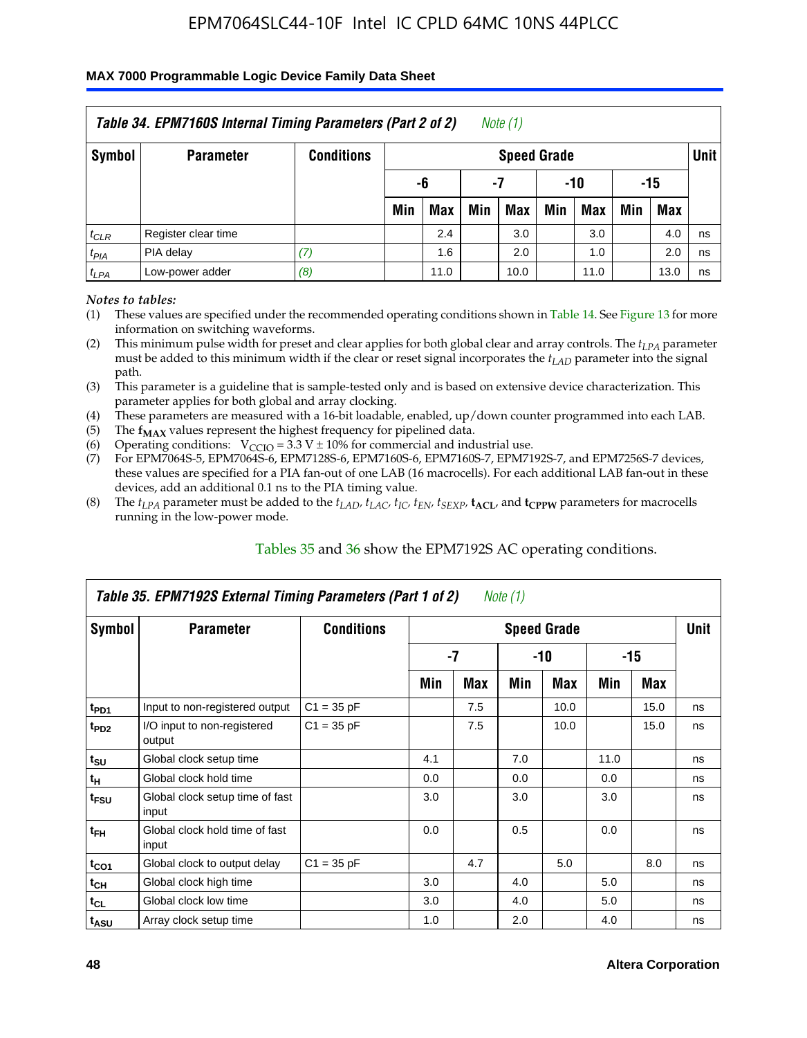## Table 34. EPM7160S Internal Timing Parameters (Part 2 of 2) *Note (1)*

| Symbol | Parameter | Conditions | Speed Grade | | | | | | | | Unit |
|---|---|---|---|---|---|---|---|---|---|---|---|
| | | | -6 | | -7 | | -10 | | -15 | | |
| | | | Min | Max | Min | Max | Min | Max | Min | Max | |
| $t_{CLR}$ | Register clear time | | | 2.4 | | 3.0 | | 3.0 | | 4.0 | ns |
| $t_{PIA}$ | PIA delay | *(7)* | | 1.6 | | 2.0 | | 1.0 | | 2.0 | ns |
| $t_{LPA}$ | Low-power adder | *(8)* | | 11.0 | | 10.0 | | 11.0 | | 13.0 | ns |

*Notes to tables:*

1. These values are specified under the recommended operating conditions shown in Table 14. See Figure 13 for more information on switching waveforms.
2. This minimum pulse width for preset and clear applies for both global clear and array controls. The $t_{LPA}$ parameter must be added to this minimum width if the clear or reset signal incorporates the $t_{LAD}$ parameter into the signal path.
3. This parameter is a guideline that is sample-tested only and is based on extensive device characterization. This parameter applies for both global and array clocking.
4. These parameters are measured with a 16-bit loadable, enabled, up/down counter programmed into each LAB.
5. The $\mathbf{f_{MAX}}$ values represent the highest frequency for pipelined data.
6. Operating conditions: $V_{CCIO}$ = 3.3 V ± 10% for commercial and industrial use.
7. For EPM7064S-5, EPM7064S-6, EPM7128S-6, EPM7160S-6, EPM7160S-7, EPM7192S-7, and EPM7256S-7 devices, these values are specified for a PIA fan-out of one LAB (16 macrocells). For each additional LAB fan-out in these devices, add an additional 0.1 ns to the PIA timing value.
8. The $t_{LPA}$ parameter must be added to the $t_{LAD}$, $t_{LAC}$, $t_{IC}$, $t_{EN}$, $t_{SEXP}$, $\mathbf{t_{ACL}}$, and $\mathbf{t_{CPPW}}$ parameters for macrocells running in the low-power mode.

Tables 35 and 36 show the EPM7192S AC operating conditions.

## Table 35. EPM7192S External Timing Parameters (Part 1 of 2) *Note (1)*

| Symbol | Parameter | Conditions | Speed Grade | | | | | | Unit |
|---|---|---|---|---|---|---|---|---|---|
| | | | -7 | | -10 | | -15 | | |
| | | | Min | Max | Min | Max | Min | Max | |
| $t_{PD1}$ | Input to non-registered output | C1 = 35 pF | | 7.5 | | 10.0 | | 15.0 | ns |
| $t_{PD2}$ | I/O input to non-registered output | C1 = 35 pF | | 7.5 | | 10.0 | | 15.0 | ns |
| $t_{SU}$ | Global clock setup time | | 4.1 | | 7.0 | | 11.0 | | ns |
| $t_{H}$ | Global clock hold time | | 0.0 | | 0.0 | | 0.0 | | ns |
| $t_{FSU}$ | Global clock setup time of fast input | | 3.0 | | 3.0 | | 3.0 | | ns |
| $t_{FH}$ | Global clock hold time of fast input | | 0.0 | | 0.5 | | 0.0 | | ns |
| $t_{CO1}$ | Global clock to output delay | C1 = 35 pF | | 4.7 | | 5.0 | | 8.0 | ns |
| $t_{CH}$ | Global clock high time | | 3.0 | | 4.0 | | 5.0 | | ns |
| $t_{CL}$ | Global clock low time | | 3.0 | | 4.0 | | 5.0 | | ns |
| $t_{ASU}$ | Array clock setup time | | 1.0 | | 2.0 | | 4.0 | | ns |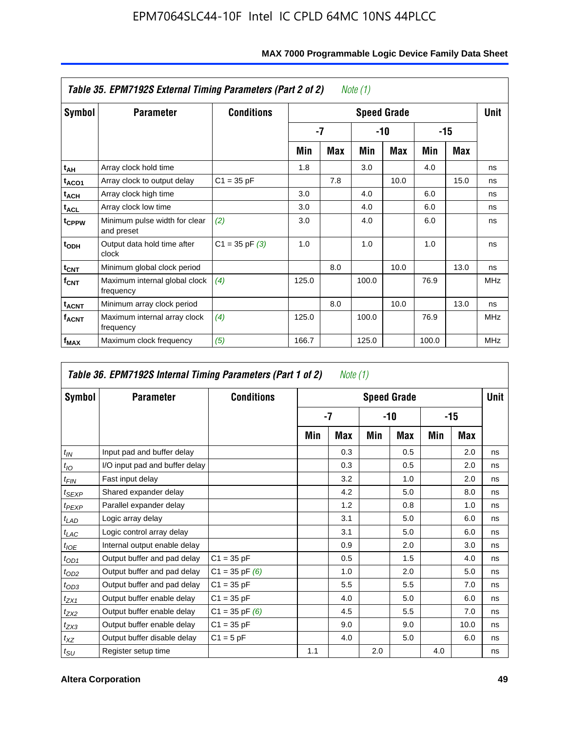**Table 35. EPM7192S External Timing Parameters (Part 2 of 2)** *Note (1)*

| Symbol | Parameter | Conditions | Speed Grade | | | | | | Unit |
|---|---|---|---|---|---|---|---|---|---|
| | | | -7 | | -10 | | -15 | | |
| | | | Min | Max | Min | Max | Min | Max | |
| $t_{AH}$ | Array clock hold time | | 1.8 | | 3.0 | | 4.0 | | ns |
| $t_{ACO1}$ | Array clock to output delay | C1 = 35 pF | | 7.8 | | 10.0 | | 15.0 | ns |
| $t_{ACH}$ | Array clock high time | | 3.0 | | 4.0 | | 6.0 | | ns |
| $t_{ACL}$ | Array clock low time | | 3.0 | | 4.0 | | 6.0 | | ns |
| $t_{CPPW}$ | Minimum pulse width for clear and preset | *(2)* | 3.0 | | 4.0 | | 6.0 | | ns |
| $t_{ODH}$ | Output data hold time after clock | C1 = 35 pF *(3)* | 1.0 | | 1.0 | | 1.0 | | ns |
| $t_{CNT}$ | Minimum global clock period | | | 8.0 | | 10.0 | | 13.0 | ns |
| $f_{CNT}$ | Maximum internal global clock frequency | *(4)* | 125.0 | | 100.0 | | 76.9 | | MHz |
| $t_{ACNT}$ | Minimum array clock period | | | 8.0 | | 10.0 | | 13.0 | ns |
| $f_{ACNT}$ | Maximum internal array clock frequency | *(4)* | 125.0 | | 100.0 | | 76.9 | | MHz |
| $f_{MAX}$ | Maximum clock frequency | *(5)* | 166.7 | | 125.0 | | 100.0 | | MHz |

**Table 36. EPM7192S Internal Timing Parameters (Part 1 of 2)** *Note (1)*

| Symbol | Parameter | Conditions | Speed Grade | | | | | | Unit |
|---|---|---|---|---|---|---|---|---|---|
| | | | -7 | | -10 | | -15 | | |
| | | | Min | Max | Min | Max | Min | Max | |
| $t_{IN}$ | Input pad and buffer delay | | | 0.3 | | 0.5 | | 2.0 | ns |
| $t_{IO}$ | I/O input pad and buffer delay | | | 0.3 | | 0.5 | | 2.0 | ns |
| $t_{FIN}$ | Fast input delay | | | 3.2 | | 1.0 | | 2.0 | ns |
| $t_{SEXP}$ | Shared expander delay | | | 4.2 | | 5.0 | | 8.0 | ns |
| $t_{PEXP}$ | Parallel expander delay | | | 1.2 | | 0.8 | | 1.0 | ns |
| $t_{LAD}$ | Logic array delay | | | 3.1 | | 5.0 | | 6.0 | ns |
| $t_{LAC}$ | Logic control array delay | | | 3.1 | | 5.0 | | 6.0 | ns |
| $t_{IOE}$ | Internal output enable delay | | | 0.9 | | 2.0 | | 3.0 | ns |
| $t_{OD1}$ | Output buffer and pad delay | C1 = 35 pF | | 0.5 | | 1.5 | | 4.0 | ns |
| $t_{OD2}$ | Output buffer and pad delay | C1 = 35 pF *(6)* | | 1.0 | | 2.0 | | 5.0 | ns |
| $t_{OD3}$ | Output buffer and pad delay | C1 = 35 pF | | 5.5 | | 5.5 | | 7.0 | ns |
| $t_{ZX1}$ | Output buffer enable delay | C1 = 35 pF | | 4.0 | | 5.0 | | 6.0 | ns |
| $t_{ZX2}$ | Output buffer enable delay | C1 = 35 pF *(6)* | | 4.5 | | 5.5 | | 7.0 | ns |
| $t_{ZX3}$ | Output buffer enable delay | C1 = 35 pF | | 9.0 | | 9.0 | | 10.0 | ns |
| $t_{XZ}$ | Output buffer disable delay | C1 = 5 pF | | 4.0 | | 5.0 | | 6.0 | ns |
| $t_{SU}$ | Register setup time | | 1.1 | | 2.0 | | 4.0 | | ns |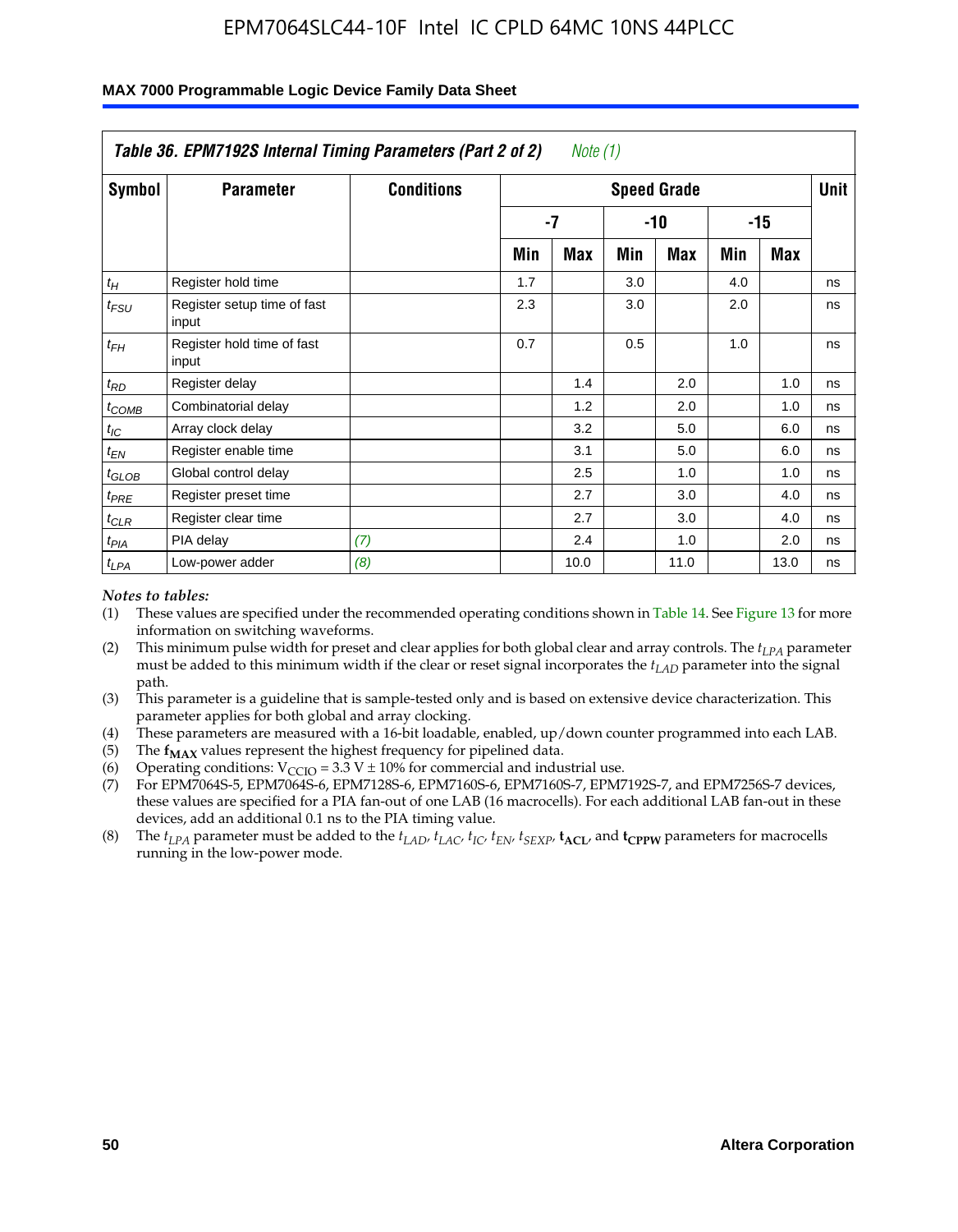**Table 36. EPM7192S Internal Timing Parameters (Part 2 of 2)** *Note (1)*

| Symbol | Parameter | Conditions | Speed Grade | | | | | | Unit |
|---|---|---|---|---|---|---|---|---|---|
| | | | -7 | | -10 | | -15 | | |
| | | | Min | Max | Min | Max | Min | Max | |
| $t_H$ | Register hold time | | 1.7 | | 3.0 | | 4.0 | | ns |
| $t_{FSU}$ | Register setup time of fast input | | 2.3 | | 3.0 | | 2.0 | | ns |
| $t_{FH}$ | Register hold time of fast input | | 0.7 | | 0.5 | | 1.0 | | ns |
| $t_{RD}$ | Register delay | | | 1.4 | | 2.0 | | 1.0 | ns |
| $t_{COMB}$ | Combinatorial delay | | | 1.2 | | 2.0 | | 1.0 | ns |
| $t_{IC}$ | Array clock delay | | | 3.2 | | 5.0 | | 6.0 | ns |
| $t_{EN}$ | Register enable time | | | 3.1 | | 5.0 | | 6.0 | ns |
| $t_{GLOB}$ | Global control delay | | | 2.5 | | 1.0 | | 1.0 | ns |
| $t_{PRE}$ | Register preset time | | | 2.7 | | 3.0 | | 4.0 | ns |
| $t_{CLR}$ | Register clear time | | | 2.7 | | 3.0 | | 4.0 | ns |
| $t_{PIA}$ | PIA delay | *(7)* | | 2.4 | | 1.0 | | 2.0 | ns |
| $t_{LPA}$ | Low-power adder | *(8)* | | 10.0 | | 11.0 | | 13.0 | ns |

*Notes to tables:*

(1) These values are specified under the recommended operating conditions shown in Table 14. See Figure 13 for more information on switching waveforms.

(2) This minimum pulse width for preset and clear applies for both global clear and array controls. The $t_{LPA}$ parameter must be added to this minimum width if the clear or reset signal incorporates the $t_{LAD}$ parameter into the signal path.

(3) This parameter is a guideline that is sample-tested only and is based on extensive device characterization. This parameter applies for both global and array clocking.

(4) These parameters are measured with a 16-bit loadable, enabled, up/down counter programmed into each LAB.

(5) The $\mathbf{f_{MAX}}$ values represent the highest frequency for pipelined data.

(6) Operating conditions: $V_{CCIO} = 3.3\ V \pm 10\%$ for commercial and industrial use.

(7) For EPM7064S-5, EPM7064S-6, EPM7128S-6, EPM7160S-6, EPM7160S-7, EPM7192S-7, and EPM7256S-7 devices, these values are specified for a PIA fan-out of one LAB (16 macrocells). For each additional LAB fan-out in these devices, add an additional 0.1 ns to the PIA timing value.

(8) The $t_{LPA}$ parameter must be added to the $t_{LAD}$, $t_{LAC}$, $t_{IC}$, $t_{EN}$, $t_{SEXP}$, $\mathbf{t_{ACL}}$, and $\mathbf{t_{CPPW}}$ parameters for macrocells running in the low-power mode.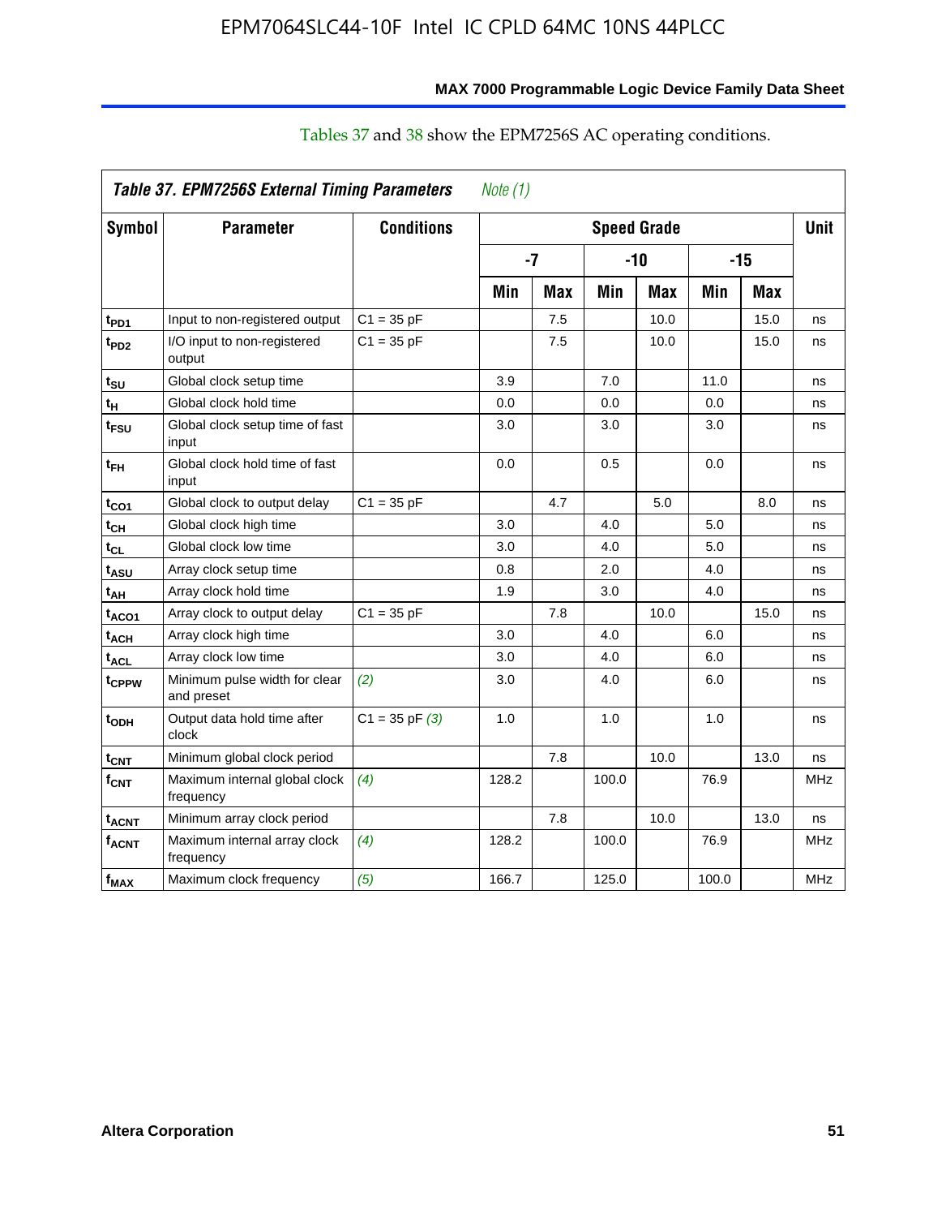Tables 37 and 38 show the EPM7256S AC operating conditions.

**Table 37. EPM7256S External Timing Parameters** *Note (1)*

| Symbol | Parameter | Conditions | Speed Grade | | | | | | Unit |
|---|---|---|---|---|---|---|---|---|---|
| | | | -7 | | -10 | | -15 | | |
| | | | Min | Max | Min | Max | Min | Max | |
| $t_{PD1}$ | Input to non-registered output | C1 = 35 pF | | 7.5 | | 10.0 | | 15.0 | ns |
| $t_{PD2}$ | I/O input to non-registered output | C1 = 35 pF | | 7.5 | | 10.0 | | 15.0 | ns |
| $t_{SU}$ | Global clock setup time | | 3.9 | | 7.0 | | 11.0 | | ns |
| $t_H$ | Global clock hold time | | 0.0 | | 0.0 | | 0.0 | | ns |
| $t_{FSU}$ | Global clock setup time of fast input | | 3.0 | | 3.0 | | 3.0 | | ns |
| $t_{FH}$ | Global clock hold time of fast input | | 0.0 | | 0.5 | | 0.0 | | ns |
| $t_{CO1}$ | Global clock to output delay | C1 = 35 pF | | 4.7 | | 5.0 | | 8.0 | ns |
| $t_{CH}$ | Global clock high time | | 3.0 | | 4.0 | | 5.0 | | ns |
| $t_{CL}$ | Global clock low time | | 3.0 | | 4.0 | | 5.0 | | ns |
| $t_{ASU}$ | Array clock setup time | | 0.8 | | 2.0 | | 4.0 | | ns |
| $t_{AH}$ | Array clock hold time | | 1.9 | | 3.0 | | 4.0 | | ns |
| $t_{ACO1}$ | Array clock to output delay | C1 = 35 pF | | 7.8 | | 10.0 | | 15.0 | ns |
| $t_{ACH}$ | Array clock high time | | 3.0 | | 4.0 | | 6.0 | | ns |
| $t_{ACL}$ | Array clock low time | | 3.0 | | 4.0 | | 6.0 | | ns |
| $t_{CPPW}$ | Minimum pulse width for clear and preset | *(2)* | 3.0 | | 4.0 | | 6.0 | | ns |
| $t_{ODH}$ | Output data hold time after clock | C1 = 35 pF *(3)* | 1.0 | | 1.0 | | 1.0 | | ns |
| $t_{CNT}$ | Minimum global clock period | | | 7.8 | | 10.0 | | 13.0 | ns |
| $f_{CNT}$ | Maximum internal global clock frequency | *(4)* | 128.2 | | 100.0 | | 76.9 | | MHz |
| $t_{ACNT}$ | Minimum array clock period | | | 7.8 | | 10.0 | | 13.0 | ns |
| $f_{ACNT}$ | Maximum internal array clock frequency | *(4)* | 128.2 | | 100.0 | | 76.9 | | MHz |
| $f_{MAX}$ | Maximum clock frequency | *(5)* | 166.7 | | 125.0 | | 100.0 | | MHz |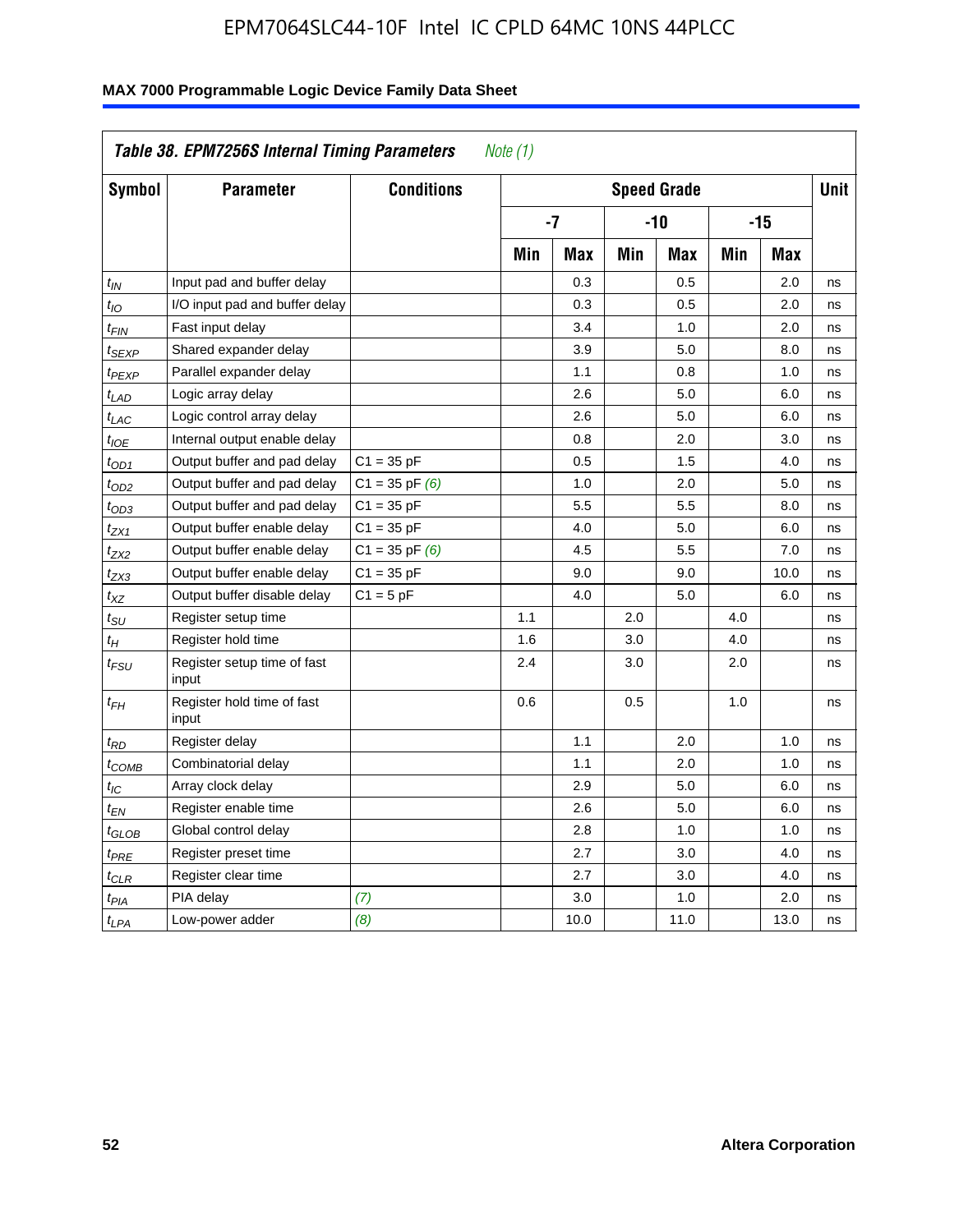## Table 38. EPM7256S Internal Timing Parameters *Note (1)*

| Symbol | Parameter | Conditions | Speed Grade | | | | | | Unit |
|---|---|---|---|---|---|---|---|---|---|
| | | | -7 | | -10 | | -15 | | |
| | | | Min | Max | Min | Max | Min | Max | |
| $t_{IN}$ | Input pad and buffer delay | | | 0.3 | | 0.5 | | 2.0 | ns |
| $t_{IO}$ | I/O input pad and buffer delay | | | 0.3 | | 0.5 | | 2.0 | ns |
| $t_{FIN}$ | Fast input delay | | | 3.4 | | 1.0 | | 2.0 | ns |
| $t_{SEXP}$ | Shared expander delay | | | 3.9 | | 5.0 | | 8.0 | ns |
| $t_{PEXP}$ | Parallel expander delay | | | 1.1 | | 0.8 | | 1.0 | ns |
| $t_{LAD}$ | Logic array delay | | | 2.6 | | 5.0 | | 6.0 | ns |
| $t_{LAC}$ | Logic control array delay | | | 2.6 | | 5.0 | | 6.0 | ns |
| $t_{IOE}$ | Internal output enable delay | | | 0.8 | | 2.0 | | 3.0 | ns |
| $t_{OD1}$ | Output buffer and pad delay | C1 = 35 pF | | 0.5 | | 1.5 | | 4.0 | ns |
| $t_{OD2}$ | Output buffer and pad delay | C1 = 35 pF *(6)* | | 1.0 | | 2.0 | | 5.0 | ns |
| $t_{OD3}$ | Output buffer and pad delay | C1 = 35 pF | | 5.5 | | 5.5 | | 8.0 | ns |
| $t_{ZX1}$ | Output buffer enable delay | C1 = 35 pF | | 4.0 | | 5.0 | | 6.0 | ns |
| $t_{ZX2}$ | Output buffer enable delay | C1 = 35 pF *(6)* | | 4.5 | | 5.5 | | 7.0 | ns |
| $t_{ZX3}$ | Output buffer enable delay | C1 = 35 pF | | 9.0 | | 9.0 | | 10.0 | ns |
| $t_{XZ}$ | Output buffer disable delay | C1 = 5 pF | | 4.0 | | 5.0 | | 6.0 | ns |
| $t_{SU}$ | Register setup time | | 1.1 | | 2.0 | | 4.0 | | ns |
| $t_{H}$ | Register hold time | | 1.6 | | 3.0 | | 4.0 | | ns |
| $t_{FSU}$ | Register setup time of fast input | | 2.4 | | 3.0 | | 2.0 | | ns |
| $t_{FH}$ | Register hold time of fast input | | 0.6 | | 0.5 | | 1.0 | | ns |
| $t_{RD}$ | Register delay | | | 1.1 | | 2.0 | | 1.0 | ns |
| $t_{COMB}$ | Combinatorial delay | | | 1.1 | | 2.0 | | 1.0 | ns |
| $t_{IC}$ | Array clock delay | | | 2.9 | | 5.0 | | 6.0 | ns |
| $t_{EN}$ | Register enable time | | | 2.6 | | 5.0 | | 6.0 | ns |
| $t_{GLOB}$ | Global control delay | | | 2.8 | | 1.0 | | 1.0 | ns |
| $t_{PRE}$ | Register preset time | | | 2.7 | | 3.0 | | 4.0 | ns |
| $t_{CLR}$ | Register clear time | | | 2.7 | | 3.0 | | 4.0 | ns |
| $t_{PIA}$ | PIA delay | *(7)* | | 3.0 | | 1.0 | | 2.0 | ns |
| $t_{LPA}$ | Low-power adder | *(8)* | | 10.0 | | 11.0 | | 13.0 | ns |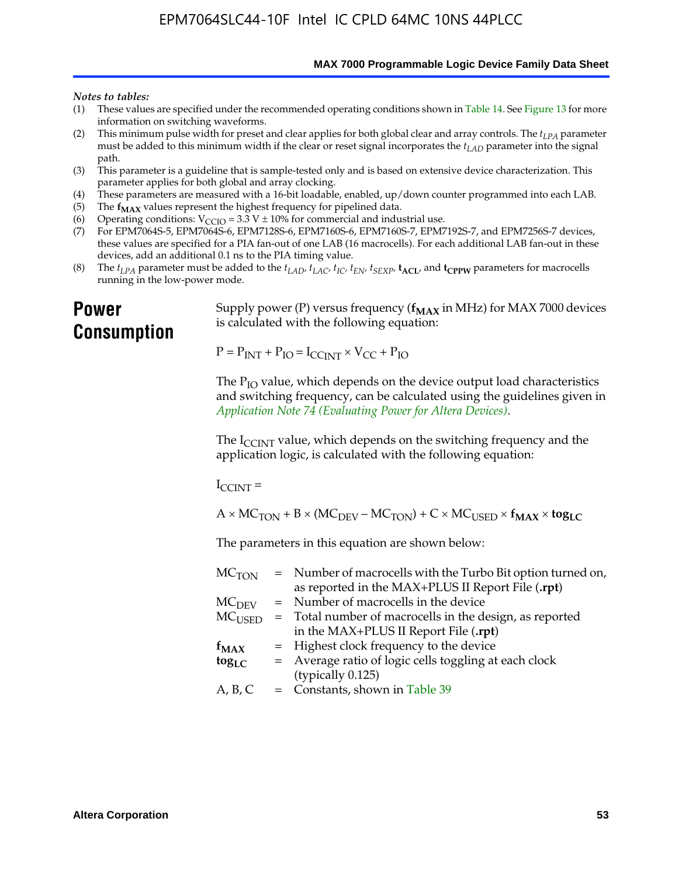*Notes to tables:*

(1) These values are specified under the recommended operating conditions shown in Table 14. See Figure 13 for more information on switching waveforms.
(2) This minimum pulse width for preset and clear applies for both global clear and array controls. The $t_{LPA}$ parameter must be added to this minimum width if the clear or reset signal incorporates the $t_{LAD}$ parameter into the signal path.
(3) This parameter is a guideline that is sample-tested only and is based on extensive device characterization. This parameter applies for both global and array clocking.
(4) These parameters are measured with a 16-bit loadable, enabled, up/down counter programmed into each LAB.
(5) The $\mathbf{f_{MAX}}$ values represent the highest frequency for pipelined data.
(6) Operating conditions: $V_{CCIO}$ = 3.3 V ± 10% for commercial and industrial use.
(7) For EPM7064S-5, EPM7064S-6, EPM7128S-6, EPM7160S-6, EPM7160S-7, EPM7192S-7, and EPM7256S-7 devices, these values are specified for a PIA fan-out of one LAB (16 macrocells). For each additional LAB fan-out in these devices, add an additional 0.1 ns to the PIA timing value.
(8) The $t_{LPA}$ parameter must be added to the $t_{LAD}$, $t_{LAC}$, $t_{IC}$, $t_{EN}$, $t_{SEXP}$, $\mathbf{t_{ACL}}$, and $\mathbf{t_{CPPW}}$ parameters for macrocells running in the low-power mode.

# Power Consumption

Supply power (P) versus frequency ($\mathbf{f_{MAX}}$ in MHz) for MAX 7000 devices is calculated with the following equation:

$$P = P_{INT} + P_{IO} = I_{CCINT} \times V_{CC} + P_{IO}$$

The $P_{IO}$ value, which depends on the device output load characteristics and switching frequency, can be calculated using the guidelines given in *Application Note 74 (Evaluating Power for Altera Devices)*.

The $I_{CCINT}$ value, which depends on the switching frequency and the application logic, is calculated with the following equation:

$$I_{CCINT} =$$

$$A \times MC_{TON} + B \times (MC_{DEV} - MC_{TON}) + C \times MC_{USED} \times \mathbf{f_{MAX}} \times \mathbf{tog_{LC}}$$

The parameters in this equation are shown below:

| | | |
|---|---|---|
| $MC_{TON}$ | = | Number of macrocells with the Turbo Bit option turned on, as reported in the MAX+PLUS II Report File (**.rpt**) |
| $MC_{DEV}$ | = | Number of macrocells in the device |
| $MC_{USED}$ | = | Total number of macrocells in the design, as reported in the MAX+PLUS II Report File (**.rpt**) |
| $\mathbf{f_{MAX}}$ | = | Highest clock frequency to the device |
| $\mathbf{tog_{LC}}$ | = | Average ratio of logic cells toggling at each clock (typically 0.125) |
| A, B, C | = | Constants, shown in Table 39 |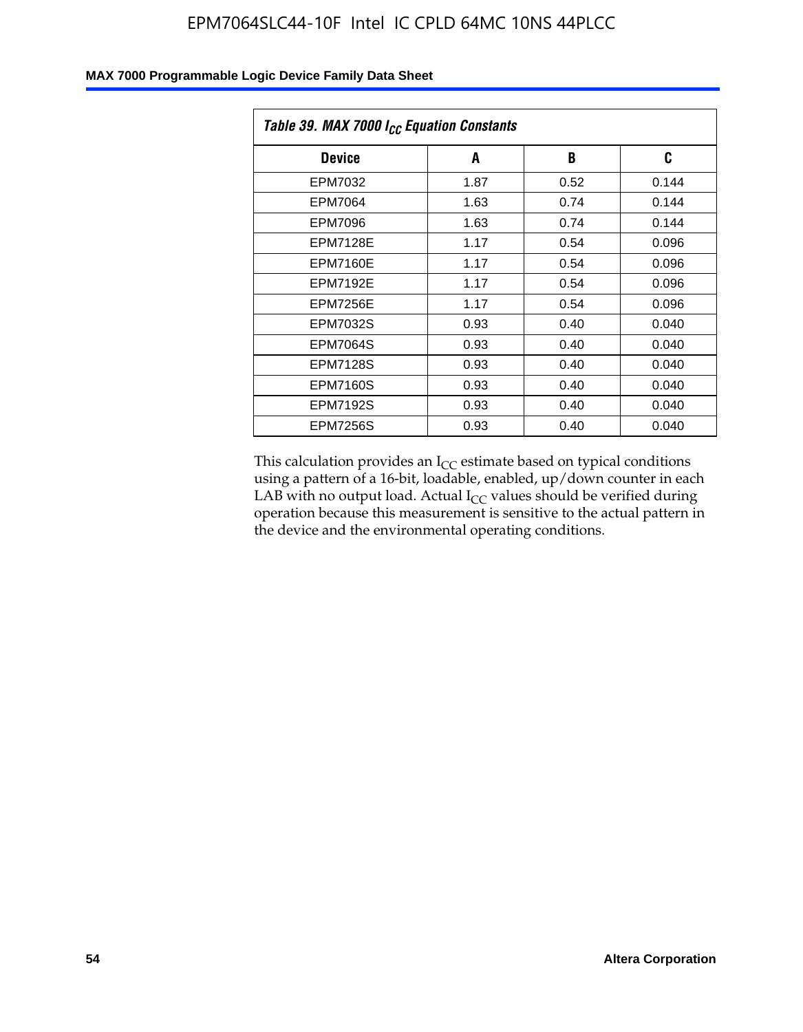| Device | A | B | C |
|---|---|---|---|
| EPM7032 | 1.87 | 0.52 | 0.144 |
| EPM7064 | 1.63 | 0.74 | 0.144 |
| EPM7096 | 1.63 | 0.74 | 0.144 |
| EPM7128E | 1.17 | 0.54 | 0.096 |
| EPM7160E | 1.17 | 0.54 | 0.096 |
| EPM7192E | 1.17 | 0.54 | 0.096 |
| EPM7256E | 1.17 | 0.54 | 0.096 |
| EPM7032S | 0.93 | 0.40 | 0.040 |
| EPM7064S | 0.93 | 0.40 | 0.040 |
| EPM7128S | 0.93 | 0.40 | 0.040 |
| EPM7160S | 0.93 | 0.40 | 0.040 |
| EPM7192S | 0.93 | 0.40 | 0.040 |
| EPM7256S | 0.93 | 0.40 | 0.040 |

*Table 39. MAX 7000 $I_{CC}$ Equation Constants*

This calculation provides an $I_{CC}$ estimate based on typical conditions using a pattern of a 16-bit, loadable, enabled, up/down counter in each LAB with no output load. Actual $I_{CC}$ values should be verified during operation because this measurement is sensitive to the actual pattern in the device and the environmental operating conditions.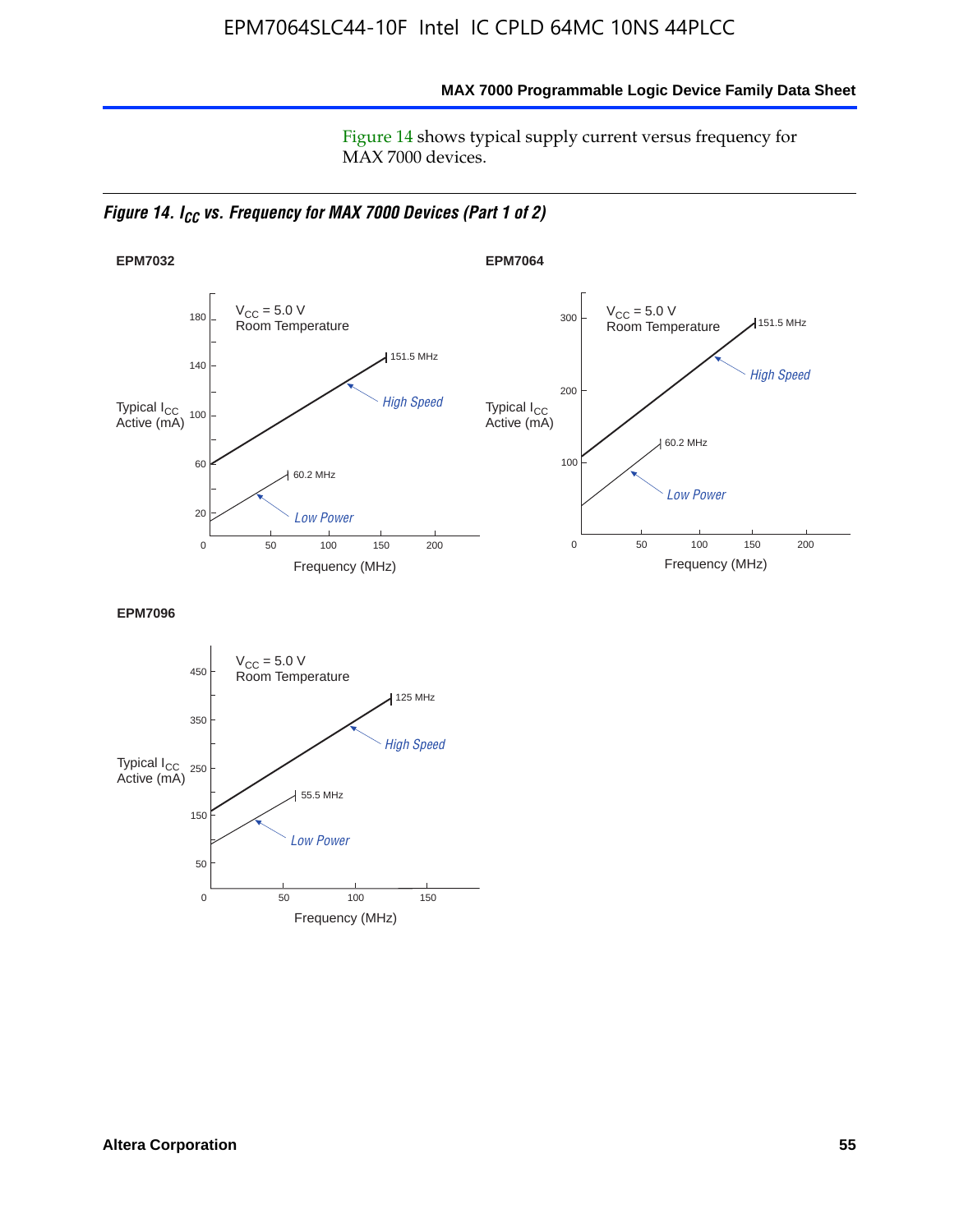Figure 14 shows typical supply current versus frequency for MAX 7000 devices.

*Figure 14. $I_{CC}$ vs. Frequency for MAX 7000 Devices (Part 1 of 2)*

**EPM7032**

$V_{CC}$ = 5.0 V
Room Temperature

Typical $I_{CC}$ Active (mA)

180, 140, 100, 60, 20

151.5 MHz — *High Speed*

60.2 MHz — *Low Power*

0, 50, 100, 150, 200

Frequency (MHz)

**EPM7064**

$V_{CC}$ = 5.0 V
Room Temperature

Typical $I_{CC}$ Active (mA)

300, 200, 100

151.5 MHz — *High Speed*

60.2 MHz — *Low Power*

0, 50, 100, 150, 200

Frequency (MHz)

**EPM7096**

$V_{CC}$ = 5.0 V
Room Temperature

Typical $I_{CC}$ Active (mA)

450, 350, 250, 150, 50

125 MHz — *High Speed*

55.5 MHz — *Low Power*

0, 50, 100, 150

Frequency (MHz)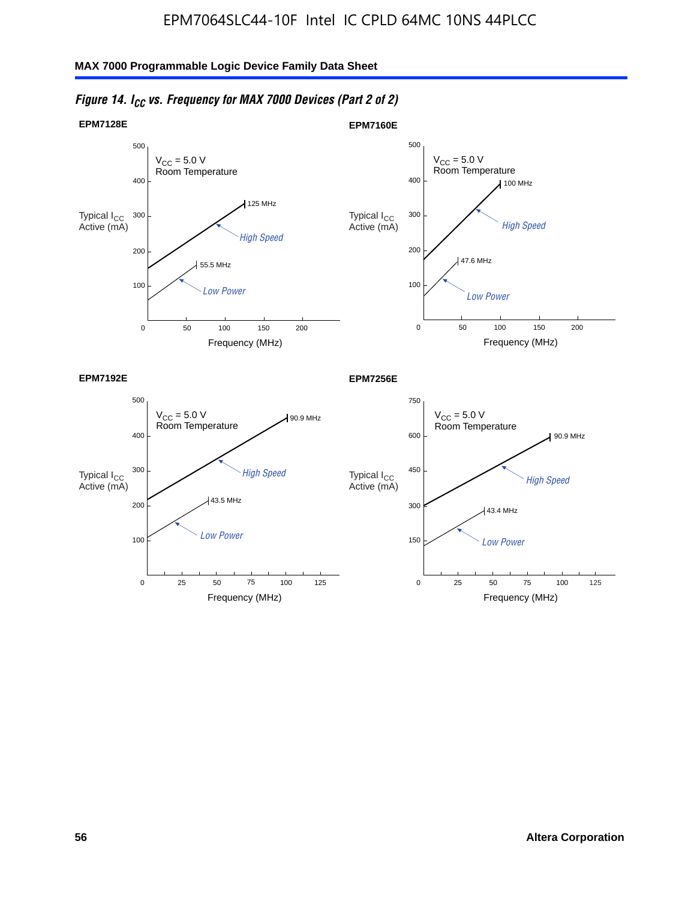*Figure 14. $I_{CC}$ vs. Frequency for MAX 7000 Devices (Part 2 of 2)*

**EPM7128E**

$V_{CC}$ = 5.0 V
Room Temperature

Typical $I_{CC}$ Active (mA)

125 MHz
High Speed
55.5 MHz
Low Power

Frequency (MHz)

**EPM7160E**

$V_{CC}$ = 5.0 V
Room Temperature

Typical $I_{CC}$ Active (mA)

100 MHz
High Speed
47.6 MHz
Low Power

Frequency (MHz)

**EPM7192E**

$V_{CC}$ = 5.0 V
Room Temperature

Typical $I_{CC}$ Active (mA)

90.9 MHz
High Speed
43.5 MHz
Low Power

Frequency (MHz)

**EPM7256E**

$V_{CC}$ = 5.0 V
Room Temperature

Typical $I_{CC}$ Active (mA)

90.9 MHz
High Speed
43.4 MHz
Low Power

Frequency (MHz)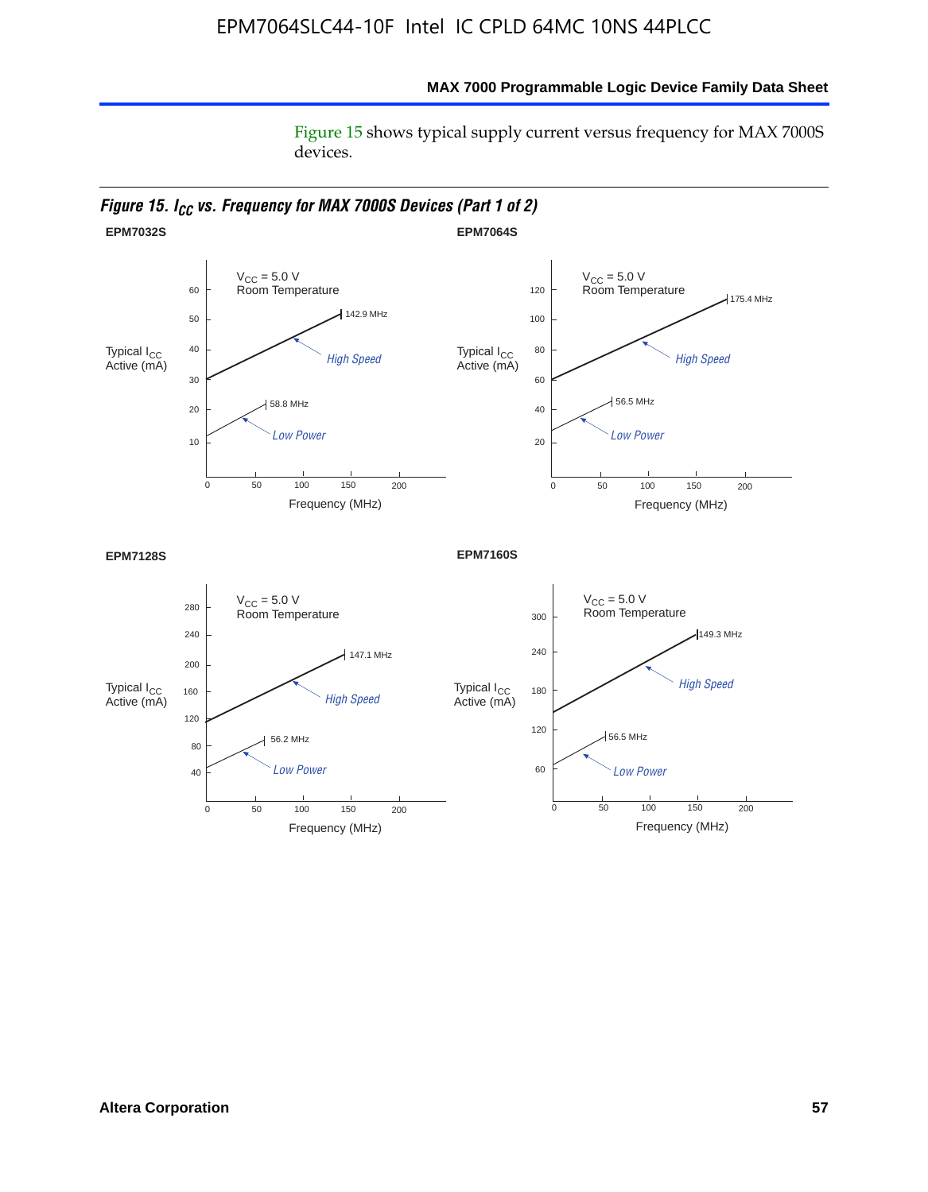Figure 15 shows typical supply current versus frequency for MAX 7000S devices.

*Figure 15. $I_{CC}$ vs. Frequency for MAX 7000S Devices (Part 1 of 2)*

**EPM7032S**

$V_{CC}$ = 5.0 V
Room Temperature

Typical $I_{CC}$ Active (mA)

High Speed — 142.9 MHz
Low Power — 58.8 MHz

Frequency (MHz)

**EPM7064S**

$V_{CC}$ = 5.0 V
Room Temperature

Typical $I_{CC}$ Active (mA)

High Speed — 175.4 MHz
Low Power — 56.5 MHz

Frequency (MHz)

**EPM7128S**

$V_{CC}$ = 5.0 V
Room Temperature

Typical $I_{CC}$ Active (mA)

High Speed — 147.1 MHz
Low Power — 56.2 MHz

Frequency (MHz)

**EPM7160S**

$V_{CC}$ = 5.0 V
Room Temperature

Typical $I_{CC}$ Active (mA)

High Speed — 149.3 MHz
Low Power — 56.5 MHz

Frequency (MHz)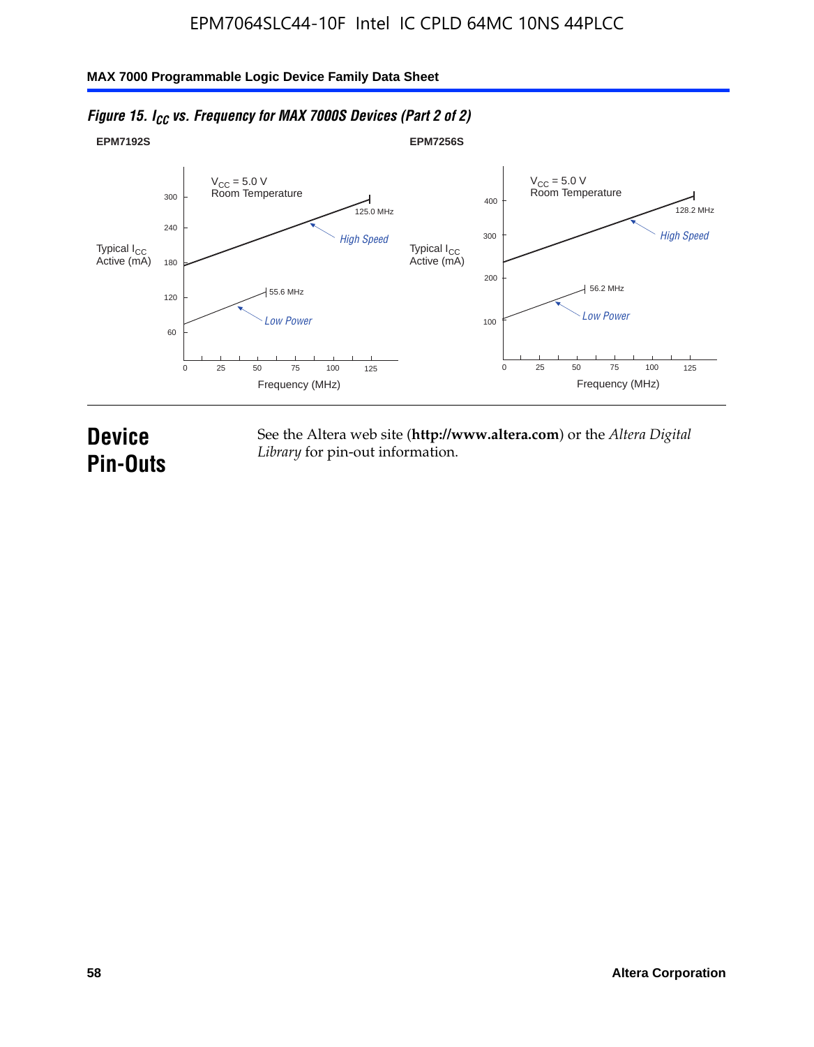*Figure 15. $I_{CC}$ vs. Frequency for MAX 7000S Devices (Part 2 of 2)*

**EPM7192S**

$V_{CC}$ = 5.0 V
Room Temperature

Typical $I_{CC}$ Active (mA)

High Speed — 125.0 MHz

Low Power — 55.6 MHz

Frequency (MHz)

**EPM7256S**

$V_{CC}$ = 5.0 V
Room Temperature

Typical $I_{CC}$ Active (mA)

High Speed — 128.2 MHz

Low Power — 56.2 MHz

Frequency (MHz)

# Device Pin-Outs

See the Altera web site (**http://www.altera.com**) or the *Altera Digital Library* for pin-out information.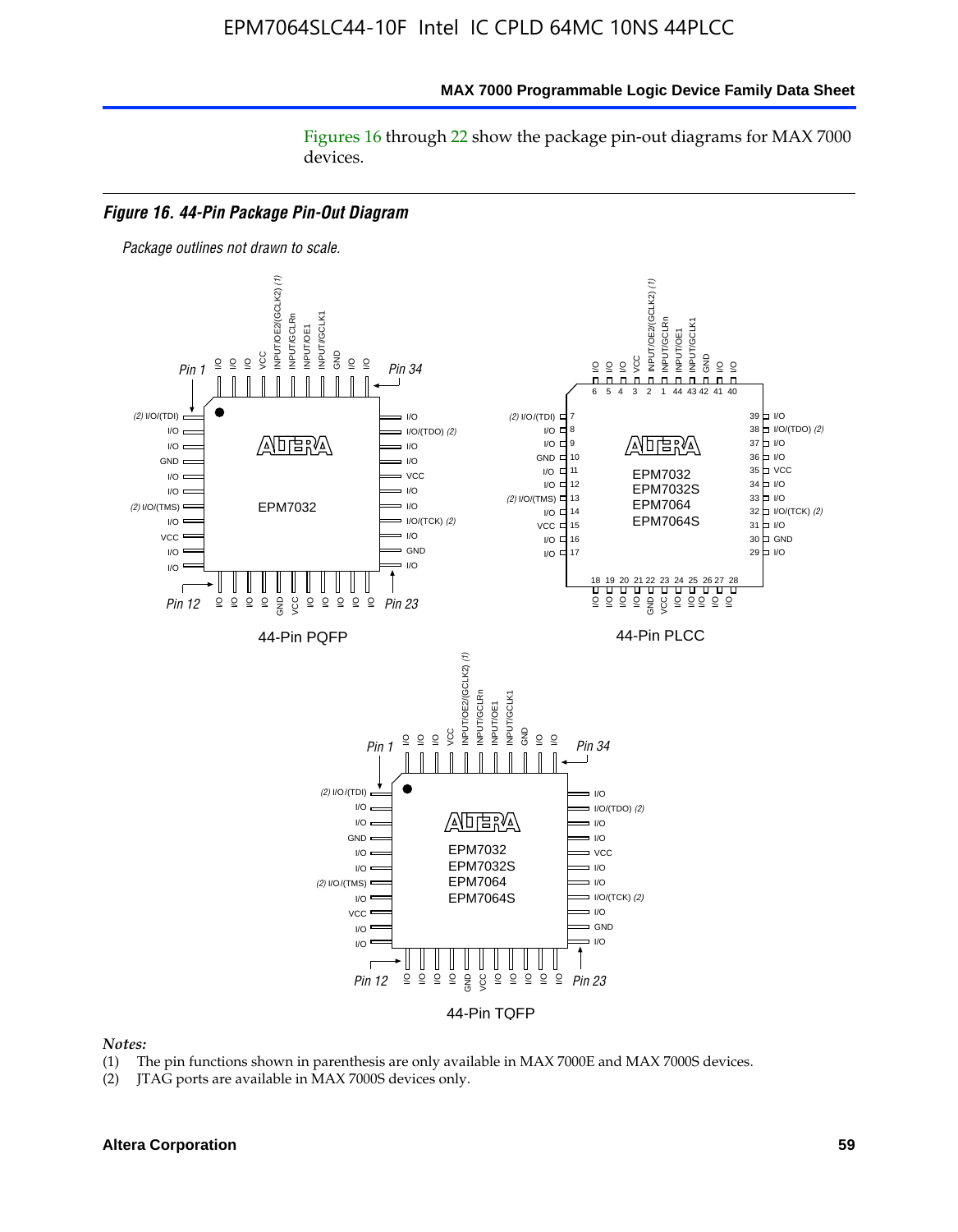Figures 16 through 22 show the package pin-out diagrams for MAX 7000 devices.

***Figure 16. 44-Pin Package Pin-Out Diagram***

*Package outlines not drawn to scale.*

44-Pin PQFP

44-Pin PLCC

44-Pin TQFP

*Notes:*

(1) The pin functions shown in parenthesis are only available in MAX 7000E and MAX 7000S devices.

(2) JTAG ports are available in MAX 7000S devices only.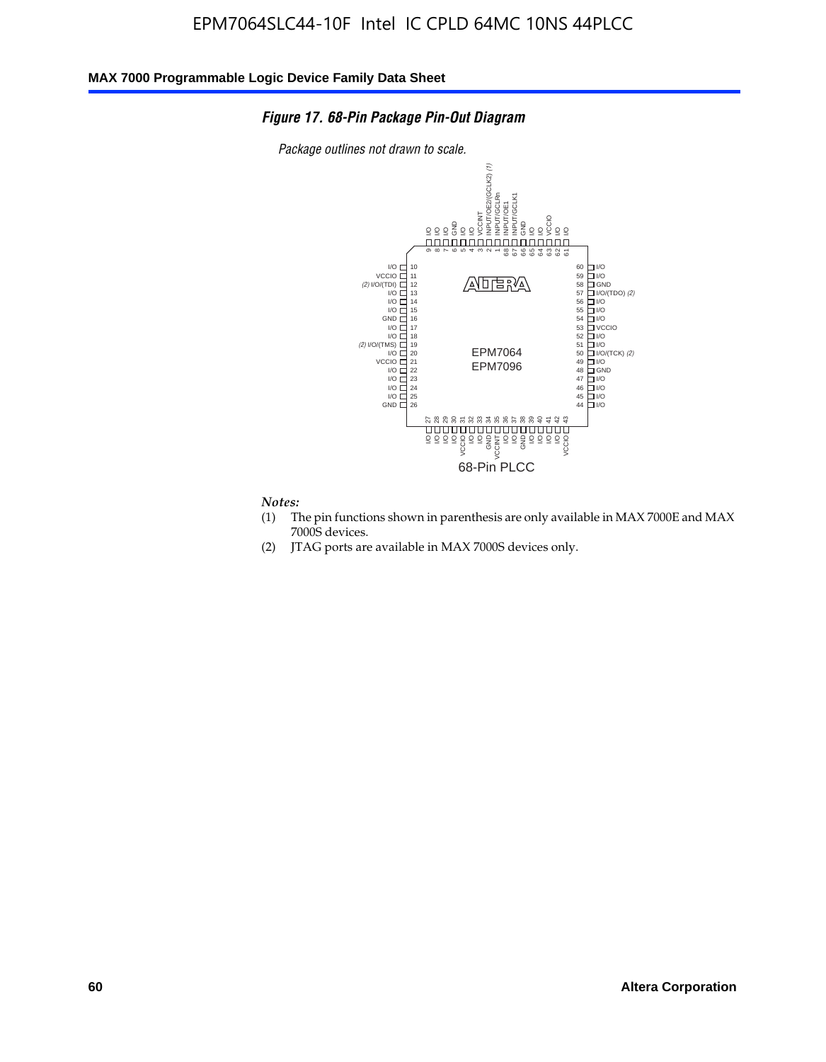*Figure 17. 68-Pin Package Pin-Out Diagram*

*Package outlines not drawn to scale.*

| Pin | Function | Pin | Function |
|---|---|---|---|
| 1 | INPUT/GCLRn | 35 | VCCINT |
| 2 | INPUT/OE2/(GCLK2) *(1)* | 36 | I/O |
| 3 | VCCINT | 37 | I/O |
| 4 | I/O | 38 | GND |
| 5 | I/O | 39 | I/O |
| 6 | GND | 40 | I/O |
| 7 | I/O | 41 | I/O |
| 8 | I/O | 42 | I/O |
| 9 | I/O | 43 | VCCIO |
| 10 | I/O | 44 | I/O |
| 11 | VCCIO | 45 | I/O |
| 12 | I/O/(TDI) *(2)* | 46 | I/O |
| 13 | I/O | 47 | I/O |
| 14 | I/O | 48 | GND |
| 15 | I/O | 49 | I/O |
| 16 | GND | 50 | I/O/(TCK) *(2)* |
| 17 | I/O | 51 | I/O |
| 18 | I/O | 52 | I/O |
| 19 | I/O/(TMS) *(2)* | 53 | VCCIO |
| 20 | I/O | 54 | I/O |
| 21 | VCCIO | 55 | I/O |
| 22 | I/O | 56 | I/O |
| 23 | I/O | 57 | I/O/(TDO) *(2)* |
| 24 | I/O | 58 | GND |
| 25 | I/O | 59 | I/O |
| 26 | GND | 60 | I/O |
| 27 | I/O | 61 | I/O |
| 28 | I/O | 62 | I/O |
| 29 | I/O | 63 | VCCIO |
| 30 | I/O | 64 | I/O |
| 31 | VCCIO | 65 | I/O |
| 32 | I/O | 66 | GND |
| 33 | I/O | 67 | INPUT/GCLK1 |
| 34 | GND | 68 | INPUT/OE1 |

EPM7064
EPM7096

68-Pin PLCC

*Notes:*

(1) The pin functions shown in parenthesis are only available in MAX 7000E and MAX 7000S devices.

(2) JTAG ports are available in MAX 7000S devices only.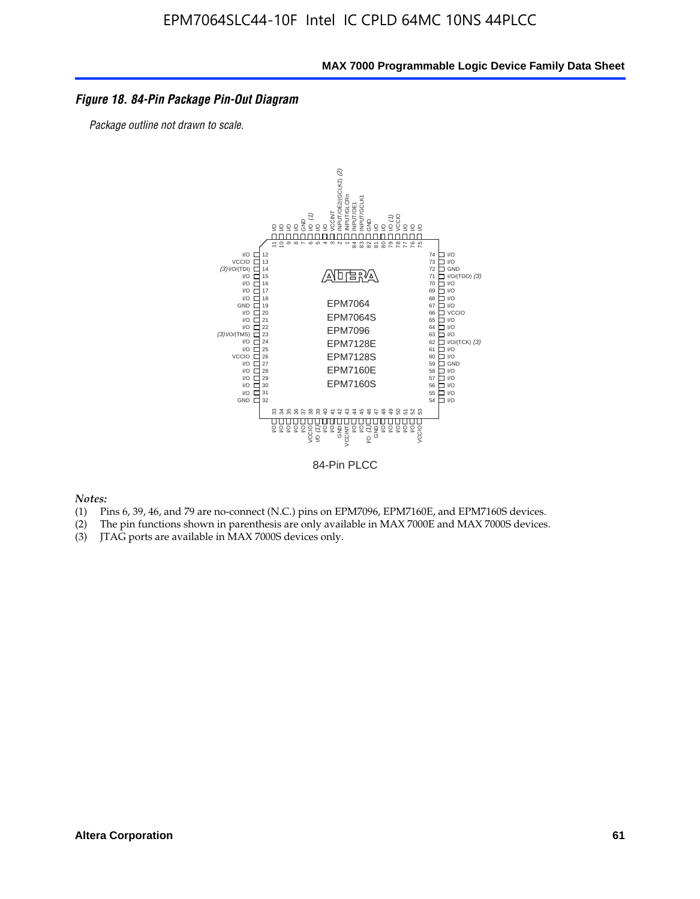### *Figure 18. 84-Pin Package Pin-Out Diagram*

*Package outline not drawn to scale.*

84-Pin PLCC

*Notes:*

(1) Pins 6, 39, 46, and 79 are no-connect (N.C.) pins on EPM7096, EPM7160E, and EPM7160S devices.
(2) The pin functions shown in parenthesis are only available in MAX 7000E and MAX 7000S devices.
(3) JTAG ports are available in MAX 7000S devices only.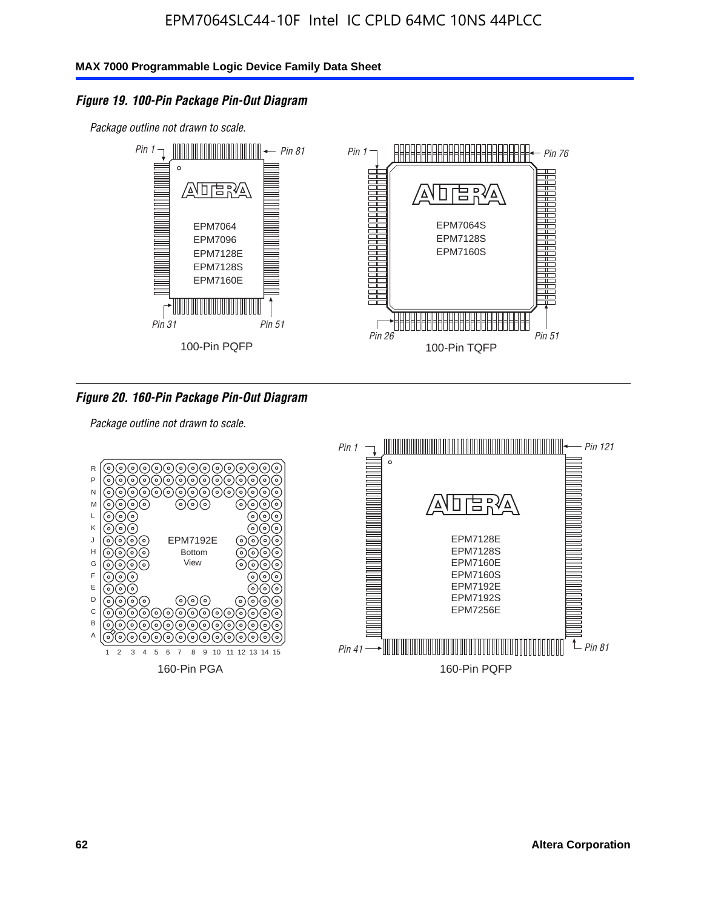### Figure 19. 100-Pin Package Pin-Out Diagram

*Package outline not drawn to scale.*

Pin 1, Pin 81, Pin 31, Pin 51

EPM7064
EPM7096
EPM7128E
EPM7128S
EPM7160E

100-Pin PQFP

Pin 1, Pin 76, Pin 26, Pin 51

EPM7064S
EPM7128S
EPM7160S

100-Pin TQFP

### Figure 20. 160-Pin Package Pin-Out Diagram

*Package outline not drawn to scale.*

EPM7192E
Bottom
View

160-Pin PGA

Pin 1, Pin 121, Pin 41, Pin 81

EPM7128E
EPM7128S
EPM7160E
EPM7160S
EPM7192E
EPM7192S
EPM7256E

160-Pin PQFP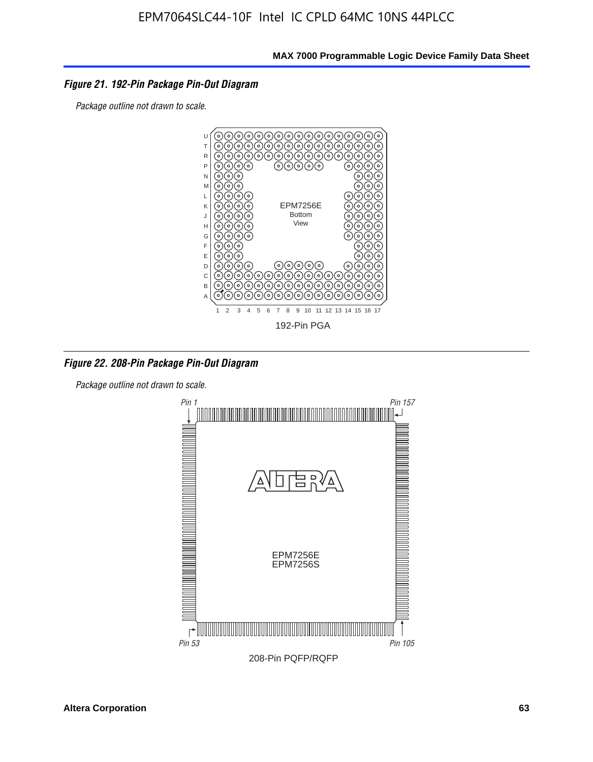*Figure 21. 192-Pin Package Pin-Out Diagram*

*Package outline not drawn to scale.*

EPM7256E
Bottom
View

192-Pin PGA

*Figure 22. 208-Pin Package Pin-Out Diagram*

*Package outline not drawn to scale.*

*Pin 1* *Pin 157*

EPM7256E
EPM7256S

*Pin 53* *Pin 105*

208-Pin PQFP/RQFP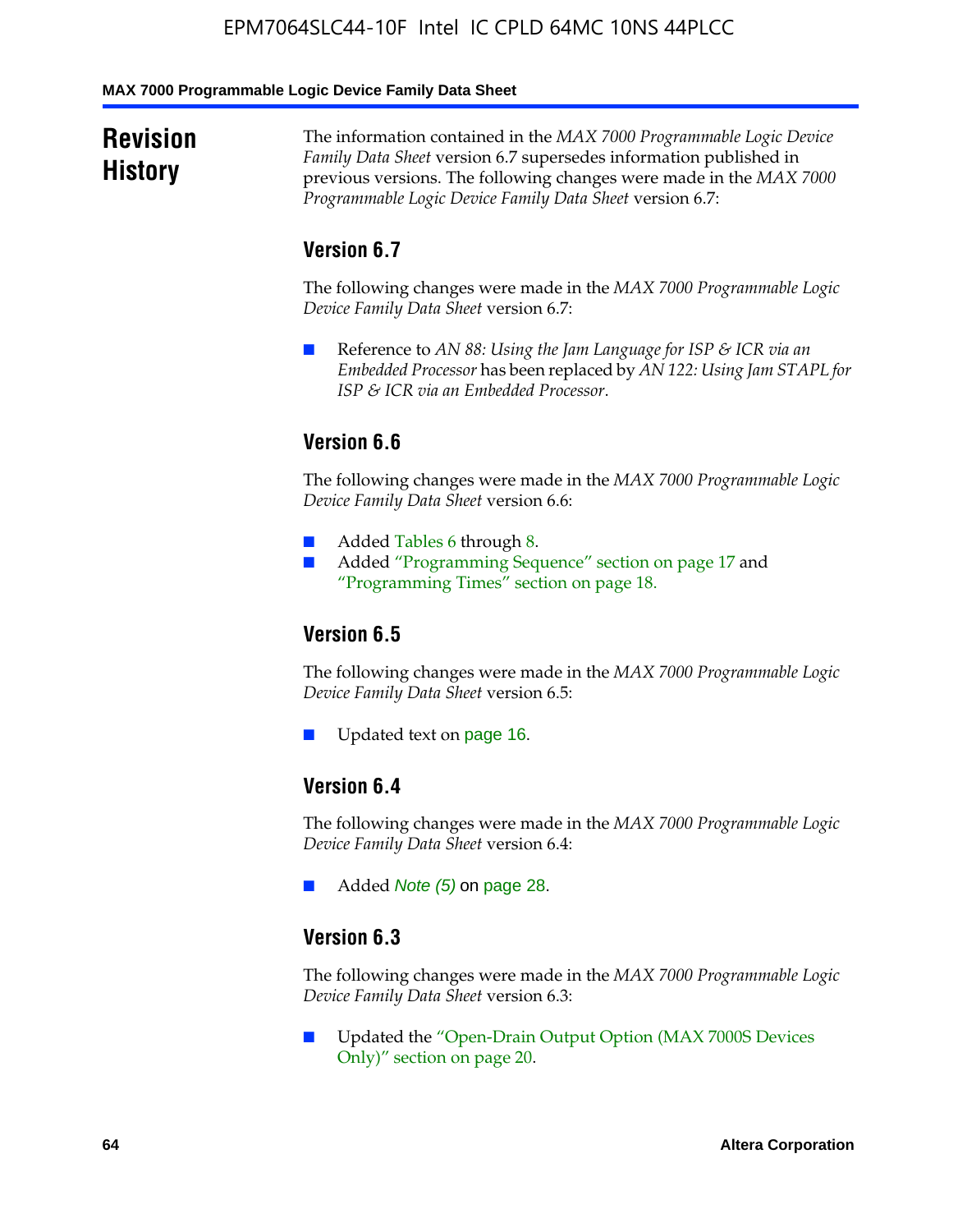## Revision History

The information contained in the *MAX 7000 Programmable Logic Device Family Data Sheet* version 6.7 supersedes information published in previous versions. The following changes were made in the *MAX 7000 Programmable Logic Device Family Data Sheet* version 6.7:

### Version 6.7

The following changes were made in the *MAX 7000 Programmable Logic Device Family Data Sheet* version 6.7:

- Reference to *AN 88: Using the Jam Language for ISP & ICR via an Embedded Processor* has been replaced by *AN 122: Using Jam STAPL for ISP & ICR via an Embedded Processor*.

### Version 6.6

The following changes were made in the *MAX 7000 Programmable Logic Device Family Data Sheet* version 6.6:

- Added Tables 6 through 8.
- Added "Programming Sequence" section on page 17 and "Programming Times" section on page 18.

### Version 6.5

The following changes were made in the *MAX 7000 Programmable Logic Device Family Data Sheet* version 6.5:

- Updated text on page 16.

### Version 6.4

The following changes were made in the *MAX 7000 Programmable Logic Device Family Data Sheet* version 6.4:

- Added *Note (5)* on page 28.

### Version 6.3

The following changes were made in the *MAX 7000 Programmable Logic Device Family Data Sheet* version 6.3:

- Updated the "Open-Drain Output Option (MAX 7000S Devices Only)" section on page 20.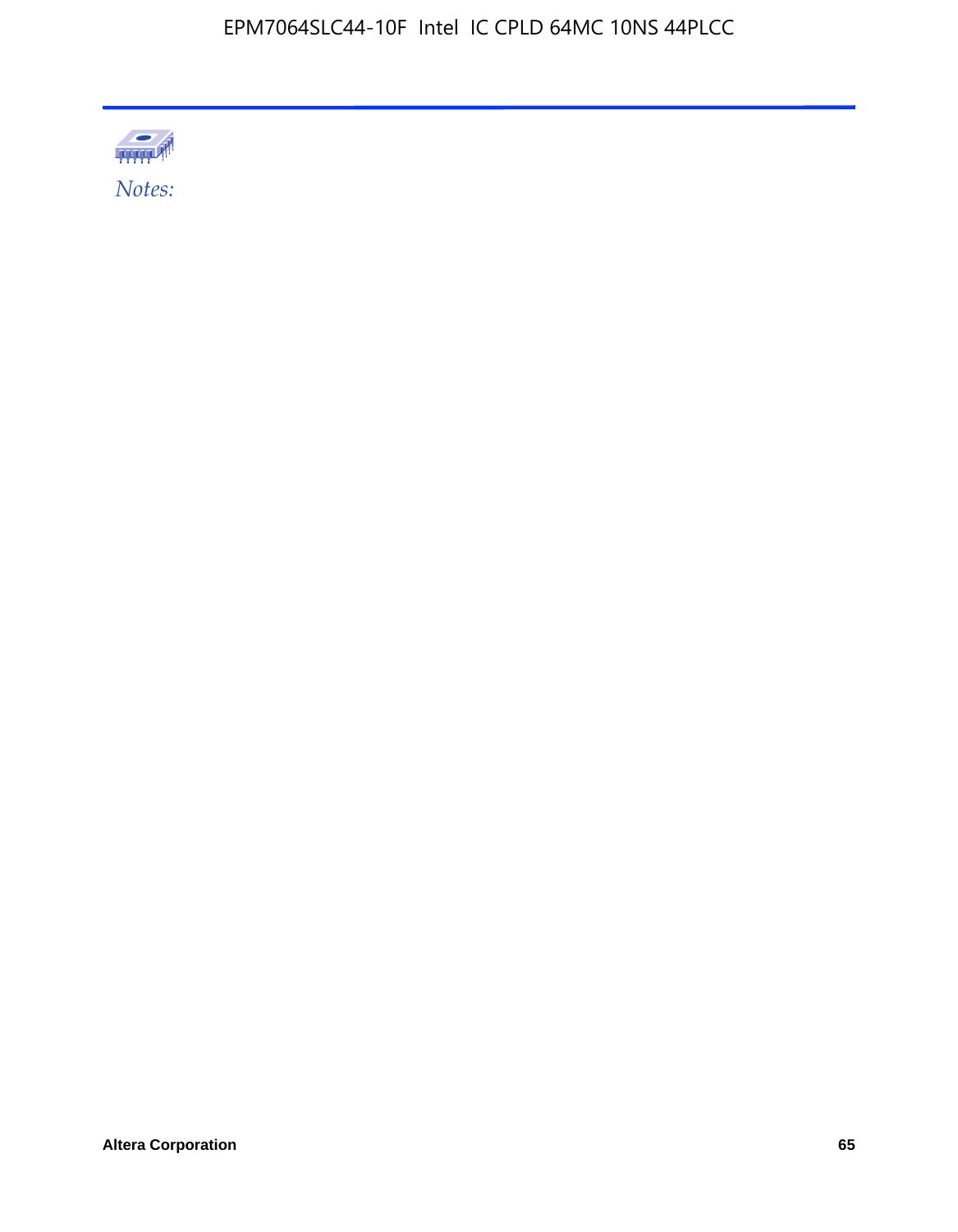*Notes:*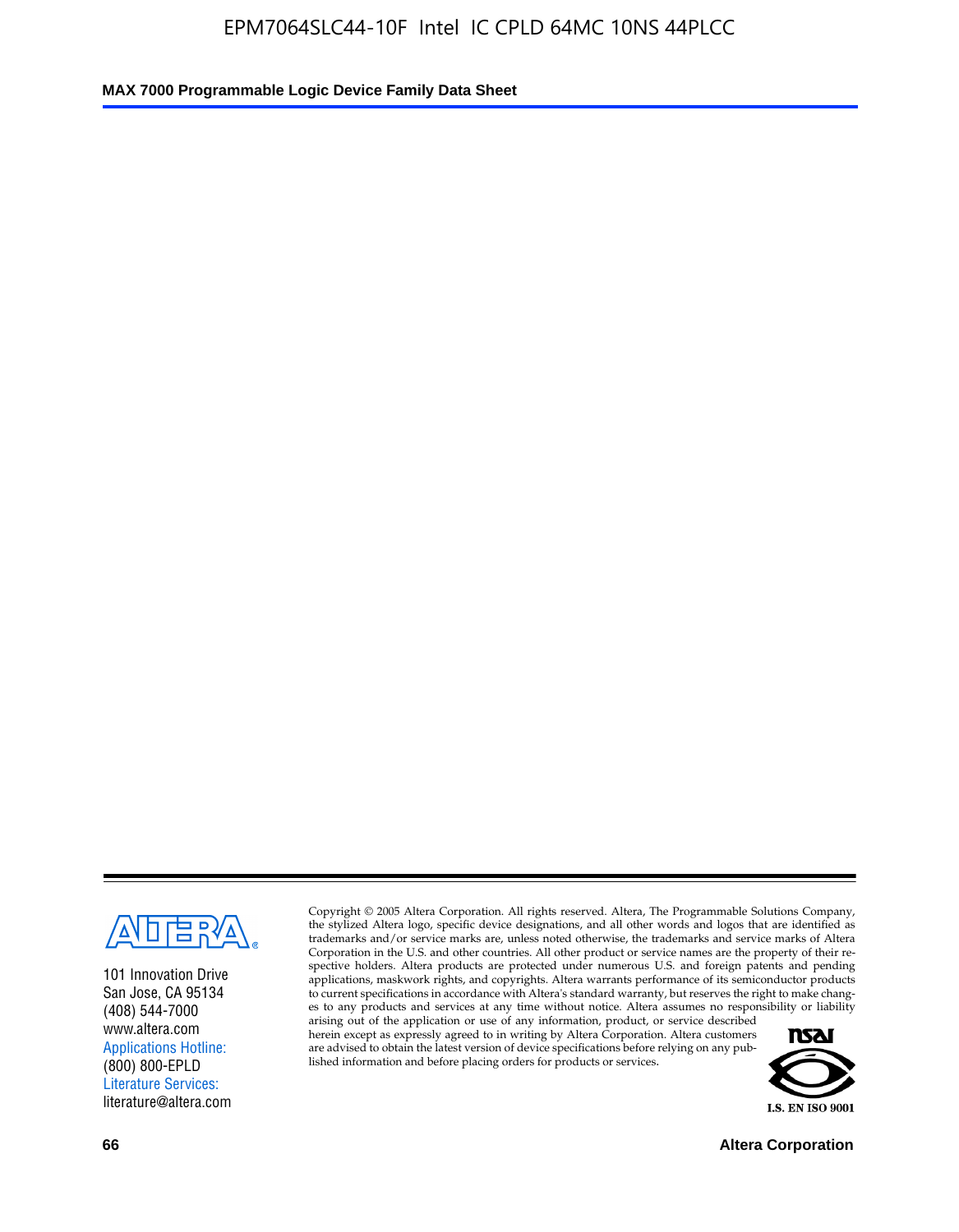101 Innovation Drive
San Jose, CA 95134
(408) 544-7000
www.altera.com
Applications Hotline:
(800) 800-EPLD
Literature Services:
literature@altera.com

Copyright © 2005 Altera Corporation. All rights reserved. Altera, The Programmable Solutions Company, the stylized Altera logo, specific device designations, and all other words and logos that are identified as trademarks and/or service marks are, unless noted otherwise, the trademarks and service marks of Altera Corporation in the U.S. and other countries. All other product or service names are the property of their respective holders. Altera products are protected under numerous U.S. and foreign patents and pending applications, maskwork rights, and copyrights. Altera warrants performance of its semiconductor products to current specifications in accordance with Altera's standard warranty, but reserves the right to make changes to any products and services at any time without notice. Altera assumes no responsibility or liability arising out of the application or use of any information, product, or service described herein except as expressly agreed to in writing by Altera Corporation. Altera customers are advised to obtain the latest version of device specifications before relying on any published information and before placing orders for products or services.

I.S. EN ISO 9001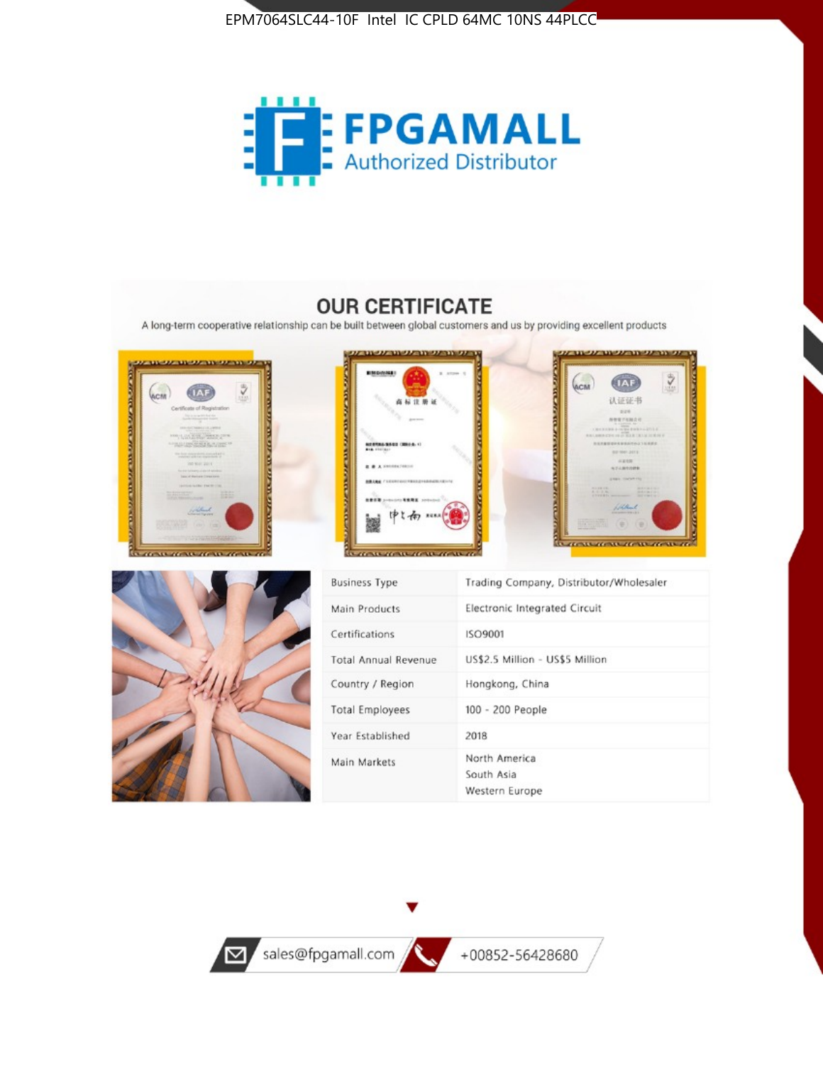FPGAMALL
Authorized Distributor

## OUR CERTIFICATE

A long-term cooperative relationship can be built between global customers and us by providing excellent products

| | |
|---|---|
| Business Type | Trading Company, Distributor/Wholesaler |
| Main Products | Electronic Integrated Circuit |
| Certifications | ISO9001 |
| Total Annual Revenue | US$2.5 Million - US$5 Million |
| Country / Region | Hongkong, China |
| Total Employees | 100 - 200 People |
| Year Established | 2018 |
| Main Markets | North America<br>South Asia<br>Western Europe |

sales@fpgamall.com

+00852-56428680